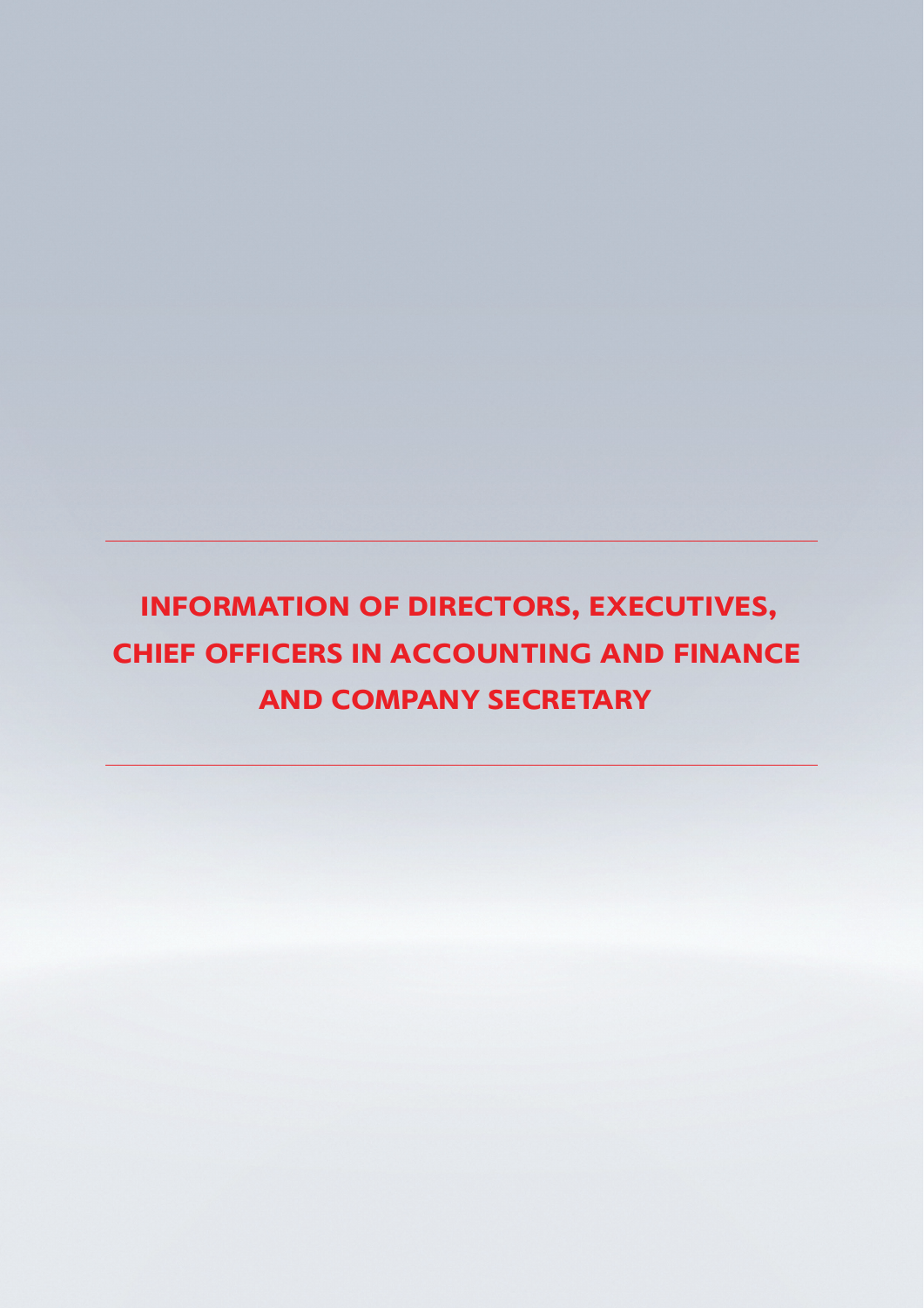# INFORMATION OF DIRECTORS, EXECUTIVES, CHIEF OFFICERS IN ACCOUNTING AND FINANCE AND COMPANY SECRETARY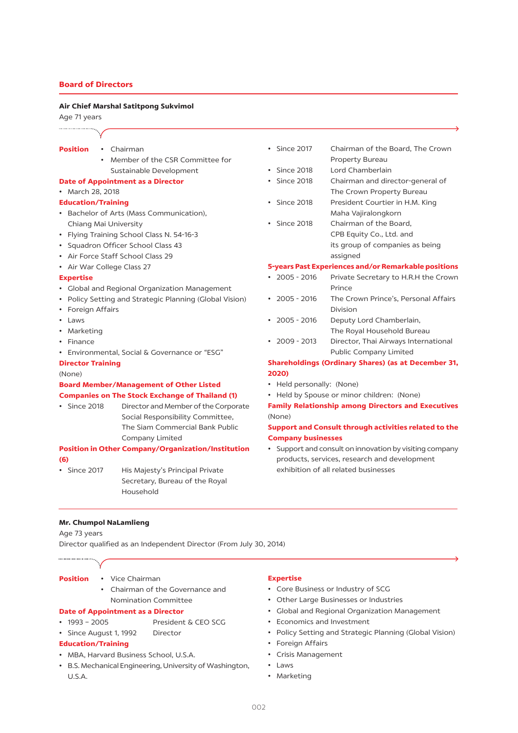## Board of Directors

**Air Chief Marshal Satitpong Sukvimol**
Age 71 years

**Position**
- Chairman
- Member of the CSR Committee for Sustainable Development

**Date of Appointment as a Director**
- March 28, 2018

**Education/Training**
- Bachelor of Arts (Mass Communication), Chiang Mai University
- Flying Training School Class N. 54-16-3
- Squadron Officer School Class 43
- Air Force Staff School Class 29
- Air War College Class 27

**Expertise**
- Global and Regional Organization Management
- Policy Setting and Strategic Planning (Global Vision)
- Foreign Affairs
- Laws
- Marketing
- Finance
- Environmental, Social & Governance or "ESG"

**Director Training**
(None)

**Board Member/Management of Other Listed Companies on The Stock Exchange of Thailand (1)**
- Since 2018 Director and Member of the Corporate Social Responsibility Committee, The Siam Commercial Bank Public Company Limited

**Position in Other Company/Organization/Institution (6)**
- Since 2017 His Majesty's Principal Private Secretary, Bureau of the Royal Household
- Since 2017 Chairman of the Board, The Crown Property Bureau
- Since 2018 Lord Chamberlain
- Since 2018 Chairman and director-general of The Crown Property Bureau
- Since 2018 President Courtier in H.M. King Maha Vajiralongkorn
- Since 2018 Chairman of the Board, CPB Equity Co., Ltd. and its group of companies as being assigned

**5-years Past Experiences and/or Remarkable positions**
- 2005 - 2016 Private Secretary to H.R.H the Crown Prince
- 2005 - 2016 The Crown Prince's, Personal Affairs Division
- 2005 - 2016 Deputy Lord Chamberlain, The Royal Household Bureau
- 2009 - 2013 Director, Thai Airways International Public Company Limited

**Shareholdings (Ordinary Shares) (as at December 31, 2020)**
- Held personally: (None)
- Held by Spouse or minor children: (None)

**Family Relationship among Directors and Executives**
(None)

**Support and Consult through activities related to the Company businesses**
- Support and consult on innovation by visiting company products, services, research and development exhibition of all related businesses

---

**Mr. Chumpol NaLamlieng**
Age 73 years
Director qualified as an Independent Director (From July 30, 2014)

**Position**
- Vice Chairman
- Chairman of the Governance and Nomination Committee

**Date of Appointment as a Director**
- 1993 – 2005 President & CEO SCG
- Since August 1, 1992 Director

**Education/Training**
- MBA, Harvard Business School, U.S.A.
- B.S. Mechanical Engineering, University of Washington, U.S.A.

**Expertise**
- Core Business or Industry of SCG
- Other Large Businesses or Industries
- Global and Regional Organization Management
- Economics and Investment
- Policy Setting and Strategic Planning (Global Vision)
- Foreign Affairs
- Crisis Management
- Laws
- Marketing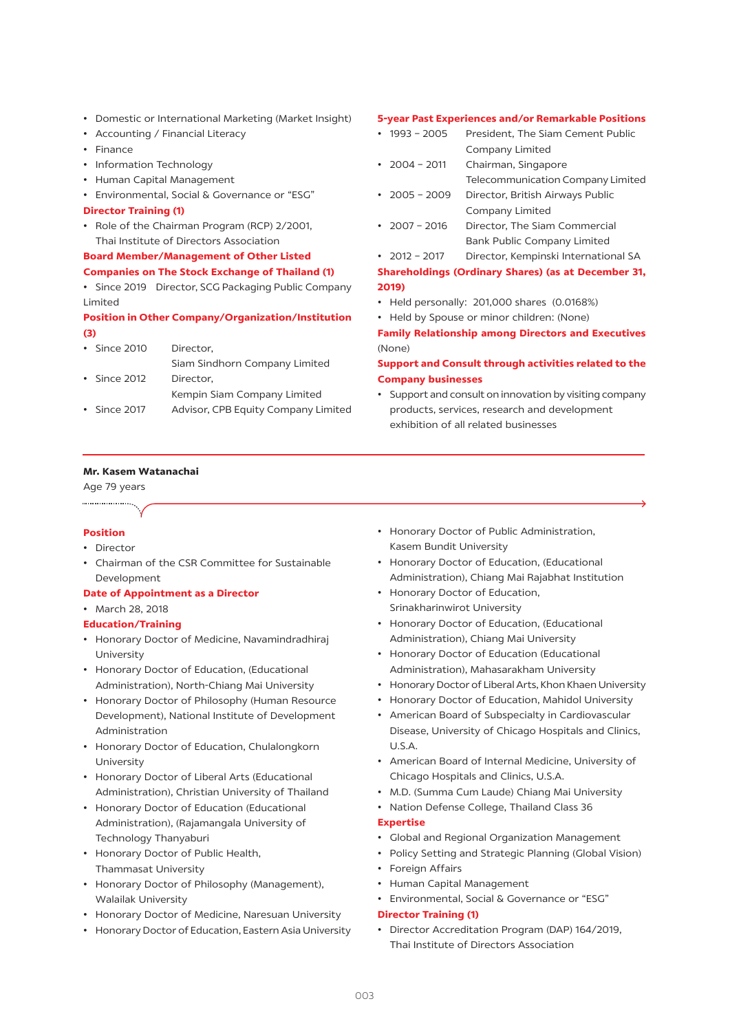- Domestic or International Marketing (Market Insight)
- Accounting / Financial Literacy
- Finance
- Information Technology
- Human Capital Management
- Environmental, Social & Governance or "ESG"

**Director Training (1)**

- Role of the Chairman Program (RCP) 2/2001, Thai Institute of Directors Association

**Board Member/Management of Other Listed Companies on The Stock Exchange of Thailand (1)**

- Since 2019 Director, SCG Packaging Public Company Limited

**Position in Other Company/Organization/Institution (3)**

- Since 2010 Director, Siam Sindhorn Company Limited
- Since 2012 Director, Kempin Siam Company Limited
- Since 2017 Advisor, CPB Equity Company Limited

**5-year Past Experiences and/or Remarkable Positions**

- 1993 – 2005 President, The Siam Cement Public Company Limited
- 2004 – 2011 Chairman, Singapore Telecommunication Company Limited
- 2005 – 2009 Director, British Airways Public Company Limited
- 2007 – 2016 Director, The Siam Commercial Bank Public Company Limited
- 2012 – 2017 Director, Kempinski International SA

**Shareholdings (Ordinary Shares) (as at December 31, 2019)**

- Held personally: 201,000 shares (0.0168%)
- Held by Spouse or minor children: (None)

**Family Relationship among Directors and Executives**

(None)

**Support and Consult through activities related to the Company businesses**

- Support and consult on innovation by visiting company products, services, research and development exhibition of all related businesses

---

**Mr. Kasem Watanachai**

Age 79 years

**Position**

- Director
- Chairman of the CSR Committee for Sustainable Development

**Date of Appointment as a Director**

- March 28, 2018

**Education/Training**

- Honorary Doctor of Medicine, Navamindradhiraj University
- Honorary Doctor of Education, (Educational Administration), North-Chiang Mai University
- Honorary Doctor of Philosophy (Human Resource Development), National Institute of Development Administration
- Honorary Doctor of Education, Chulalongkorn University
- Honorary Doctor of Liberal Arts (Educational Administration), Christian University of Thailand
- Honorary Doctor of Education (Educational Administration), (Rajamangala University of Technology Thanyaburi
- Honorary Doctor of Public Health, Thammasat University
- Honorary Doctor of Philosophy (Management), Walailak University
- Honorary Doctor of Medicine, Naresuan University
- Honorary Doctor of Education, Eastern Asia University
- Honorary Doctor of Public Administration, Kasem Bundit University
- Honorary Doctor of Education, (Educational Administration), Chiang Mai Rajabhat Institution
- Honorary Doctor of Education, Srinakharinwirot University
- Honorary Doctor of Education, (Educational Administration), Chiang Mai University
- Honorary Doctor of Education (Educational Administration), Mahasarakham University
- Honorary Doctor of Liberal Arts, Khon Khaen University
- Honorary Doctor of Education, Mahidol University
- American Board of Subspecialty in Cardiovascular Disease, University of Chicago Hospitals and Clinics, U.S.A.
- American Board of Internal Medicine, University of Chicago Hospitals and Clinics, U.S.A.
- M.D. (Summa Cum Laude) Chiang Mai University
- Nation Defense College, Thailand Class 36

**Expertise**

- Global and Regional Organization Management
- Policy Setting and Strategic Planning (Global Vision)
- Foreign Affairs
- Human Capital Management
- Environmental, Social & Governance or "ESG"

**Director Training (1)**

- Director Accreditation Program (DAP) 164/2019, Thai Institute of Directors Association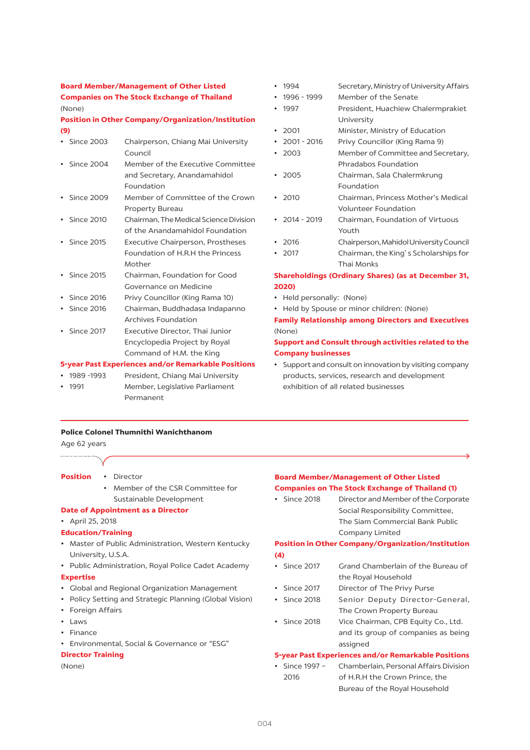**Board Member/Management of Other Listed Companies on The Stock Exchange of Thailand**

(None)

**Position in Other Company/Organization/Institution (9)**

- Since 2003 Chairperson, Chiang Mai University Council
- Since 2004 Member of the Executive Committee and Secretary, Anandamahidol Foundation
- Since 2009 Member of Committee of the Crown Property Bureau
- Since 2010 Chairman, The Medical Science Division of the Anandamahidol Foundation
- Since 2015 Executive Chairperson, Prostheses Foundation of H.R.H the Princess Mother
- Since 2015 Chairman, Foundation for Good Governance on Medicine
- Since 2016 Privy Councillor (King Rama 10)
- Since 2016 Chairman, Buddhadasa Indapanno Archives Foundation
- Since 2017 Executive Director, Thai Junior Encyclopedia Project by Royal Command of H.M. the King

**5-year Past Experiences and/or Remarkable Positions**

- 1989 -1993 President, Chiang Mai University
- 1991 Member, Legislative Parliament Permanent
- 1994 Secretary, Ministry of University Affairs
- 1996 - 1999 Member of the Senate
- 1997 President, Huachiew Chalermprakiet University
- 2001 Minister, Ministry of Education
- 2001 - 2016 Privy Councillor (King Rama 9)
- 2003 Member of Committee and Secretary, Phradabos Foundation
- 2005 Chairman, Sala Chalermkrung Foundation
- 2010 Chairman, Princess Mother's Medical Volunteer Foundation
- 2014 - 2019 Chairman, Foundation of Virtuous Youth
- 2016 Chairperson, Mahidol University Council
- 2017 Chairman, the King' s Scholarships for Thai Monks

**Shareholdings (Ordinary Shares) (as at December 31, 2020)**

- Held personally: (None)
- Held by Spouse or minor children: (None)

**Family Relationship among Directors and Executives**

(None)

**Support and Consult through activities related to the Company businesses**

- Support and consult on innovation by visiting company products, services, research and development exhibition of all related businesses

---

**Police Colonel Thumnithi Wanichthanom**

Age 62 years

**Position**
- Director
- Member of the CSR Committee for Sustainable Development

**Date of Appointment as a Director**

- April 25, 2018

**Education/Training**

- Master of Public Administration, Western Kentucky University, U.S.A.
- Public Administration, Royal Police Cadet Academy

**Expertise**

- Global and Regional Organization Management
- Policy Setting and Strategic Planning (Global Vision)
- Foreign Affairs
- Laws
- Finance
- Environmental, Social & Governance or "ESG"

**Director Training**

(None)

**Board Member/Management of Other Listed Companies on The Stock Exchange of Thailand (1)**

- Since 2018 Director and Member of the Corporate Social Responsibility Committee, The Siam Commercial Bank Public Company Limited

**Position in Other Company/Organization/Institution (4)**

- Since 2017 Grand Chamberlain of the Bureau of the Royal Household
- Since 2017 Director of The Privy Purse
- Since 2018 Senior Deputy Director-General, The Crown Property Bureau
- Since 2018 Vice Chairman, CPB Equity Co., Ltd. and its group of companies as being assigned

**5-year Past Experiences and/or Remarkable Positions**

- Since 1997 – 2016 Chamberlain, Personal Affairs Division of H.R.H the Crown Prince, the Bureau of the Royal Household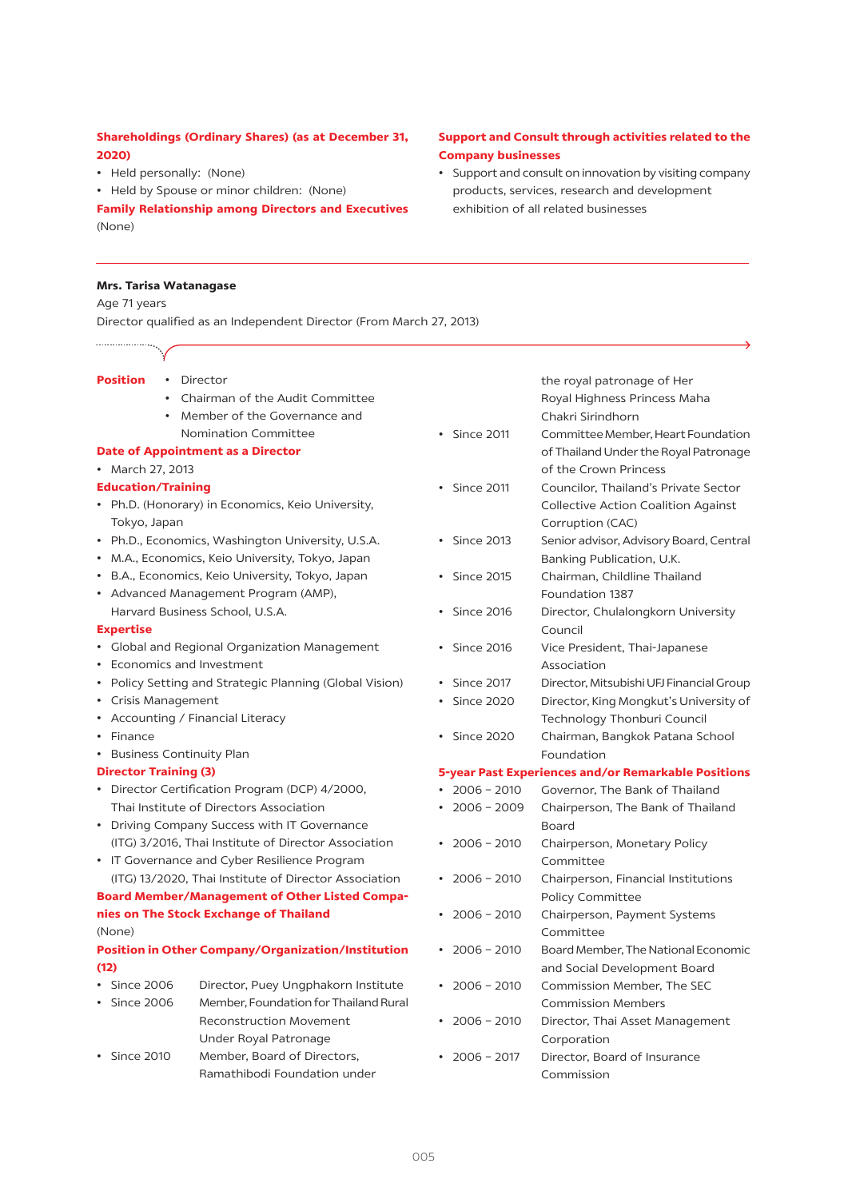**Shareholdings (Ordinary Shares) (as at December 31, 2020)**

- Held personally: (None)
- Held by Spouse or minor children: (None)

**Family Relationship among Directors and Executives**

(None)

**Support and Consult through activities related to the Company businesses**

- Support and consult on innovation by visiting company products, services, research and development exhibition of all related businesses

---

**Mrs. Tarisa Watanagase**

Age 71 years

Director qualified as an Independent Director (From March 27, 2013)

**Position**

- Director
- Chairman of the Audit Committee
- Member of the Governance and Nomination Committee

**Date of Appointment as a Director**

- March 27, 2013

**Education/Training**

- Ph.D. (Honorary) in Economics, Keio University, Tokyo, Japan
- Ph.D., Economics, Washington University, U.S.A.
- M.A., Economics, Keio University, Tokyo, Japan
- B.A., Economics, Keio University, Tokyo, Japan
- Advanced Management Program (AMP), Harvard Business School, U.S.A.

**Expertise**

- Global and Regional Organization Management
- Economics and Investment
- Policy Setting and Strategic Planning (Global Vision)
- Crisis Management
- Accounting / Financial Literacy
- Finance
- Business Continuity Plan

**Director Training (3)**

- Director Certification Program (DCP) 4/2000, Thai Institute of Directors Association
- Driving Company Success with IT Governance (ITG) 3/2016, Thai Institute of Director Association
- IT Governance and Cyber Resilience Program (ITG) 13/2020, Thai Institute of Director Association

**Board Member/Management of Other Listed Companies on The Stock Exchange of Thailand**

(None)

**Position in Other Company/Organization/Institution (12)**

- Since 2006 — Director, Puey Ungphakorn Institute
- Since 2006 — Member, Foundation for Thailand Rural Reconstruction Movement Under Royal Patronage
- Since 2010 — Member, Board of Directors, Ramathibodi Foundation under the royal patronage of Her Royal Highness Princess Maha Chakri Sirindhorn
- Since 2011 — Committee Member, Heart Foundation of Thailand Under the Royal Patronage of the Crown Princess
- Since 2011 — Councilor, Thailand's Private Sector Collective Action Coalition Against Corruption (CAC)
- Since 2013 — Senior advisor, Advisory Board, Central Banking Publication, U.K.
- Since 2015 — Chairman, Childline Thailand Foundation 1387
- Since 2016 — Director, Chulalongkorn University Council
- Since 2016 — Vice President, Thai-Japanese Association
- Since 2017 — Director, Mitsubishi UFJ Financial Group
- Since 2020 — Director, King Mongkut's University of Technology Thonburi Council
- Since 2020 — Chairman, Bangkok Patana School Foundation

**5-year Past Experiences and/or Remarkable Positions**

- 2006 – 2010 — Governor, The Bank of Thailand
- 2006 – 2009 — Chairperson, The Bank of Thailand Board
- 2006 – 2010 — Chairperson, Monetary Policy Committee
- 2006 – 2010 — Chairperson, Financial Institutions Policy Committee
- 2006 – 2010 — Chairperson, Payment Systems Committee
- 2006 – 2010 — Board Member, The National Economic and Social Development Board
- 2006 – 2010 — Commission Member, The SEC Commission Members
- 2006 – 2010 — Director, Thai Asset Management Corporation
- 2006 – 2017 — Director, Board of Insurance Commission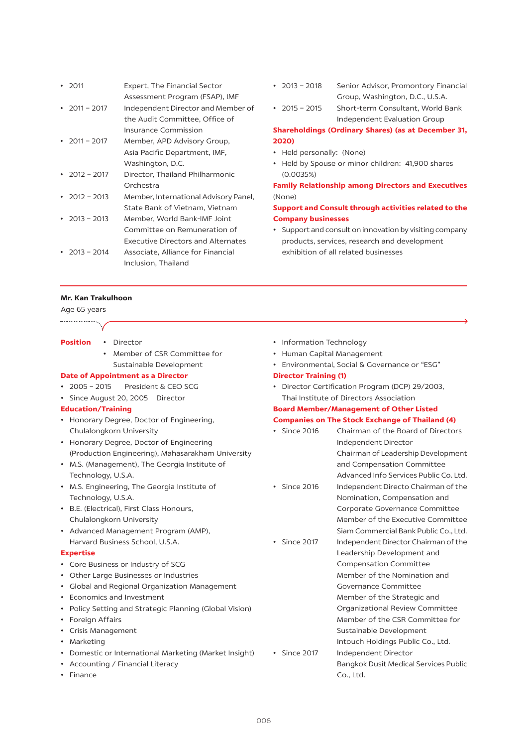- 2011 Expert, The Financial Sector Assessment Program (FSAP), IMF
- 2011 – 2017 Independent Director and Member of the Audit Committee, Office of Insurance Commission
- 2011 – 2017 Member, APD Advisory Group, Asia Pacific Department, IMF, Washington, D.C.
- 2012 – 2017 Director, Thailand Philharmonic Orchestra
- 2012 – 2013 Member, International Advisory Panel, State Bank of Vietnam, Vietnam
- 2013 – 2013 Member, World Bank-IMF Joint Committee on Remuneration of Executive Directors and Alternates
- 2013 – 2014 Associate, Alliance for Financial Inclusion, Thailand
- 2013 – 2018 Senior Advisor, Promontory Financial Group, Washington, D.C., U.S.A.
- 2015 – 2015 Short-term Consultant, World Bank Independent Evaluation Group

**Shareholdings (Ordinary Shares) (as at December 31, 2020)**

- Held personally: (None)
- Held by Spouse or minor children: 41,900 shares (0.0035%)

**Family Relationship among Directors and Executives**

(None)

**Support and Consult through activities related to the Company businesses**

- Support and consult on innovation by visiting company products, services, research and development exhibition of all related businesses

---

**Mr. Kan Trakulhoon**

Age 65 years

**Position**
- Director
- Member of CSR Committee for Sustainable Development

**Date of Appointment as a Director**
- 2005 – 2015 President & CEO SCG
- Since August 20, 2005 Director

**Education/Training**
- Honorary Degree, Doctor of Engineering, Chulalongkorn University
- Honorary Degree, Doctor of Engineering (Production Engineering), Mahasarakham University
- M.S. (Management), The Georgia Institute of Technology, U.S.A.
- M.S. Engineering, The Georgia Institute of Technology, U.S.A.
- B.E. (Electrical), First Class Honours, Chulalongkorn University
- Advanced Management Program (AMP), Harvard Business School, U.S.A.

**Expertise**
- Core Business or Industry of SCG
- Other Large Businesses or Industries
- Global and Regional Organization Management
- Economics and Investment
- Policy Setting and Strategic Planning (Global Vision)
- Foreign Affairs
- Crisis Management
- Marketing
- Domestic or International Marketing (Market Insight)
- Accounting / Financial Literacy
- Finance
- Information Technology
- Human Capital Management
- Environmental, Social & Governance or "ESG"

**Director Training (1)**
- Director Certification Program (DCP) 29/2003, Thai Institute of Directors Association

**Board Member/Management of Other Listed Companies on The Stock Exchange of Thailand (4)**
- Since 2016 Chairman of the Board of Directors  
  Independent Director  
  Chairman of Leadership Development and Compensation Committee  
  Advanced Info Services Public Co. Ltd.
- Since 2016 Independent Directo Chairman of the Nomination, Compensation and Corporate Governance Committee  
  Member of the Executive Committee  
  Siam Commercial Bank Public Co., Ltd.
- Since 2017 Independent Director Chairman of the Leadership Development and Compensation Committee  
  Member of the Nomination and Governance Committee  
  Member of the Strategic and Organizational Review Committee  
  Member of the CSR Committee for Sustainable Development  
  Intouch Holdings Public Co., Ltd.
- Since 2017 Independent Director  
  Bangkok Dusit Medical Services Public Co., Ltd.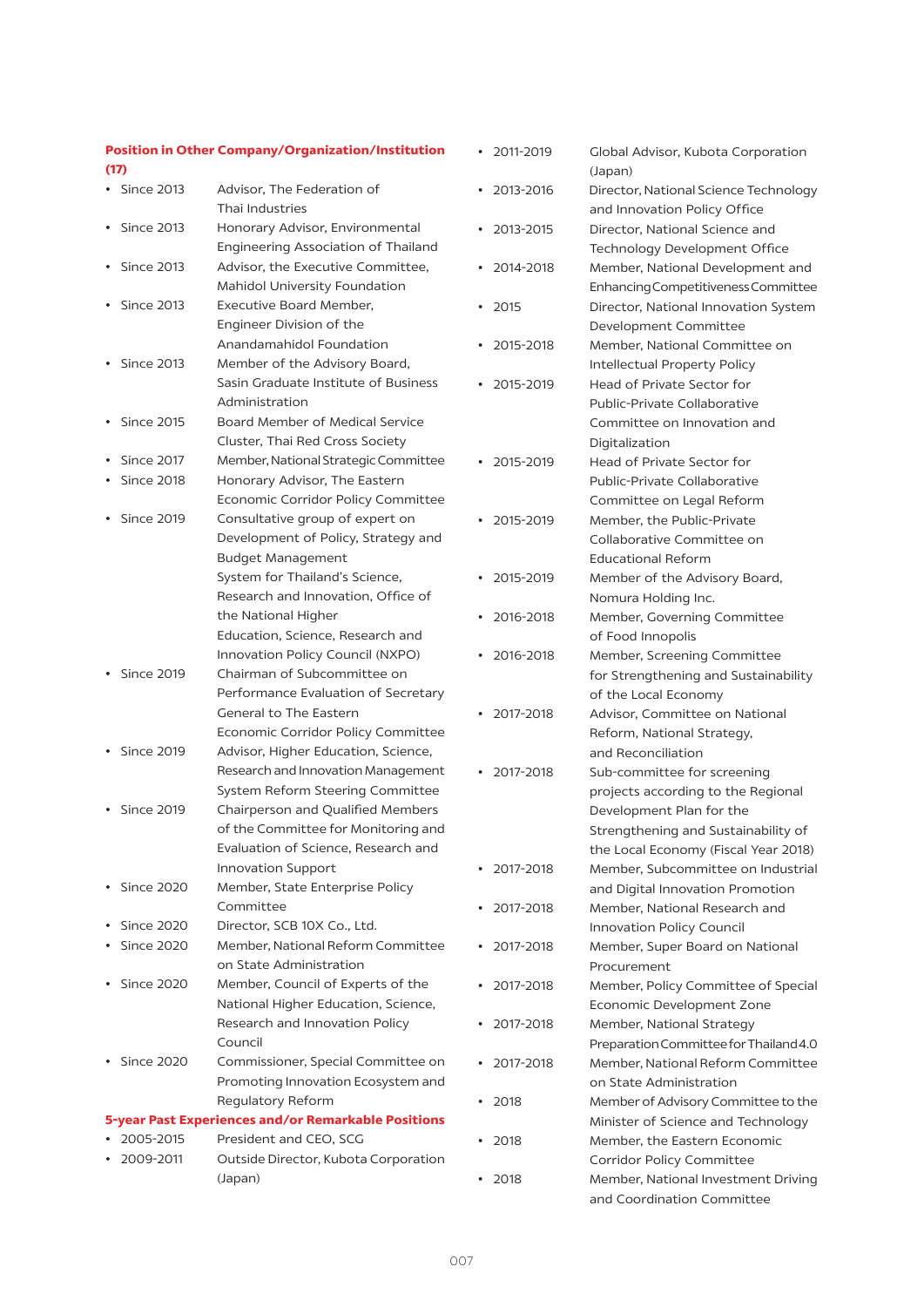**Position in Other Company/Organization/Institution (17)**

- Since 2013 Advisor, The Federation of Thai Industries
- Since 2013 Honorary Advisor, Environmental Engineering Association of Thailand
- Since 2013 Advisor, the Executive Committee, Mahidol University Foundation
- Since 2013 Executive Board Member, Engineer Division of the Anandamahidol Foundation
- Since 2013 Member of the Advisory Board, Sasin Graduate Institute of Business Administration
- Since 2015 Board Member of Medical Service Cluster, Thai Red Cross Society
- Since 2017 Member, National Strategic Committee
- Since 2018 Honorary Advisor, The Eastern Economic Corridor Policy Committee
- Since 2019 Consultative group of expert on Development of Policy, Strategy and Budget Management System for Thailand's Science, Research and Innovation, Office of the National Higher Education, Science, Research and Innovation Policy Council (NXPO)
- Since 2019 Chairman of Subcommittee on Performance Evaluation of Secretary General to The Eastern Economic Corridor Policy Committee
- Since 2019 Advisor, Higher Education, Science, Research and Innovation Management System Reform Steering Committee
- Since 2019 Chairperson and Qualified Members of the Committee for Monitoring and Evaluation of Science, Research and Innovation Support
- Since 2020 Member, State Enterprise Policy Committee
- Since 2020 Director, SCB 10X Co., Ltd.
- Since 2020 Member, National Reform Committee on State Administration
- Since 2020 Member, Council of Experts of the National Higher Education, Science, Research and Innovation Policy Council
- Since 2020 Commissioner, Special Committee on Promoting Innovation Ecosystem and Regulatory Reform

**5-year Past Experiences and/or Remarkable Positions**

- 2005-2015 President and CEO, SCG
- 2009-2011 Outside Director, Kubota Corporation (Japan)
- 2011-2019 Global Advisor, Kubota Corporation (Japan)
- 2013-2016 Director, National Science Technology and Innovation Policy Office
- 2013-2015 Director, National Science and Technology Development Office
- 2014-2018 Member, National Development and Enhancing Competitiveness Committee
- 2015 Director, National Innovation System Development Committee
- 2015-2018 Member, National Committee on Intellectual Property Policy
- 2015-2019 Head of Private Sector for Public-Private Collaborative Committee on Innovation and Digitalization
- 2015-2019 Head of Private Sector for Public-Private Collaborative Committee on Legal Reform
- 2015-2019 Member, the Public-Private Collaborative Committee on Educational Reform
- 2015-2019 Member of the Advisory Board, Nomura Holding Inc.
- 2016-2018 Member, Governing Committee of Food Innopolis
- 2016-2018 Member, Screening Committee for Strengthening and Sustainability of the Local Economy
- 2017-2018 Advisor, Committee on National Reform, National Strategy, and Reconciliation
- 2017-2018 Sub-committee for screening projects according to the Regional Development Plan for the Strengthening and Sustainability of the Local Economy (Fiscal Year 2018)
- 2017-2018 Member, Subcommittee on Industrial and Digital Innovation Promotion
- 2017-2018 Member, National Research and Innovation Policy Council
- 2017-2018 Member, Super Board on National Procurement
- 2017-2018 Member, Policy Committee of Special Economic Development Zone
- 2017-2018 Member, National Strategy Preparation Committee for Thailand 4.0
- 2017-2018 Member, National Reform Committee on State Administration
- 2018 Member of Advisory Committee to the Minister of Science and Technology
- 2018 Member, the Eastern Economic Corridor Policy Committee
- 2018 Member, National Investment Driving and Coordination Committee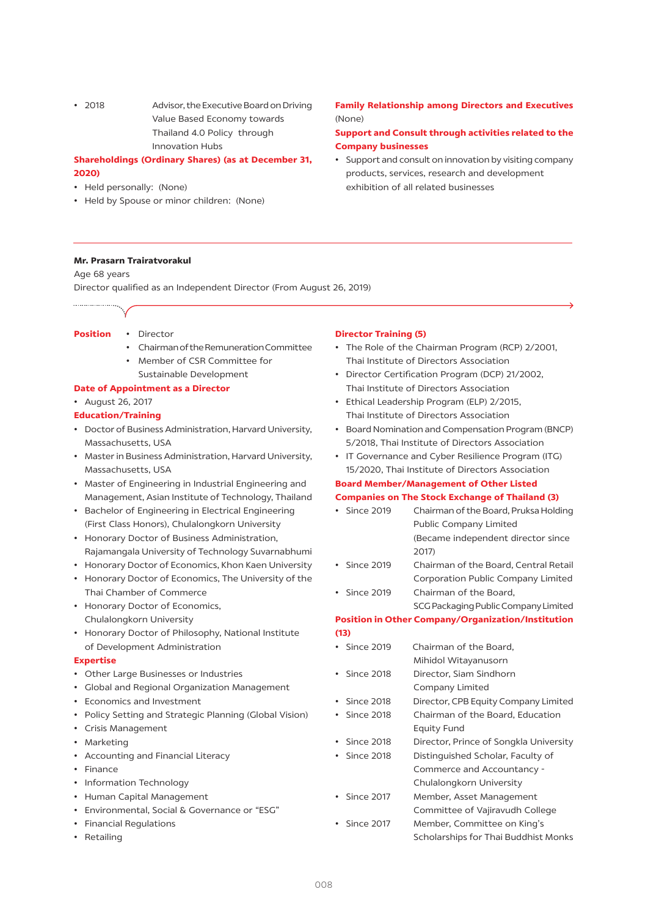- 2018 Advisor, the Executive Board on Driving Value Based Economy towards Thailand 4.0 Policy through Innovation Hubs

**Shareholdings (Ordinary Shares) (as at December 31, 2020)**

- Held personally: (None)
- Held by Spouse or minor children: (None)

**Family Relationship among Directors and Executives**

(None)

**Support and Consult through activities related to the Company businesses**

- Support and consult on innovation by visiting company products, services, research and development exhibition of all related businesses

---

**Mr. Prasarn Trairatvorakul**

Age 68 years

Director qualified as an Independent Director (From August 26, 2019)

**Position**

- Director
- Chairman of the Remuneration Committee
- Member of CSR Committee for Sustainable Development

**Date of Appointment as a Director**

- August 26, 2017

**Education/Training**

- Doctor of Business Administration, Harvard University, Massachusetts, USA
- Master in Business Administration, Harvard University, Massachusetts, USA
- Master of Engineering in Industrial Engineering and Management, Asian Institute of Technology, Thailand
- Bachelor of Engineering in Electrical Engineering (First Class Honors), Chulalongkorn University
- Honorary Doctor of Business Administration, Rajamangala University of Technology Suvarnabhumi
- Honorary Doctor of Economics, Khon Kaen University
- Honorary Doctor of Economics, The University of the Thai Chamber of Commerce
- Honorary Doctor of Economics, Chulalongkorn University
- Honorary Doctor of Philosophy, National Institute of Development Administration

**Expertise**

- Other Large Businesses or Industries
- Global and Regional Organization Management
- Economics and Investment
- Policy Setting and Strategic Planning (Global Vision)
- Crisis Management
- Marketing
- Accounting and Financial Literacy
- Finance
- Information Technology
- Human Capital Management
- Environmental, Social & Governance or "ESG"
- Financial Regulations
- Retailing

**Director Training (5)**

- The Role of the Chairman Program (RCP) 2/2001, Thai Institute of Directors Association
- Director Certification Program (DCP) 21/2002, Thai Institute of Directors Association
- Ethical Leadership Program (ELP) 2/2015, Thai Institute of Directors Association
- Board Nomination and Compensation Program (BNCP) 5/2018, Thai Institute of Directors Association
- IT Governance and Cyber Resilience Program (ITG) 15/2020, Thai Institute of Directors Association

**Board Member/Management of Other Listed Companies on The Stock Exchange of Thailand (3)**

- Since 2019 Chairman of the Board, Pruksa Holding Public Company Limited (Became independent director since 2017)
- Since 2019 Chairman of the Board, Central Retail Corporation Public Company Limited
- Since 2019 Chairman of the Board, SCG Packaging Public Company Limited

**Position in Other Company/Organization/Institution (13)**

- Since 2019 Chairman of the Board, Mihidol Witayanusorn
- Since 2018 Director, Siam Sindhorn Company Limited
- Since 2018 Director, CPB Equity Company Limited
- Since 2018 Chairman of the Board, Education Equity Fund
- Since 2018 Director, Prince of Songkla University
- Since 2018 Distinguished Scholar, Faculty of Commerce and Accountancy - Chulalongkorn University
- Since 2017 Member, Asset Management Committee of Vajiravudh College
- Since 2017 Member, Committee on King's Scholarships for Thai Buddhist Monks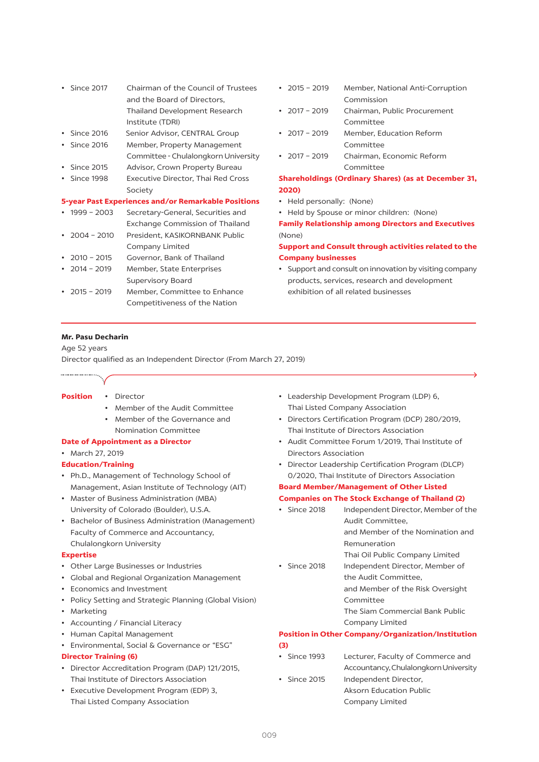- Since 2017 Chairman of the Council of Trustees and the Board of Directors, Thailand Development Research Institute (TDRI)
- Since 2016 Senior Advisor, CENTRAL Group
- Since 2016 Member, Property Management Committee - Chulalongkorn University
- Since 2015 Advisor, Crown Property Bureau
- Since 1998 Executive Director, Thai Red Cross Society

**5-year Past Experiences and/or Remarkable Positions**

- 1999 – 2003 Secretary-General, Securities and Exchange Commission of Thailand
- 2004 – 2010 President, KASIKORNBANK Public Company Limited
- 2010 – 2015 Governor, Bank of Thailand
- 2014 – 2019 Member, State Enterprises Supervisory Board
- 2015 – 2019 Member, Committee to Enhance Competitiveness of the Nation
- 2015 – 2019 Member, National Anti-Corruption Commission
- 2017 – 2019 Chairman, Public Procurement Committee
- 2017 – 2019 Member, Education Reform Committee
- 2017 – 2019 Chairman, Economic Reform Committee

**Shareholdings (Ordinary Shares) (as at December 31, 2020)**

- Held personally: (None)
- Held by Spouse or minor children: (None)

**Family Relationship among Directors and Executives**

(None)

**Support and Consult through activities related to the Company businesses**

- Support and consult on innovation by visiting company products, services, research and development exhibition of all related businesses

---

**Mr. Pasu Decharin**

Age 52 years

Director qualified as an Independent Director (From March 27, 2019)

**Position**

- Director
- Member of the Audit Committee
- Member of the Governance and Nomination Committee

**Date of Appointment as a Director**

- March 27, 2019

**Education/Training**

- Ph.D., Management of Technology School of Management, Asian Institute of Technology (AIT)
- Master of Business Administration (MBA) University of Colorado (Boulder), U.S.A.
- Bachelor of Business Administration (Management) Faculty of Commerce and Accountancy, Chulalongkorn University

**Expertise**

- Other Large Businesses or Industries
- Global and Regional Organization Management
- Economics and Investment
- Policy Setting and Strategic Planning (Global Vision)
- Marketing
- Accounting / Financial Literacy
- Human Capital Management
- Environmental, Social & Governance or “ESG”

**Director Training (6)**

- Director Accreditation Program (DAP) 121/2015, Thai Institute of Directors Association
- Executive Development Program (EDP) 3, Thai Listed Company Association
- Leadership Development Program (LDP) 6, Thai Listed Company Association
- Directors Certification Program (DCP) 280/2019, Thai Institute of Directors Association
- Audit Committee Forum 1/2019, Thai Institute of Directors Association
- Director Leadership Certification Program (DLCP) 0/2020, Thai Institute of Directors Association

**Board Member/Management of Other Listed Companies on The Stock Exchange of Thailand (2)**

- Since 2018 Independent Director, Member of the Audit Committee, and Member of the Nomination and Remuneration Thai Oil Public Company Limited
- Since 2018 Independent Director, Member of the Audit Committee, and Member of the Risk Oversight Committee The Siam Commercial Bank Public Company Limited

**Position in Other Company/Organization/Institution (3)**

- Since 1993 Lecturer, Faculty of Commerce and Accountancy, Chulalongkorn University
- Since 2015 Independent Director, Aksorn Education Public Company Limited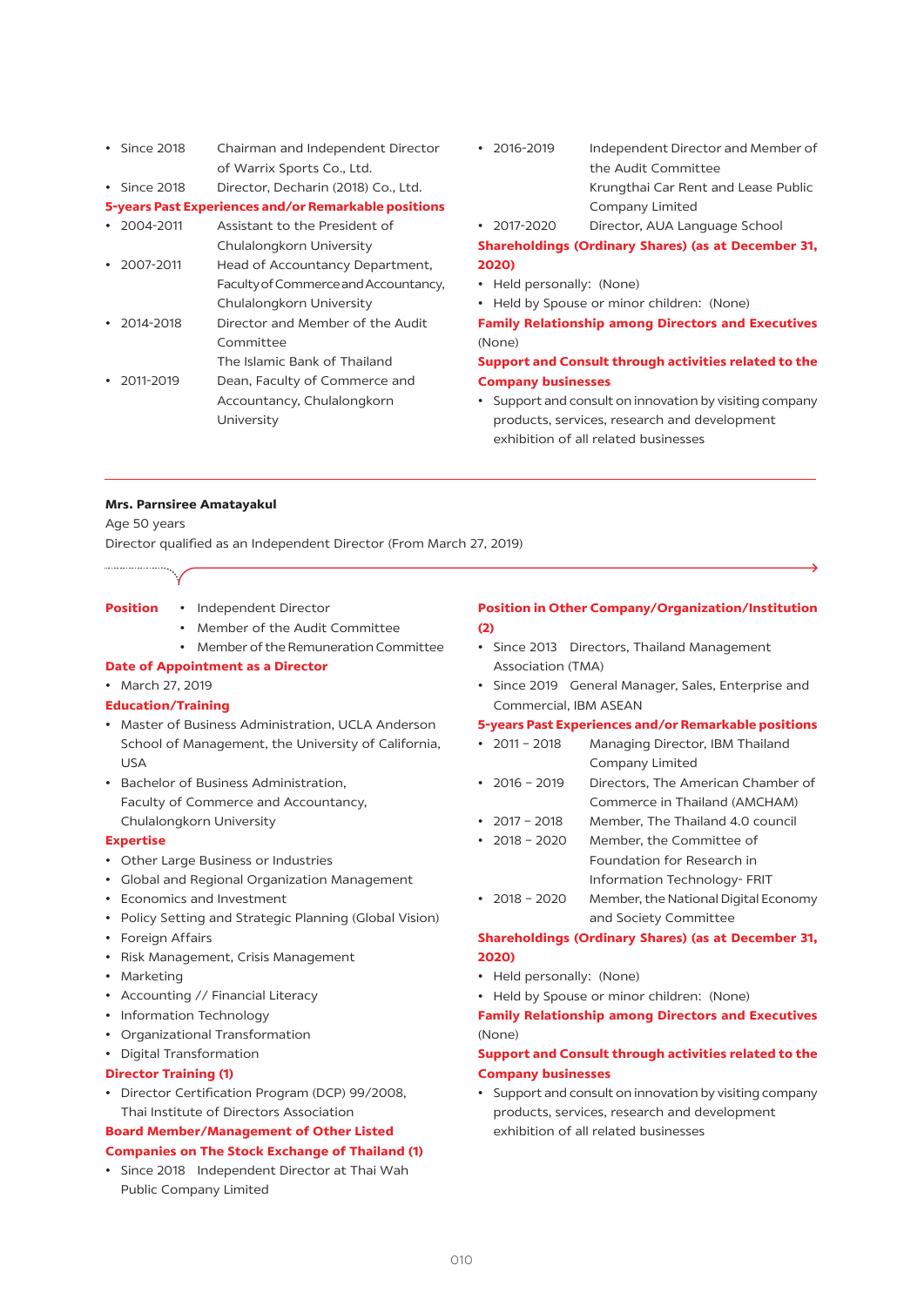- Since 2018 Chairman and Independent Director of Warrix Sports Co., Ltd.
- Since 2018 Director, Decharin (2018) Co., Ltd.

**5-years Past Experiences and/or Remarkable positions**

- 2004-2011 Assistant to the President of Chulalongkorn University
- 2007-2011 Head of Accountancy Department, Faculty of Commerce and Accountancy, Chulalongkorn University
- 2014-2018 Director and Member of the Audit Committee The Islamic Bank of Thailand
- 2011-2019 Dean, Faculty of Commerce and Accountancy, Chulalongkorn University
- 2016-2019 Independent Director and Member of the Audit Committee Krungthai Car Rent and Lease Public Company Limited
- 2017-2020 Director, AUA Language School

**Shareholdings (Ordinary Shares) (as at December 31, 2020)**

- Held personally: (None)
- Held by Spouse or minor children: (None)

**Family Relationship among Directors and Executives**

(None)

**Support and Consult through activities related to the Company businesses**

- Support and consult on innovation by visiting company products, services, research and development exhibition of all related businesses

---

**Mrs. Parnsiree Amatayakul**

Age 50 years

Director qualified as an Independent Director (From March 27, 2019)

**Position**

- Independent Director
- Member of the Audit Committee
- Member of the Remuneration Committee

**Date of Appointment as a Director**

- March 27, 2019

**Education/Training**

- Master of Business Administration, UCLA Anderson School of Management, the University of California, USA
- Bachelor of Business Administration, Faculty of Commerce and Accountancy, Chulalongkorn University

**Expertise**

- Other Large Business or Industries
- Global and Regional Organization Management
- Economics and Investment
- Policy Setting and Strategic Planning (Global Vision)
- Foreign Affairs
- Risk Management, Crisis Management
- Marketing
- Accounting // Financial Literacy
- Information Technology
- Organizational Transformation
- Digital Transformation

**Director Training (1)**

- Director Certification Program (DCP) 99/2008, Thai Institute of Directors Association

**Board Member/Management of Other Listed Companies on The Stock Exchange of Thailand (1)**

- Since 2018 Independent Director at Thai Wah Public Company Limited

**Position in Other Company/Organization/Institution (2)**

- Since 2013 Directors, Thailand Management Association (TMA)
- Since 2019 General Manager, Sales, Enterprise and Commercial, IBM ASEAN

**5-years Past Experiences and/or Remarkable positions**

- 2011 – 2018 Managing Director, IBM Thailand Company Limited
- 2016 – 2019 Directors, The American Chamber of Commerce in Thailand (AMCHAM)
- 2017 – 2018 Member, The Thailand 4.0 council
- 2018 – 2020 Member, the Committee of Foundation for Research in Information Technology- FRIT
- 2018 – 2020 Member, the National Digital Economy and Society Committee

**Shareholdings (Ordinary Shares) (as at December 31, 2020)**

- Held personally: (None)
- Held by Spouse or minor children: (None)

**Family Relationship among Directors and Executives**

(None)

**Support and Consult through activities related to the Company businesses**

- Support and consult on innovation by visiting company products, services, research and development exhibition of all related businesses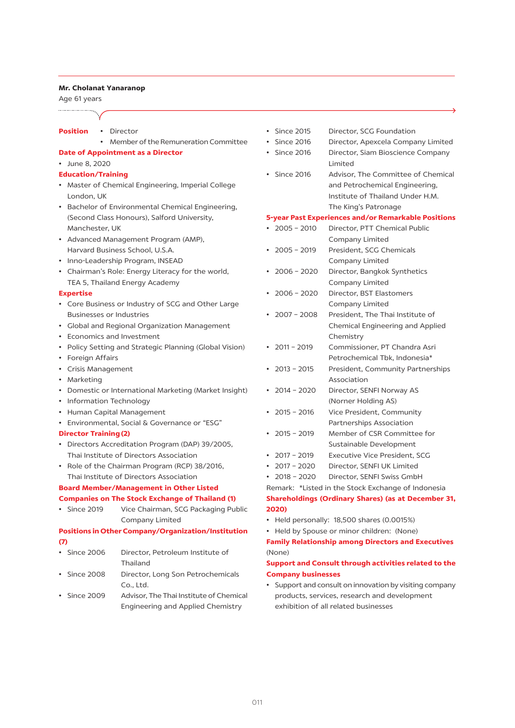**Mr. Cholanat Yanaranop**

Age 61 years

**Position**
- Director
- Member of the Remuneration Committee

**Date of Appointment as a Director**
- June 8, 2020

**Education/Training**
- Master of Chemical Engineering, Imperial College London, UK
- Bachelor of Environmental Chemical Engineering, (Second Class Honours), Salford University, Manchester, UK
- Advanced Management Program (AMP), Harvard Business School, U.S.A.
- Inno-Leadership Program, INSEAD
- Chairman's Role: Energy Literacy for the world, TEA 5, Thailand Energy Academy

**Expertise**
- Core Business or Industry of SCG and Other Large Businesses or Industries
- Global and Regional Organization Management
- Economics and Investment
- Policy Setting and Strategic Planning (Global Vision)
- Foreign Affairs
- Crisis Management
- Marketing
- Domestic or International Marketing (Market Insight)
- Information Technology
- Human Capital Management
- Environmental, Social & Governance or "ESG"

**Director Training (2)**
- Directors Accreditation Program (DAP) 39/2005, Thai Institute of Directors Association
- Role of the Chairman Program (RCP) 38/2016, Thai Institute of Directors Association

**Board Member/Management in Other Listed Companies on The Stock Exchange of Thailand (1)**
- Since 2019 — Vice Chairman, SCG Packaging Public Company Limited

**Positions in Other Company/Organization/Institution (7)**
- Since 2006 — Director, Petroleum Institute of Thailand
- Since 2008 — Director, Long Son Petrochemicals Co., Ltd.
- Since 2009 — Advisor, The Thai Institute of Chemical Engineering and Applied Chemistry
- Since 2015 — Director, SCG Foundation
- Since 2016 — Director, Apexcela Company Limited
- Since 2016 — Director, Siam Bioscience Company Limited
- Since 2016 — Advisor, The Committee of Chemical and Petrochemical Engineering, Institute of Thailand Under H.M. The King's Patronage

**5-year Past Experiences and/or Remarkable Positions**
- 2005 – 2010 — Director, PTT Chemical Public Company Limited
- 2005 – 2019 — President, SCG Chemicals Company Limited
- 2006 – 2020 — Director, Bangkok Synthetics Company Limited
- 2006 – 2020 — Director, BST Elastomers Company Limited
- 2007 – 2008 — President, The Thai Institute of Chemical Engineering and Applied Chemistry
- 2011 – 2019 — Commissioner, PT Chandra Asri Petrochemical Tbk, Indonesia*
- 2013 – 2015 — President, Community Partnerships Association
- 2014 – 2020 — Director, SENFI Norway AS (Norner Holding AS)
- 2015 – 2016 — Vice President, Community Partnerships Association
- 2015 – 2019 — Member of CSR Committee for Sustainable Development
- 2017 – 2019 — Executive Vice President, SCG
- 2017 – 2020 — Director, SENFI UK Limited
- 2018 – 2020 — Director, SENFI Swiss GmbH

Remark: *Listed in the Stock Exchange of Indonesia

**Shareholdings (Ordinary Shares) (as at December 31, 2020)**
- Held personally: 18,500 shares (0.0015%)
- Held by Spouse or minor children: (None)

**Family Relationship among Directors and Executives**

(None)

**Support and Consult through activities related to the Company businesses**
- Support and consult on innovation by visiting company products, services, research and development exhibition of all related businesses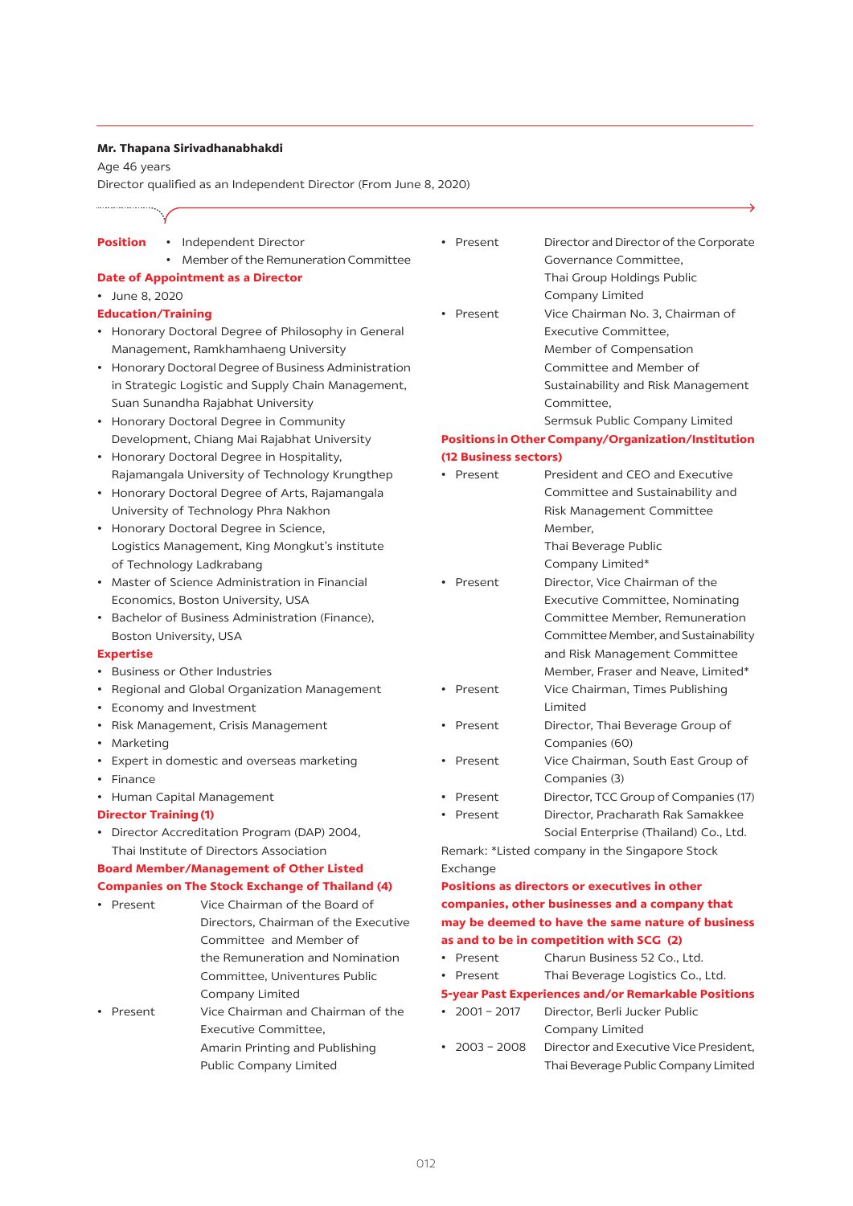**Mr. Thapana Sirivadhanabhakdi**

Age 46 years

Director qualified as an Independent Director (From June 8, 2020)

**Position**
- Independent Director
- Member of the Remuneration Committee

**Date of Appointment as a Director**
- June 8, 2020

**Education/Training**
- Honorary Doctoral Degree of Philosophy in General Management, Ramkhamhaeng University
- Honorary Doctoral Degree of Business Administration in Strategic Logistic and Supply Chain Management, Suan Sunandha Rajabhat University
- Honorary Doctoral Degree in Community Development, Chiang Mai Rajabhat University
- Honorary Doctoral Degree in Hospitality, Rajamangala University of Technology Krungthep
- Honorary Doctoral Degree of Arts, Rajamangala University of Technology Phra Nakhon
- Honorary Doctoral Degree in Science, Logistics Management, King Mongkut's institute of Technology Ladkrabang
- Master of Science Administration in Financial Economics, Boston University, USA
- Bachelor of Business Administration (Finance), Boston University, USA

**Expertise**
- Business or Other Industries
- Regional and Global Organization Management
- Economy and Investment
- Risk Management, Crisis Management
- Marketing
- Expert in domestic and overseas marketing
- Finance
- Human Capital Management

**Director Training (1)**
- Director Accreditation Program (DAP) 2004, Thai Institute of Directors Association

**Board Member/Management of Other Listed Companies on The Stock Exchange of Thailand (4)**

| | |
|---|---|
| • Present | Vice Chairman of the Board of Directors, Chairman of the Executive Committee and Member of the Remuneration and Nomination Committee, Univentures Public Company Limited |
| • Present | Vice Chairman and Chairman of the Executive Committee, Amarin Printing and Publishing Public Company Limited |
| • Present | Director and Director of the Corporate Governance Committee, Thai Group Holdings Public Company Limited |
| • Present | Vice Chairman No. 3, Chairman of Executive Committee, Member of Compensation Committee and Member of Sustainability and Risk Management Committee, Sermsuk Public Company Limited |

**Positions in Other Company/Organization/Institution (12 Business sectors)**

| | |
|---|---|
| • Present | President and CEO and Executive Committee and Sustainability and Risk Management Committee Member, Thai Beverage Public Company Limited* |
| • Present | Director, Vice Chairman of the Executive Committee, Nominating Committee Member, Remuneration Committee Member, and Sustainability and Risk Management Committee Member, Fraser and Neave, Limited* |
| • Present | Vice Chairman, Times Publishing Limited |
| • Present | Director, Thai Beverage Group of Companies (60) |
| • Present | Vice Chairman, South East Group of Companies (3) |
| • Present | Director, TCC Group of Companies (17) |
| • Present | Director, Pracharath Rak Samakkee Social Enterprise (Thailand) Co., Ltd. |

Remark: *Listed company in the Singapore Stock Exchange

**Positions as directors or executives in other companies, other businesses and a company that may be deemed to have the same nature of business as and to be in competition with SCG (2)**

| | |
|---|---|
| • Present | Charun Business 52 Co., Ltd. |
| • Present | Thai Beverage Logistics Co., Ltd. |

**5-year Past Experiences and/or Remarkable Positions**

| | |
|---|---|
| • 2001 – 2017 | Director, Berli Jucker Public Company Limited |
| • 2003 – 2008 | Director and Executive Vice President, Thai Beverage Public Company Limited |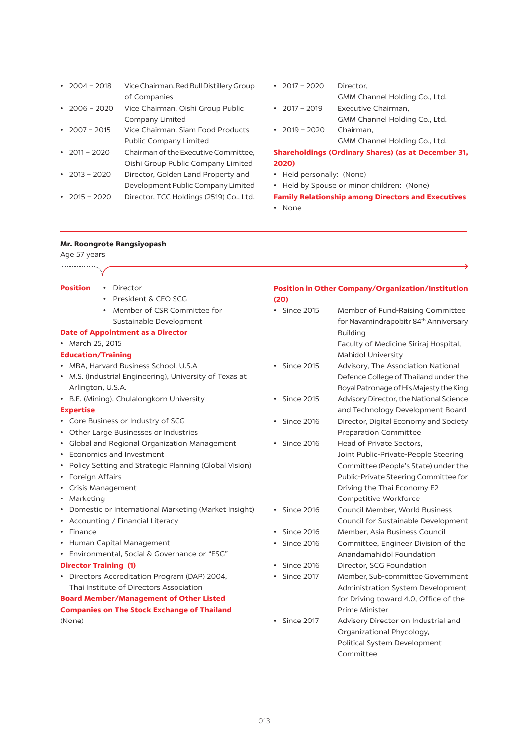- 2004 – 2018 Vice Chairman, Red Bull Distillery Group of Companies
- 2006 – 2020 Vice Chairman, Oishi Group Public Company Limited
- 2007 – 2015 Vice Chairman, Siam Food Products Public Company Limited
- 2011 – 2020 Chairman of the Executive Committee, Oishi Group Public Company Limited
- 2013 – 2020 Director, Golden Land Property and Development Public Company Limited
- 2015 – 2020 Director, TCC Holdings (2519) Co., Ltd.
- 2017 – 2020 Director, GMM Channel Holding Co., Ltd.
- 2017 – 2019 Executive Chairman, GMM Channel Holding Co., Ltd.
- 2019 – 2020 Chairman, GMM Channel Holding Co., Ltd.

**Shareholdings (Ordinary Shares) (as at December 31, 2020)**

- Held personally: (None)
- Held by Spouse or minor children: (None)

**Family Relationship among Directors and Executives**

- None

---

## Mr. Roongrote Rangsiyopash

Age 57 years

**Position**

- Director
- President & CEO SCG
- Member of CSR Committee for Sustainable Development

**Date of Appointment as a Director**

- March 25, 2015

**Education/Training**

- MBA, Harvard Business School, U.S.A
- M.S. (Industrial Engineering), University of Texas at Arlington, U.S.A.
- B.E. (Mining), Chulalongkorn University

**Expertise**

- Core Business or Industry of SCG
- Other Large Businesses or Industries
- Global and Regional Organization Management
- Economics and Investment
- Policy Setting and Strategic Planning (Global Vision)
- Foreign Affairs
- Crisis Management
- Marketing
- Domestic or International Marketing (Market Insight)
- Accounting / Financial Literacy
- Finance
- Human Capital Management
- Environmental, Social & Governance or "ESG"

**Director Training (1)**

- Directors Accreditation Program (DAP) 2004, Thai Institute of Directors Association

**Board Member/Management of Other Listed Companies on The Stock Exchange of Thailand**

(None)

**Position in Other Company/Organization/Institution (20)**

- Since 2015 Member of Fund-Raising Committee for Navamindrapobitr 84th Anniversary Building Faculty of Medicine Siriraj Hospital, Mahidol University
- Since 2015 Advisory, The Association National Defence College of Thailand under the Royal Patronage of His Majesty the King
- Since 2015 Advisory Director, the National Science and Technology Development Board
- Since 2016 Director, Digital Economy and Society Preparation Committee
- Since 2016 Head of Private Sectors, Joint Public-Private-People Steering Committee (People's State) under the Public-Private Steering Committee for Driving the Thai Economy E2 Competitive Workforce
- Since 2016 Council Member, World Business Council for Sustainable Development
- Since 2016 Member, Asia Business Council
- Since 2016 Committee, Engineer Division of the Anandamahidol Foundation
- Since 2016 Director, SCG Foundation
- Since 2017 Member, Sub-committee Government Administration System Development for Driving toward 4.0, Office of the Prime Minister
- Since 2017 Advisory Director on Industrial and Organizational Phycology, Political System Development Committee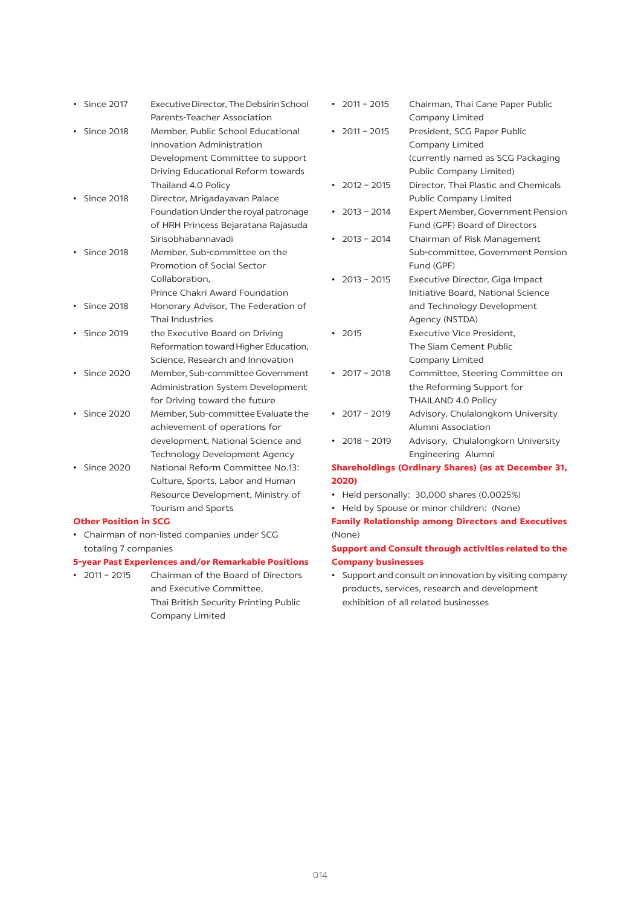- Since 2017 Executive Director, The Debsirin School Parents-Teacher Association
- Since 2018 Member, Public School Educational Innovation Administration Development Committee to support Driving Educational Reform towards Thailand 4.0 Policy
- Since 2018 Director, Mrigadayavan Palace Foundation Under the royal patronage of HRH Princess Bejaratana Rajasuda Sirisobhabannavadi
- Since 2018 Member, Sub-committee on the Promotion of Social Sector Collaboration, Prince Chakri Award Foundation
- Since 2018 Honorary Advisor, The Federation of Thai Industries
- Since 2019 the Executive Board on Driving Reformation toward Higher Education, Science, Research and Innovation
- Since 2020 Member, Sub-committee Government Administration System Development for Driving toward the future
- Since 2020 Member, Sub-committee Evaluate the achievement of operations for development, National Science and Technology Development Agency
- Since 2020 National Reform Committee No.13: Culture, Sports, Labor and Human Resource Development, Ministry of Tourism and Sports

**Other Position in SCG**

- Chairman of non-listed companies under SCG totaling 7 companies

**5-year Past Experiences and/or Remarkable Positions**

- 2011 – 2015 Chairman of the Board of Directors and Executive Committee, Thai British Security Printing Public Company Limited
- 2011 – 2015 Chairman, Thai Cane Paper Public Company Limited
- 2011 – 2015 President, SCG Paper Public Company Limited (currently named as SCG Packaging Public Company Limited)
- 2012 – 2015 Director, Thai Plastic and Chemicals Public Company Limited
- 2013 – 2014 Expert Member, Government Pension Fund (GPF) Board of Directors
- 2013 – 2014 Chairman of Risk Management Sub-committee, Government Pension Fund (GPF)
- 2013 – 2015 Executive Director, Giga Impact Initiative Board, National Science and Technology Development Agency (NSTDA)
- 2015 Executive Vice President, The Siam Cement Public Company Limited
- 2017 – 2018 Committee, Steering Committee on the Reforming Support for THAILAND 4.0 Policy
- 2017 – 2019 Advisory, Chulalongkorn University Alumni Association
- 2018 – 2019 Advisory, Chulalongkorn University Engineering Alumni

**Shareholdings (Ordinary Shares) (as at December 31, 2020)**

- Held personally: 30,000 shares (0.0025%)
- Held by Spouse or minor children: (None)

**Family Relationship among Directors and Executives**

(None)

**Support and Consult through activities related to the Company businesses**

- Support and consult on innovation by visiting company products, services, research and development exhibition of all related businesses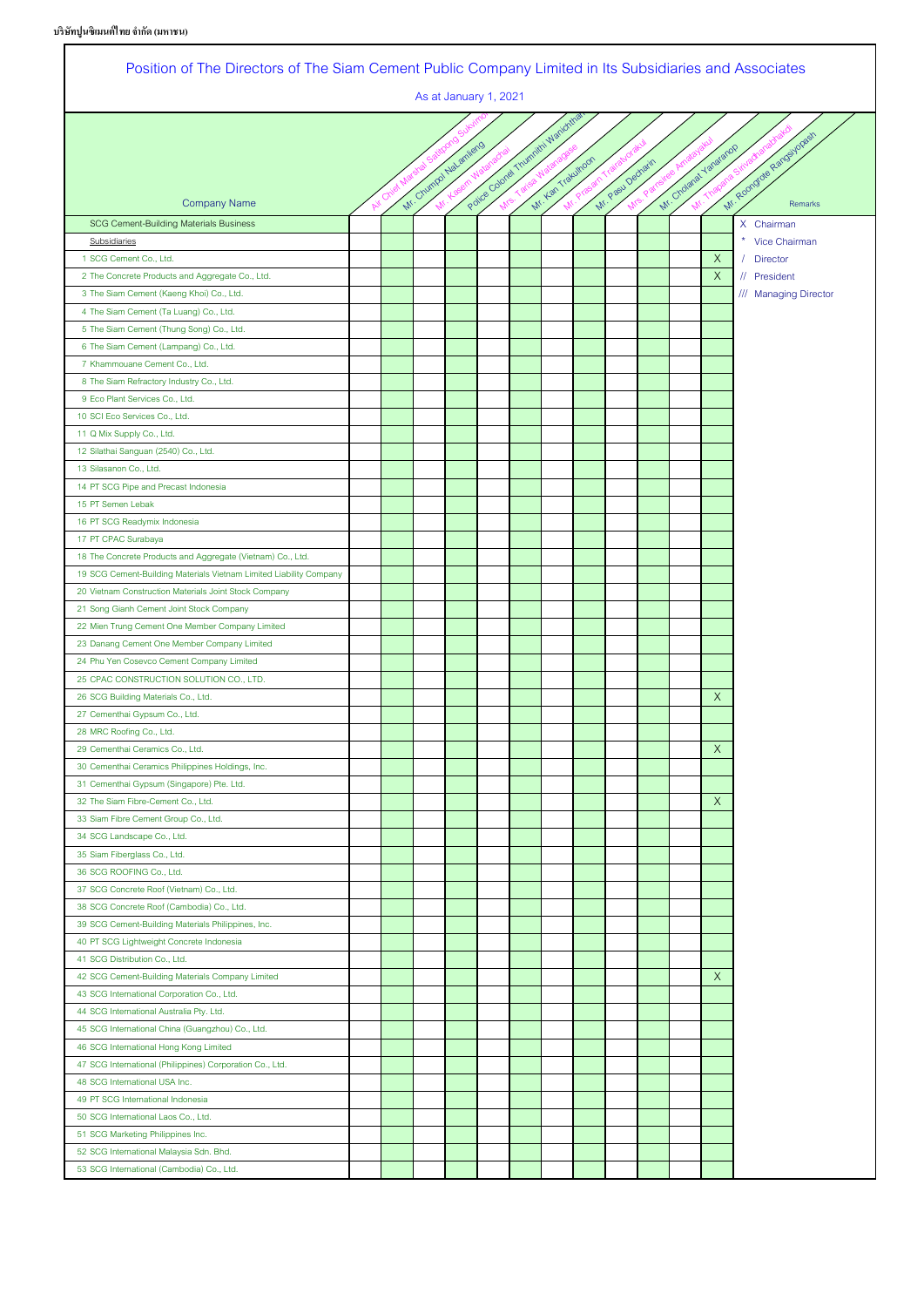# Position of The Directors of The Siam Cement Public Company Limited in Its Subsidiaries and Associates

As at January 1, 2021

| Company Name | Air Chief Marshal Satitpong Sukvimol | Mr. Chumpol NaLamlieng | Mr. Kasem Watanachai | Police Colonel Thumnithi Wanichthanom | Mrs. Tarisa Watanagase | Mr. Kan Trakulhoon | Mr. Prasarn Trairatvorakul | Mr. Pasu Decharin | Mrs. Parnsiree Amatayakul | Mr. Cholanat Yanaranop | Mr. Thapana Sirivadhanabhakdi | Mr. Roongrote Rangsiyopash | Remarks |
|---|---|---|---|---|---|---|---|---|---|---|---|---|---|
| SCG Cement-Building Materials Business | | | | | | | | | | | | | X Chairman |
| Subsidiaries | | | | | | | | | | | | | * Vice Chairman |
| 1 SCG Cement Co., Ltd. | | | | | | | | | | | | X | / Director |
| 2 The Concrete Products and Aggregate Co., Ltd. | | | | | | | | | | | | X | // President |
| 3 The Siam Cement (Kaeng Khoi) Co., Ltd. | | | | | | | | | | | | | /// Managing Director |
| 4 The Siam Cement (Ta Luang) Co., Ltd. | | | | | | | | | | | | | |
| 5 The Siam Cement (Thung Song) Co., Ltd. | | | | | | | | | | | | | |
| 6 The Siam Cement (Lampang) Co., Ltd. | | | | | | | | | | | | | |
| 7 Khammouane Cement Co., Ltd. | | | | | | | | | | | | | |
| 8 The Siam Refractory Industry Co., Ltd. | | | | | | | | | | | | | |
| 9 Eco Plant Services Co., Ltd. | | | | | | | | | | | | | |
| 10 SCI Eco Services Co., Ltd. | | | | | | | | | | | | | |
| 11 Q Mix Supply Co., Ltd. | | | | | | | | | | | | | |
| 12 Silathai Sanguan (2540) Co., Ltd. | | | | | | | | | | | | | |
| 13 Silasanon Co., Ltd. | | | | | | | | | | | | | |
| 14 PT SCG Pipe and Precast Indonesia | | | | | | | | | | | | | |
| 15 PT Semen Lebak | | | | | | | | | | | | | |
| 16 PT SCG Readymix Indonesia | | | | | | | | | | | | | |
| 17 PT CPAC Surabaya | | | | | | | | | | | | | |
| 18 The Concrete Products and Aggregate (Vietnam) Co., Ltd. | | | | | | | | | | | | | |
| 19 SCG Cement-Building Materials Vietnam Limited Liability Company | | | | | | | | | | | | | |
| 20 Vietnam Construction Materials Joint Stock Company | | | | | | | | | | | | | |
| 21 Song Gianh Cement Joint Stock Company | | | | | | | | | | | | | |
| 22 Mien Trung Cement One Member Company Limited | | | | | | | | | | | | | |
| 23 Danang Cement One Member Company Limited | | | | | | | | | | | | | |
| 24 Phu Yen Cosevco Cement Company Limited | | | | | | | | | | | | | |
| 25 CPAC CONSTRUCTION SOLUTION CO., LTD. | | | | | | | | | | | | | |
| 26 SCG Building Materials Co., Ltd. | | | | | | | | | | | | X | |
| 27 Cementhai Gypsum Co., Ltd. | | | | | | | | | | | | | |
| 28 MRC Roofing Co., Ltd. | | | | | | | | | | | | | |
| 29 Cementhai Ceramics Co., Ltd. | | | | | | | | | | | | X | |
| 30 Cementhai Ceramics Philippines Holdings, Inc. | | | | | | | | | | | | | |
| 31 Cementhai Gypsum (Singapore) Pte. Ltd. | | | | | | | | | | | | | |
| 32 The Siam Fibre-Cement Co., Ltd. | | | | | | | | | | | | X | |
| 33 Siam Fibre Cement Group Co., Ltd. | | | | | | | | | | | | | |
| 34 SCG Landscape Co., Ltd. | | | | | | | | | | | | | |
| 35 Siam Fiberglass Co., Ltd. | | | | | | | | | | | | | |
| 36 SCG ROOFING Co., Ltd. | | | | | | | | | | | | | |
| 37 SCG Concrete Roof (Vietnam) Co., Ltd. | | | | | | | | | | | | | |
| 38 SCG Concrete Roof (Cambodia) Co., Ltd. | | | | | | | | | | | | | |
| 39 SCG Cement-Building Materials Philippines, Inc. | | | | | | | | | | | | | |
| 40 PT SCG Lightweight Concrete Indonesia | | | | | | | | | | | | | |
| 41 SCG Distribution Co., Ltd. | | | | | | | | | | | | | |
| 42 SCG Cement-Building Materials Company Limited | | | | | | | | | | | | X | |
| 43 SCG International Corporation Co., Ltd. | | | | | | | | | | | | | |
| 44 SCG International Australia Pty. Ltd. | | | | | | | | | | | | | |
| 45 SCG International China (Guangzhou) Co., Ltd. | | | | | | | | | | | | | |
| 46 SCG International Hong Kong Limited | | | | | | | | | | | | | |
| 47 SCG International (Philippines) Corporation Co., Ltd. | | | | | | | | | | | | | |
| 48 SCG International USA Inc. | | | | | | | | | | | | | |
| 49 PT SCG International Indonesia | | | | | | | | | | | | | |
| 50 SCG International Laos Co., Ltd. | | | | | | | | | | | | | |
| 51 SCG Marketing Philippines Inc. | | | | | | | | | | | | | |
| 52 SCG International Malaysia Sdn. Bhd. | | | | | | | | | | | | | |
| 53 SCG International (Cambodia) Co., Ltd. | | | | | | | | | | | | | |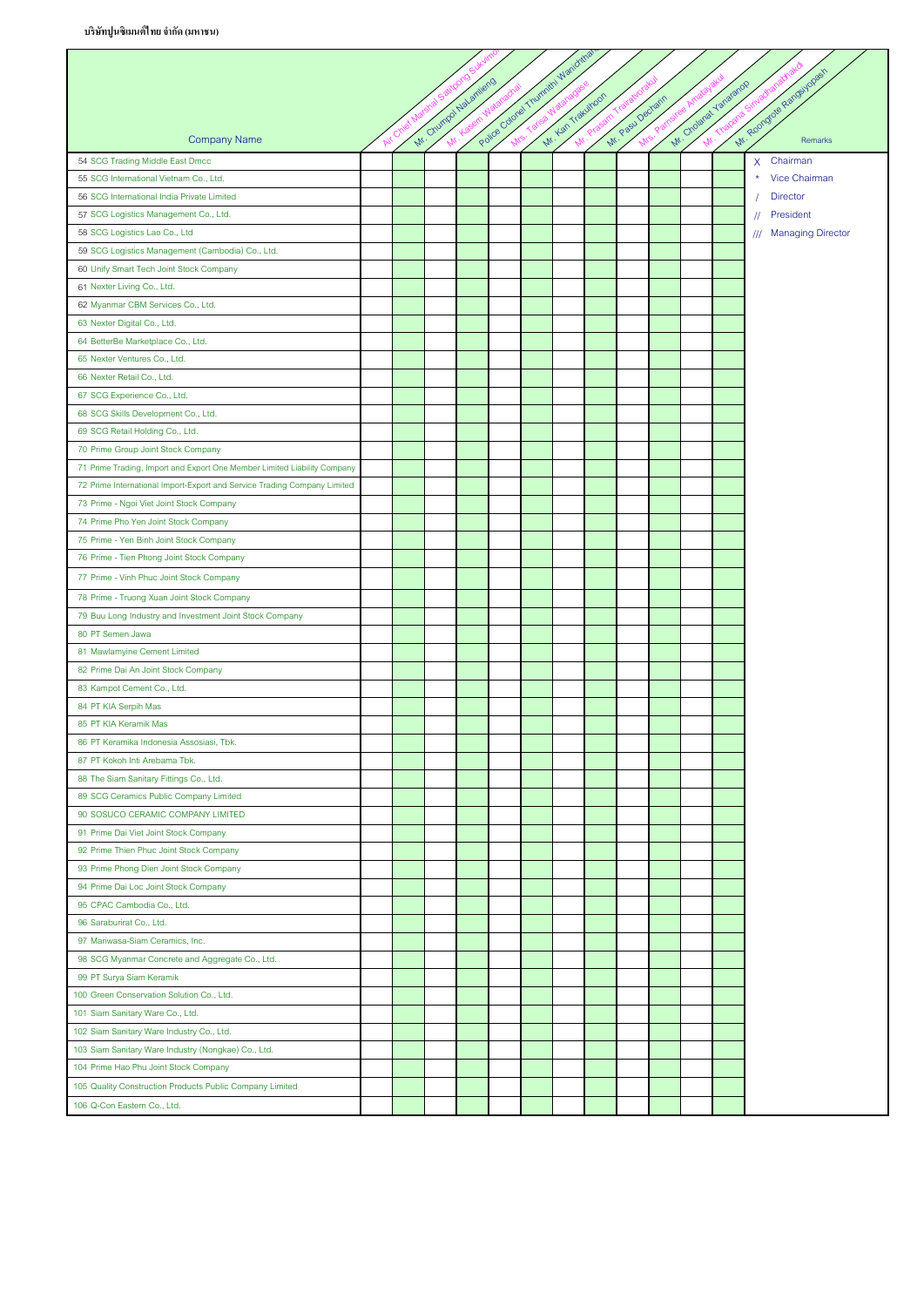บริษัทปูนซิเมนต์ไทย จำกัด (มหาชน)

| Company Name | Air Chief Marshal Satitpong Sukvimol | Mr. Chumpol NaLamlieng | Mr. Kasem Watanachai | Police Colonel Thumnithi Wanichthanom | Mrs. Tarisa Watanagase | Mr. Kan Trakulhoon | Mr. Prasarn Trairatvorakul | Mr. Pasu Decharin | Mrs. Parnsiree Amatayakul | Mr. Cholanat Yanaranop | Mr. Thapana Sirivadhanabhakdi | Mr. Roongrote Rangsiyopash | Remarks |
|---|---|---|---|---|---|---|---|---|---|---|---|---|---|
| 54 SCG Trading Middle East Dmcc | | | | | | | | | | | | | X Chairman |
| 55 SCG International Vietnam Co., Ltd. | | | | | | | | | | | | | * Vice Chairman |
| 56 SCG International India Private Limited | | | | | | | | | | | | | / Director |
| 57 SCG Logistics Management Co., Ltd. | | | | | | | | | | | | | // President |
| 58 SCG Logistics Lao Co., Ltd | | | | | | | | | | | | | /// Managing Director |
| 59 SCG Logistics Management (Cambodia) Co., Ltd. | | | | | | | | | | | | | |
| 60 Unify Smart Tech Joint Stock Company | | | | | | | | | | | | | |
| 61 Nexter Living Co., Ltd. | | | | | | | | | | | | | |
| 62 Myanmar CBM Services Co., Ltd. | | | | | | | | | | | | | |
| 63 Nexter Digital Co., Ltd. | | | | | | | | | | | | | |
| 64 BetterBe Marketplace Co., Ltd. | | | | | | | | | | | | | |
| 65 Nexter Ventures Co., Ltd. | | | | | | | | | | | | | |
| 66 Nexter Retail Co., Ltd. | | | | | | | | | | | | | |
| 67 SCG Experience Co., Ltd. | | | | | | | | | | | | | |
| 68 SCG Skills Development Co., Ltd. | | | | | | | | | | | | | |
| 69 SCG Retail Holding Co., Ltd. | | | | | | | | | | | | | |
| 70 Prime Group Joint Stock Company | | | | | | | | | | | | | |
| 71 Prime Trading, Import and Export One Member Limited Liability Company | | | | | | | | | | | | | |
| 72 Prime International Import-Export and Service Trading Company Limited | | | | | | | | | | | | | |
| 73 Prime - Ngoi Viet Joint Stock Company | | | | | | | | | | | | | |
| 74 Prime Pho Yen Joint Stock Company | | | | | | | | | | | | | |
| 75 Prime - Yen Binh Joint Stock Company | | | | | | | | | | | | | |
| 76 Prime - Tien Phong Joint Stock Company | | | | | | | | | | | | | |
| 77 Prime - Vinh Phuc Joint Stock Company | | | | | | | | | | | | | |
| 78 Prime - Truong Xuan Joint Stock Company | | | | | | | | | | | | | |
| 79 Buu Long Industry and Investment Joint Stock Company | | | | | | | | | | | | | |
| 80 PT Semen Jawa | | | | | | | | | | | | | |
| 81 Mawlamyine Cement Limited | | | | | | | | | | | | | |
| 82 Prime Dai An Joint Stock Company | | | | | | | | | | | | | |
| 83 Kampot Cement Co., Ltd. | | | | | | | | | | | | | |
| 84 PT KIA Serpih Mas | | | | | | | | | | | | | |
| 85 PT KIA Keramik Mas | | | | | | | | | | | | | |
| 86 PT Keramika Indonesia Assosiasi, Tbk. | | | | | | | | | | | | | |
| 87 PT Kokoh Inti Arebama Tbk. | | | | | | | | | | | | | |
| 88 The Siam Sanitary Fittings Co., Ltd. | | | | | | | | | | | | | |
| 89 SCG Ceramics Public Company Limited | | | | | | | | | | | | | |
| 90 SOSUCO CERAMIC COMPANY LIMITED | | | | | | | | | | | | | |
| 91 Prime Dai Viet Joint Stock Company | | | | | | | | | | | | | |
| 92 Prime Thien Phuc Joint Stock Company | | | | | | | | | | | | | |
| 93 Prime Phong Dien Joint Stock Company | | | | | | | | | | | | | |
| 94 Prime Dai Loc Joint Stock Company | | | | | | | | | | | | | |
| 95 CPAC Cambodia Co., Ltd. | | | | | | | | | | | | | |
| 96 Saraburirat Co., Ltd. | | | | | | | | | | | | | |
| 97 Mariwasa-Siam Ceramics, Inc. | | | | | | | | | | | | | |
| 98 SCG Myanmar Concrete and Aggregate Co., Ltd. | | | | | | | | | | | | | |
| 99 PT Surya Siam Keramik | | | | | | | | | | | | | |
| 100 Green Conservation Solution Co., Ltd. | | | | | | | | | | | | | |
| 101 Siam Sanitary Ware Co., Ltd. | | | | | | | | | | | | | |
| 102 Siam Sanitary Ware Industry Co., Ltd. | | | | | | | | | | | | | |
| 103 Siam Sanitary Ware Industry (Nongkae) Co., Ltd. | | | | | | | | | | | | | |
| 104 Prime Hao Phu Joint Stock Company | | | | | | | | | | | | | |
| 105 Quality Construction Products Public Company Limited | | | | | | | | | | | | | |
| 106 Q-Con Eastern Co., Ltd. | | | | | | | | | | | | | |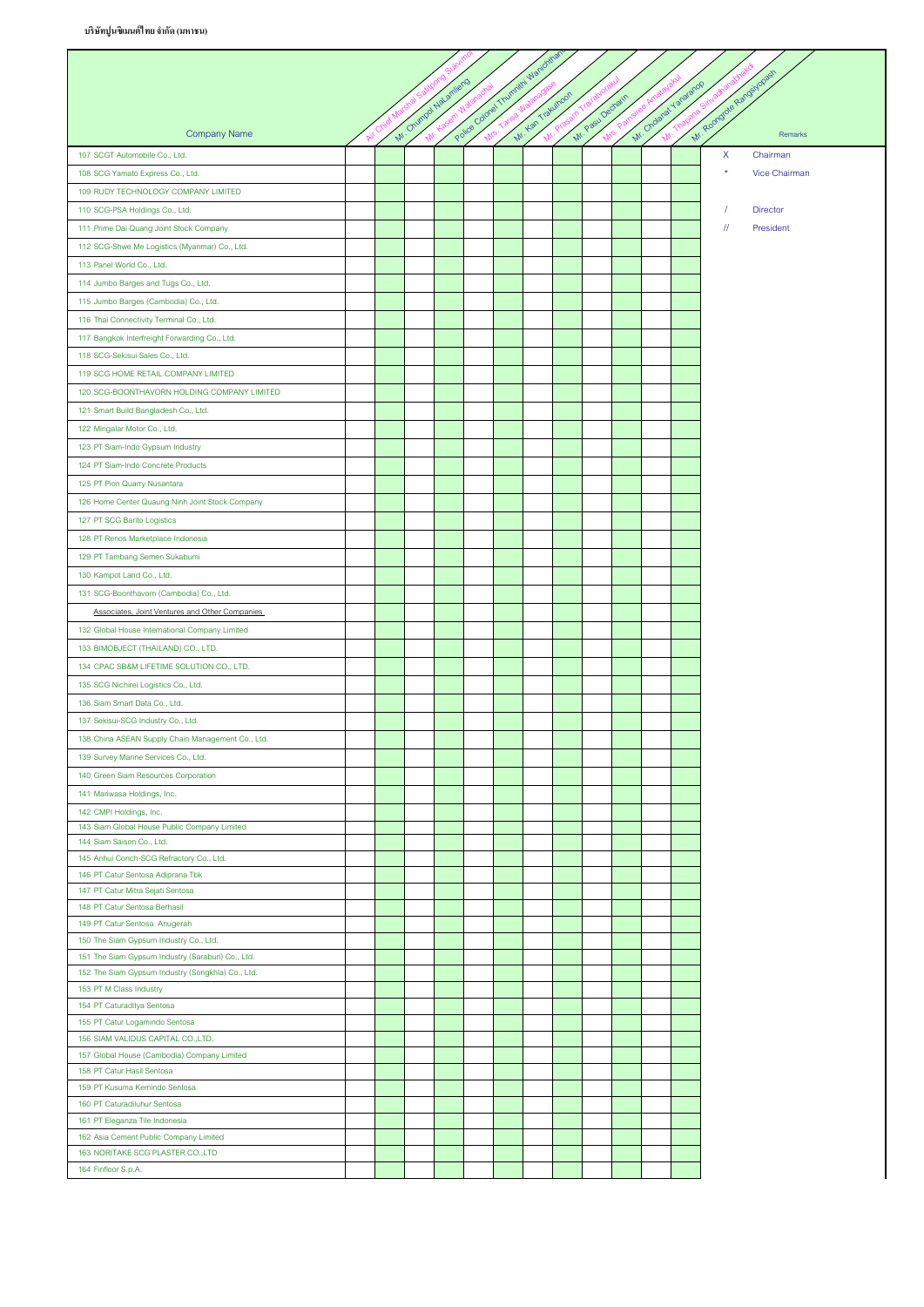บริษัทปูนซิเมนต์ไทย จำกัด (มหาชน)

| Company Name | Air Chief Marshal Satitpong Sukvimol | Mr. Chumpol NaLamlieng | Mr. Kasem Watanachai | Police Colonel Thumnithi Wanichthanom | Mrs. Tarisa Watanagase | Mr. Kan Trakulhoon | Mr. Prasarn Trairatvorakul | Mr. Pasu Decharin | Mrs. Parnsiree Amatayakul | Mr. Cholanat Yanaranop | Mr. Thapana Sirivadhanabhakdi | Mr. Roongrote Rangsiyopash | Remarks |
|---|---|---|---|---|---|---|---|---|---|---|---|---|---|
| 107 SCGT Automobile Co., Ltd. | | | | | | | | | | | | | X Chairman |
| 108 SCG Yamato Express Co., Ltd. | | | | | | | | | | | | | * Vice Chairman |
| 109 RUDY TECHNOLOGY COMPANY LIMITED | | | | | | | | | | | | | |
| 110 SCG-PSA Holdings Co., Ltd. | | | | | | | | | | | | | / Director |
| 111 Prime Dai Quang Joint Stock Company | | | | | | | | | | | | | // President |
| 112 SCG-Shwe Me Logistics (Myanmar) Co., Ltd. | | | | | | | | | | | | | |
| 113 Panel World Co., Ltd. | | | | | | | | | | | | | |
| 114 Jumbo Barges and Tugs Co., Ltd. | | | | | | | | | | | | | |
| 115 Jumbo Barges (Cambodia) Co., Ltd. | | | | | | | | | | | | | |
| 116 Thai Connectivity Terminal Co., Ltd. | | | | | | | | | | | | | |
| 117 Bangkok Interfreight Forwarding Co., Ltd. | | | | | | | | | | | | | |
| 118 SCG-Sekisui Sales Co., Ltd. | | | | | | | | | | | | | |
| 119 SCG HOME RETAIL COMPANY LIMITED | | | | | | | | | | | | | |
| 120 SCG-BOONTHAVORN HOLDING COMPANY LIMITED | | | | | | | | | | | | | |
| 121 Smart Build Bangladesh Co., Ltd. | | | | | | | | | | | | | |
| 122 Mingalar Motor Co., Ltd. | | | | | | | | | | | | | |
| 123 PT Siam-Indo Gypsum Industry | | | | | | | | | | | | | |
| 124 PT Siam-Indo Concrete Products | | | | | | | | | | | | | |
| 125 PT Pion Quarry Nusantara | | | | | | | | | | | | | |
| 126 Home Center Quaung Ninh Joint Stock Company | | | | | | | | | | | | | |
| 127 PT SCG Barito Logistics | | | | | | | | | | | | | |
| 128 PT Renos Marketplace Indonesia | | | | | | | | | | | | | |
| 129 PT Tambang Semen Sukabumi | | | | | | | | | | | | | |
| 130 Kampot Land Co., Ltd. | | | | | | | | | | | | | |
| 131 SCG-Boonthavorn (Cambodia) Co., Ltd. | | | | | | | | | | | | | |
| Associates, Joint Ventures and Other Companies | | | | | | | | | | | | | |
| 132 Global House International Company Limited | | | | | | | | | | | | | |
| 133 BIMOBJECT (THAILAND) CO., LTD. | | | | | | | | | | | | | |
| 134 CPAC SB&M LIFETIME SOLUTION CO., LTD. | | | | | | | | | | | | | |
| 135 SCG Nichirei Logistics Co., Ltd. | | | | | | | | | | | | | |
| 136 Siam Smart Data Co., Ltd. | | | | | | | | | | | | | |
| 137 Sekisui-SCG Industry Co., Ltd. | | | | | | | | | | | | | |
| 138 China ASEAN Supply Chain Management Co., Ltd. | | | | | | | | | | | | | |
| 139 Survey Marine Services Co., Ltd. | | | | | | | | | | | | | |
| 140 Green Siam Resources Corporation | | | | | | | | | | | | | |
| 141 Mariwasa Holdings, Inc. | | | | | | | | | | | | | |
| 142 CMPI Holdings, Inc. | | | | | | | | | | | | | |
| 143 Siam Global House Public Company Limited | | | | | | | | | | | | | |
| 144 Siam Saison Co., Ltd. | | | | | | | | | | | | | |
| 145 Anhui Conch-SCG Refractory Co., Ltd. | | | | | | | | | | | | | |
| 146 PT Catur Sentosa Adiprana Tbk | | | | | | | | | | | | | |
| 147 PT Catur Mitra Sejati Sentosa | | | | | | | | | | | | | |
| 148 PT Catur Sentosa Berhasil | | | | | | | | | | | | | |
| 149 PT Catur Sentosa Anugerah | | | | | | | | | | | | | |
| 150 The Siam Gypsum Industry Co., Ltd. | | | | | | | | | | | | | |
| 151 The Siam Gypsum Industry (Saraburi) Co., Ltd. | | | | | | | | | | | | | |
| 152 The Siam Gypsum Industry (Songkhla) Co., Ltd. | | | | | | | | | | | | | |
| 153 PT M Class Industry | | | | | | | | | | | | | |
| 154 PT Caturaditya Sentosa | | | | | | | | | | | | | |
| 155 PT Catur Logamindo Sentosa | | | | | | | | | | | | | |
| 156 SIAM VALIDUS CAPITAL CO.,LTD. | | | | | | | | | | | | | |
| 157 Global House (Cambodia) Company Limited | | | | | | | | | | | | | |
| 158 PT Catur Hasil Sentosa | | | | | | | | | | | | | |
| 159 PT Kusuma Kemindo Sentosa | | | | | | | | | | | | | |
| 160 PT Caturadiluhur Sentosa | | | | | | | | | | | | | |
| 161 PT Eleganza Tile Indonesia | | | | | | | | | | | | | |
| 162 Asia Cement Public Company Limited | | | | | | | | | | | | | |
| 163 NORITAKE SCG PLASTER CO.,LTD | | | | | | | | | | | | | |
| 164 Finfloor S.p.A. | | | | | | | | | | | | | |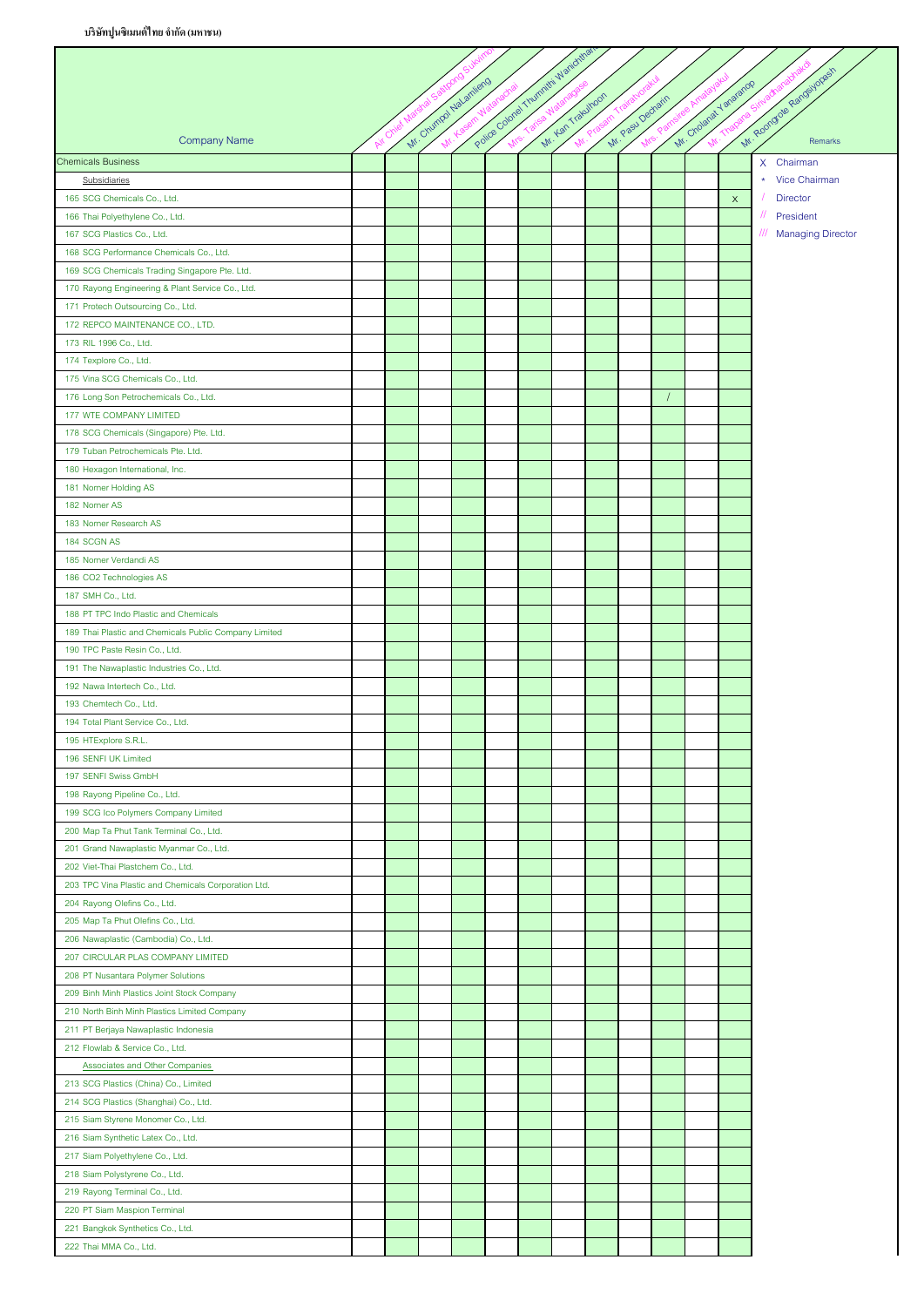| Company Name | Air Chief Marshal Satitpong Sukvimol | Mr. Chumpol NaLamlieng | Mr. Kasem Watanachai | Police Colonel Thumnithi Wanichthanom | Mrs. Tarisa Watanagase | Mr. Kan Trakulhoon | Mr. Prasarn Trairatvorakul | Mr. Pasu Decharin | Mrs. Parnsiree Amatayakul | Mr. Cholanat Yanaranop | Mr. Thapana Sirivadhanabhakdi | Mr. Roongrote Rangsiyopash | Remarks |
|---|---|---|---|---|---|---|---|---|---|---|---|---|---|
| Chemicals Business | | | | | | | | | | | | | X Chairman |
| Subsidiaries | | | | | | | | | | | | | * Vice Chairman |
| 165 SCG Chemicals Co., Ltd. | | | | | | | | | | | | X | / Director |
| 166 Thai Polyethylene Co., Ltd. | | | | | | | | | | | | | // President |
| 167 SCG Plastics Co., Ltd. | | | | | | | | | | | | | /// Managing Director |
| 168 SCG Performance Chemicals Co., Ltd. | | | | | | | | | | | | | |
| 169 SCG Chemicals Trading Singapore Pte. Ltd. | | | | | | | | | | | | | |
| 170 Rayong Engineering & Plant Service Co., Ltd. | | | | | | | | | | | | | |
| 171 Protech Outsourcing Co., Ltd. | | | | | | | | | | | | | |
| 172 REPCO MAINTENANCE CO., LTD. | | | | | | | | | | | | | |
| 173 RIL 1996 Co., Ltd. | | | | | | | | | | | | | |
| 174 Texplore Co., Ltd. | | | | | | | | | | | | | |
| 175 Vina SCG Chemicals Co., Ltd. | | | | | | | | | | | | | |
| 176 Long Son Petrochemicals Co., Ltd. | | | | | | | | | | / | | | |
| 177 WTE COMPANY LIMITED | | | | | | | | | | | | | |
| 178 SCG Chemicals (Singapore) Pte. Ltd. | | | | | | | | | | | | | |
| 179 Tuban Petrochemicals Pte. Ltd. | | | | | | | | | | | | | |
| 180 Hexagon International, Inc. | | | | | | | | | | | | | |
| 181 Norner Holding AS | | | | | | | | | | | | | |
| 182 Norner AS | | | | | | | | | | | | | |
| 183 Norner Research AS | | | | | | | | | | | | | |
| 184 SCGN AS | | | | | | | | | | | | | |
| 185 Norner Verdandi AS | | | | | | | | | | | | | |
| 186 CO2 Technologies AS | | | | | | | | | | | | | |
| 187 SMH Co., Ltd. | | | | | | | | | | | | | |
| 188 PT TPC Indo Plastic and Chemicals | | | | | | | | | | | | | |
| 189 Thai Plastic and Chemicals Public Company Limited | | | | | | | | | | | | | |
| 190 TPC Paste Resin Co., Ltd. | | | | | | | | | | | | | |
| 191 The Nawaplastic Industries Co., Ltd. | | | | | | | | | | | | | |
| 192 Nawa Intertech Co., Ltd. | | | | | | | | | | | | | |
| 193 Chemtech Co., Ltd. | | | | | | | | | | | | | |
| 194 Total Plant Service Co., Ltd. | | | | | | | | | | | | | |
| 195 HTExplore S.R.L. | | | | | | | | | | | | | |
| 196 SENFI UK Limited | | | | | | | | | | | | | |
| 197 SENFI Swiss GmbH | | | | | | | | | | | | | |
| 198 Rayong Pipeline Co., Ltd. | | | | | | | | | | | | | |
| 199 SCG Ico Polymers Company Limited | | | | | | | | | | | | | |
| 200 Map Ta Phut Tank Terminal Co., Ltd. | | | | | | | | | | | | | |
| 201 Grand Nawaplastic Myanmar Co., Ltd. | | | | | | | | | | | | | |
| 202 Viet-Thai Plastchem Co., Ltd. | | | | | | | | | | | | | |
| 203 TPC Vina Plastic and Chemicals Corporation Ltd. | | | | | | | | | | | | | |
| 204 Rayong Olefins Co., Ltd. | | | | | | | | | | | | | |
| 205 Map Ta Phut Olefins Co., Ltd. | | | | | | | | | | | | | |
| 206 Nawaplastic (Cambodia) Co., Ltd. | | | | | | | | | | | | | |
| 207 CIRCULAR PLAS COMPANY LIMITED | | | | | | | | | | | | | |
| 208 PT Nusantara Polymer Solutions | | | | | | | | | | | | | |
| 209 Binh Minh Plastics Joint Stock Company | | | | | | | | | | | | | |
| 210 North Binh Minh Plastics Limited Company | | | | | | | | | | | | | |
| 211 PT Berjaya Nawaplastic Indonesia | | | | | | | | | | | | | |
| 212 Flowlab & Service Co., Ltd. | | | | | | | | | | | | | |
| Associates and Other Companies | | | | | | | | | | | | | |
| 213 SCG Plastics (China) Co., Limited | | | | | | | | | | | | | |
| 214 SCG Plastics (Shanghai) Co., Ltd. | | | | | | | | | | | | | |
| 215 Siam Styrene Monomer Co., Ltd. | | | | | | | | | | | | | |
| 216 Siam Synthetic Latex Co., Ltd. | | | | | | | | | | | | | |
| 217 Siam Polyethylene Co., Ltd. | | | | | | | | | | | | | |
| 218 Siam Polystyrene Co., Ltd. | | | | | | | | | | | | | |
| 219 Rayong Terminal Co., Ltd. | | | | | | | | | | | | | |
| 220 PT Siam Maspion Terminal | | | | | | | | | | | | | |
| 221 Bangkok Synthetics Co., Ltd. | | | | | | | | | | | | | |
| 222 Thai MMA Co., Ltd. | | | | | | | | | | | | | |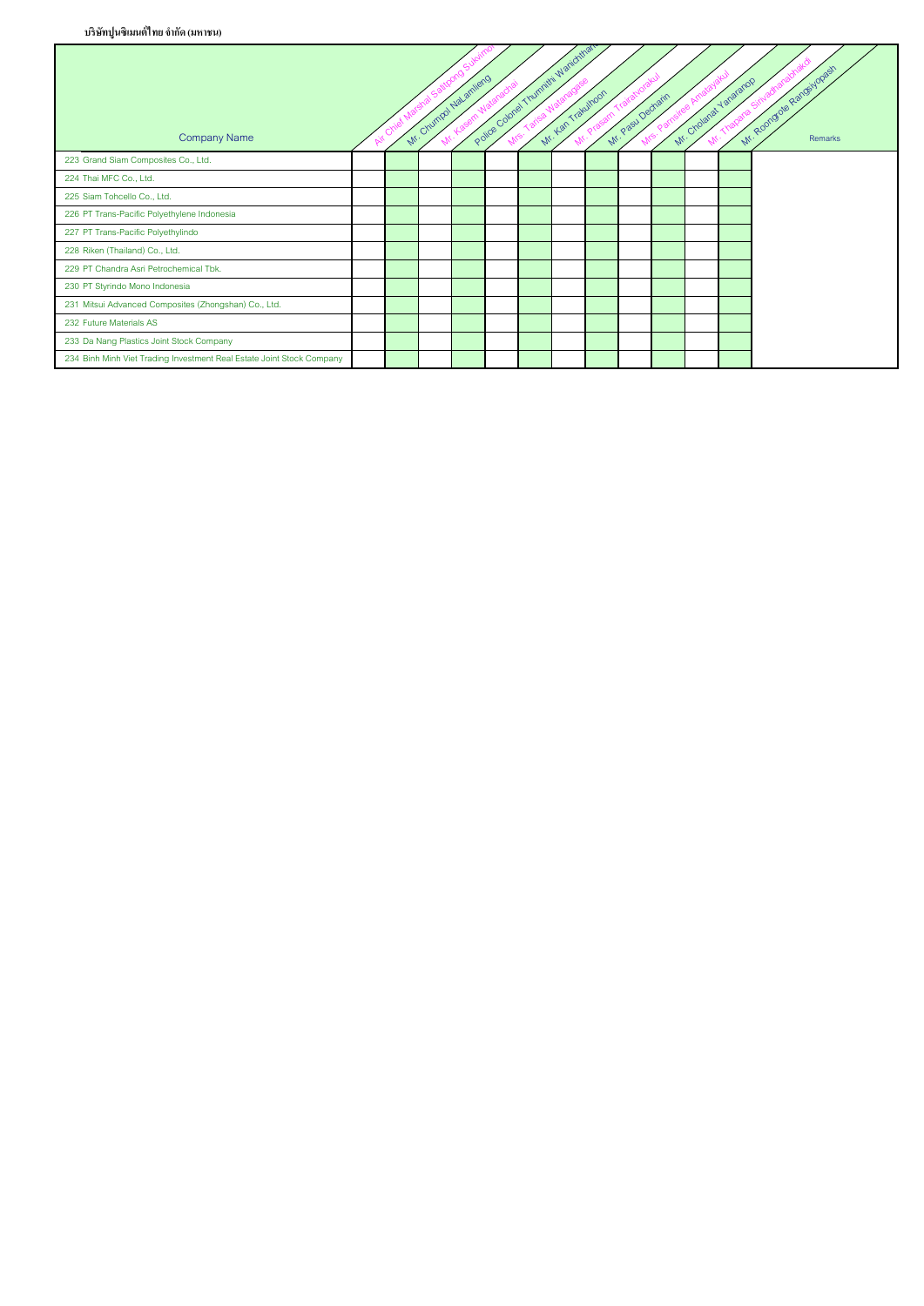บริษัทปูนซิเมนต์ไทย จำกัด (มหาชน)

| Company Name | Air Chief Marshal Satitpong Sukvimol | Mr. Chumpol NaLamlieng | Mr. Kasem Watanachai | Police Colonel Thumnithi Wanichthanom | Mrs. Tarisa Watanagase | Mr. Kan Trakulhoon | Mr. Prasarn Trairatvorakul | Mr. Pasu Decharin | Mrs. Parnsiree Amatayakul | Mr. Cholanat Yanaranop | Mr. Thapana Sirivadhanabhakdi | Mr. Roongrote Rangsiyopash | Remarks |
|---|---|---|---|---|---|---|---|---|---|---|---|---|---|
| 223 Grand Siam Composites Co., Ltd. | | | | | | | | | | | | | |
| 224 Thai MFC Co., Ltd. | | | | | | | | | | | | | |
| 225 Siam Tohcello Co., Ltd. | | | | | | | | | | | | | |
| 226 PT Trans-Pacific Polyethylene Indonesia | | | | | | | | | | | | | |
| 227 PT Trans-Pacific Polyethylindo | | | | | | | | | | | | | |
| 228 Riken (Thailand) Co., Ltd. | | | | | | | | | | | | | |
| 229 PT Chandra Asri Petrochemical Tbk. | | | | | | | | | | | | | |
| 230 PT Styrindo Mono Indonesia | | | | | | | | | | | | | |
| 231 Mitsui Advanced Composites (Zhongshan) Co., Ltd. | | | | | | | | | | | | | |
| 232 Future Materials AS | | | | | | | | | | | | | |
| 233 Da Nang Plastics Joint Stock Company | | | | | | | | | | | | | |
| 234 Binh Minh Viet Trading Investment Real Estate Joint Stock Company | | | | | | | | | | | | | |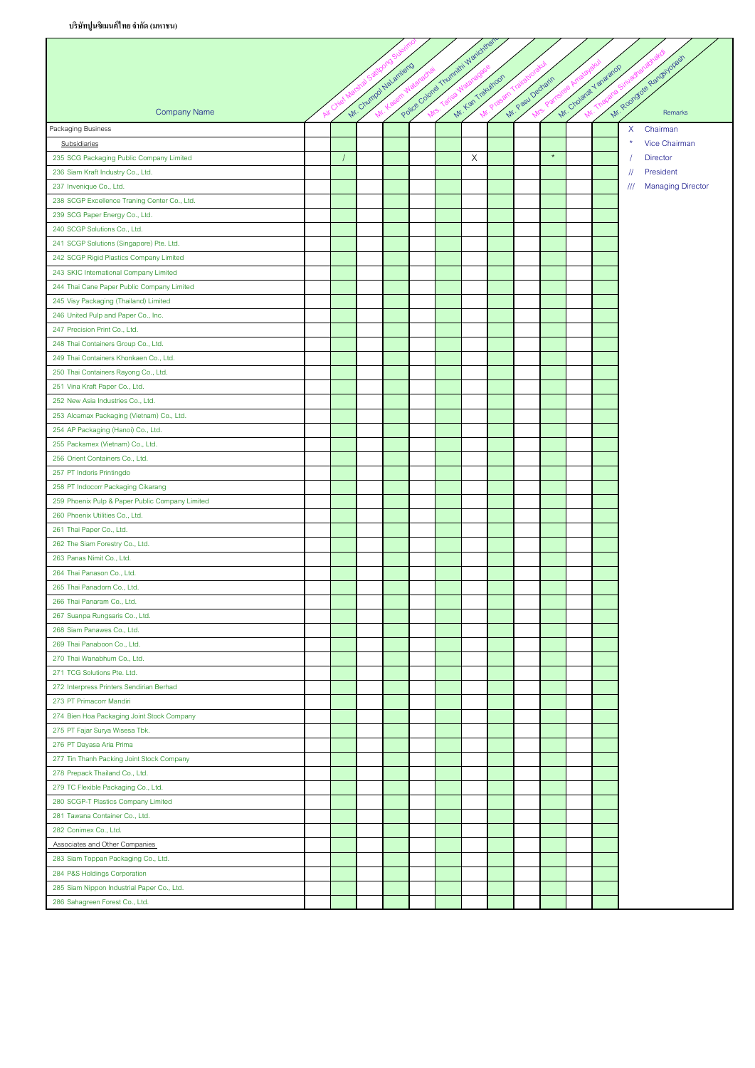| Company Name | Air Chief Marshal Satitpong Sukvimol | Mr. Chumpol NaLamlieng | Mr. Kasem Watanachai | Police Colonel Thumnithi Wanichthanom | Mrs. Tarisa Watanagase | Mr. Kan Trakulhoon | Mr. Prasarn Trairatvorakul | Mr. Pasu Decharin | Mrs. Parnsiree Amatayakul | Mr. Cholanat Yanaranop | Mr. Thapana Sirivadhanabhakdi | Mr. Roongrote Rangsiyopash | Remarks |
|---|---|---|---|---|---|---|---|---|---|---|---|---|---|
| Packaging Business | | | | | | | | | | | | | X Chairman |
| Subsidiaries | | | | | | | | | | | | | * Vice Chairman |
| 235 SCG Packaging Public Company Limited | | / | | | | | X | | | * | | | / Director |
| 236 Siam Kraft Industry Co., Ltd. | | | | | | | | | | | | | // President |
| 237 Invenique Co., Ltd. | | | | | | | | | | | | | /// Managing Director |
| 238 SCGP Excellence Traning Center Co., Ltd. | | | | | | | | | | | | | |
| 239 SCG Paper Energy Co., Ltd. | | | | | | | | | | | | | |
| 240 SCGP Solutions Co., Ltd. | | | | | | | | | | | | | |
| 241 SCGP Solutions (Singapore) Pte. Ltd. | | | | | | | | | | | | | |
| 242 SCGP Rigid Plastics Company Limited | | | | | | | | | | | | | |
| 243 SKIC International Company Limited | | | | | | | | | | | | | |
| 244 Thai Cane Paper Public Company Limited | | | | | | | | | | | | | |
| 245 Visy Packaging (Thailand) Limited | | | | | | | | | | | | | |
| 246 United Pulp and Paper Co., Inc. | | | | | | | | | | | | | |
| 247 Precision Print Co., Ltd. | | | | | | | | | | | | | |
| 248 Thai Containers Group Co., Ltd. | | | | | | | | | | | | | |
| 249 Thai Containers Khonkaen Co., Ltd. | | | | | | | | | | | | | |
| 250 Thai Containers Rayong Co., Ltd. | | | | | | | | | | | | | |
| 251 Vina Kraft Paper Co., Ltd. | | | | | | | | | | | | | |
| 252 New Asia Industries Co., Ltd. | | | | | | | | | | | | | |
| 253 Alcamax Packaging (Vietnam) Co., Ltd. | | | | | | | | | | | | | |
| 254 AP Packaging (Hanoi) Co., Ltd. | | | | | | | | | | | | | |
| 255 Packamex (Vietnam) Co., Ltd. | | | | | | | | | | | | | |
| 256 Orient Containers Co., Ltd. | | | | | | | | | | | | | |
| 257 PT Indoris Printingdo | | | | | | | | | | | | | |
| 258 PT Indocorr Packaging Cikarang | | | | | | | | | | | | | |
| 259 Phoenix Pulp & Paper Public Company Limited | | | | | | | | | | | | | |
| 260 Phoenix Utilities Co., Ltd. | | | | | | | | | | | | | |
| 261 Thai Paper Co., Ltd. | | | | | | | | | | | | | |
| 262 The Siam Forestry Co., Ltd. | | | | | | | | | | | | | |
| 263 Panas Nimit Co., Ltd. | | | | | | | | | | | | | |
| 264 Thai Panason Co., Ltd. | | | | | | | | | | | | | |
| 265 Thai Panadorn Co., Ltd. | | | | | | | | | | | | | |
| 266 Thai Panaram Co., Ltd. | | | | | | | | | | | | | |
| 267 Suanpa Rungsaris Co., Ltd. | | | | | | | | | | | | | |
| 268 Siam Panawes Co., Ltd. | | | | | | | | | | | | | |
| 269 Thai Panaboon Co., Ltd. | | | | | | | | | | | | | |
| 270 Thai Wanabhum Co., Ltd. | | | | | | | | | | | | | |
| 271 TCG Solutions Pte. Ltd. | | | | | | | | | | | | | |
| 272 Interpress Printers Sendirian Berhad | | | | | | | | | | | | | |
| 273 PT Primacorr Mandiri | | | | | | | | | | | | | |
| 274 Bien Hoa Packaging Joint Stock Company | | | | | | | | | | | | | |
| 275 PT Fajar Surya Wisesa Tbk. | | | | | | | | | | | | | |
| 276 PT Dayasa Aria Prima | | | | | | | | | | | | | |
| 277 Tin Thanh Packing Joint Stock Company | | | | | | | | | | | | | |
| 278 Prepack Thailand Co., Ltd. | | | | | | | | | | | | | |
| 279 TC Flexible Packaging Co., Ltd. | | | | | | | | | | | | | |
| 280 SCGP-T Plastics Company Limited | | | | | | | | | | | | | |
| 281 Tawana Container Co., Ltd. | | | | | | | | | | | | | |
| 282 Conimex Co., Ltd. | | | | | | | | | | | | | |
| Associates and Other Companies | | | | | | | | | | | | | |
| 283 Siam Toppan Packaging Co., Ltd. | | | | | | | | | | | | | |
| 284 P&S Holdings Corporation | | | | | | | | | | | | | |
| 285 Siam Nippon Industrial Paper Co., Ltd. | | | | | | | | | | | | | |
| 286 Sahagreen Forest Co., Ltd. | | | | | | | | | | | | | |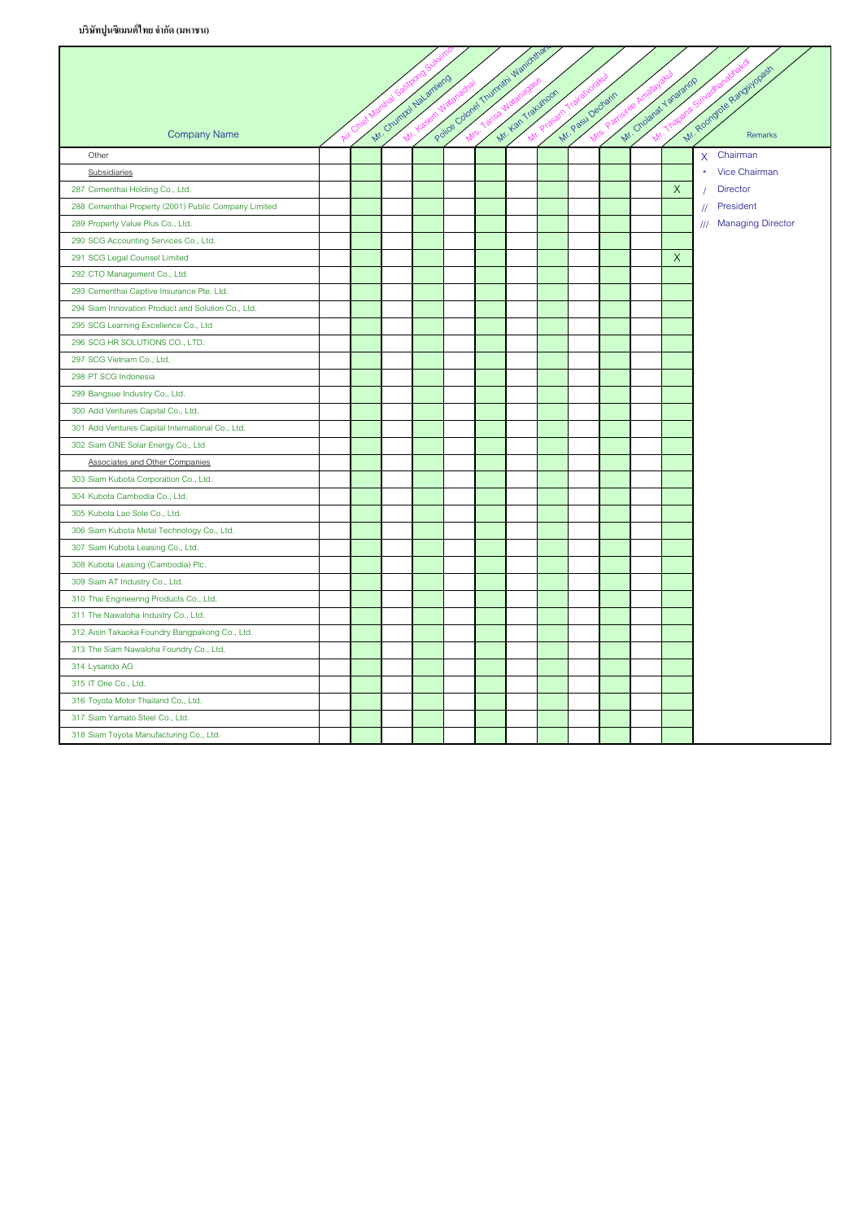| Company Name | Air Chief Marshal Satitpong Sukvimol | Mr. Chumpol NaLamlieng | Mr. Kasem Watanachai | Police Colonel Thumnithi Wanichthanom | Mrs. Tarisa Watanagase | Mr. Kan Trakulhoon | Mr. Prasarn Trairatvorakul | Mr. Pasu Decharin | Mrs. Parnsiree Amatayakul | Mr. Cholanat Yanaranop | Mr. Thapana Sirivadhanabhakdi | Mr. Roongrote Rangsiyopash | Remarks |
|---|---|---|---|---|---|---|---|---|---|---|---|---|---|
| Other | | | | | | | | | | | | | X Chairman |
| Subsidiaries | | | | | | | | | | | | | * Vice Chairman |
| 287 Cementhai Holding Co., Ltd. | | | | | | | | | | | | X | / Director |
| 288 Cementhai Property (2001) Public Company Limited | | | | | | | | | | | | | // President |
| 289 Property Value Plus Co., Ltd. | | | | | | | | | | | | | /// Managing Director |
| 290 SCG Accounting Services Co., Ltd. | | | | | | | | | | | | | |
| 291 SCG Legal Counsel Limited | | | | | | | | | | | | X | |
| 292 CTO Management Co., Ltd. | | | | | | | | | | | | | |
| 293 Cementhai Captive Insurance Pte. Ltd. | | | | | | | | | | | | | |
| 294 Siam Innovation Product and Solution Co., Ltd. | | | | | | | | | | | | | |
| 295 SCG Learning Excellence Co., Ltd | | | | | | | | | | | | | |
| 296 SCG HR SOLUTIONS CO., LTD. | | | | | | | | | | | | | |
| 297 SCG Vietnam Co., Ltd. | | | | | | | | | | | | | |
| 298 PT SCG Indonesia | | | | | | | | | | | | | |
| 299 Bangsue Industry Co., Ltd. | | | | | | | | | | | | | |
| 300 Add Ventures Capital Co., Ltd. | | | | | | | | | | | | | |
| 301 Add Ventures Capital International Co., Ltd. | | | | | | | | | | | | | |
| 302 Siam GNE Solar Energy Co., Ltd | | | | | | | | | | | | | |
| Associates and Other Companies | | | | | | | | | | | | | |
| 303 Siam Kubota Corporation Co., Ltd. | | | | | | | | | | | | | |
| 304 Kubota Cambodia Co., Ltd. | | | | | | | | | | | | | |
| 305 Kubota Lao Sole Co., Ltd. | | | | | | | | | | | | | |
| 306 Siam Kubota Metal Technology Co., Ltd. | | | | | | | | | | | | | |
| 307 Siam Kubota Leasing Co., Ltd. | | | | | | | | | | | | | |
| 308 Kubota Leasing (Cambodia) Plc. | | | | | | | | | | | | | |
| 309 Siam AT Industry Co., Ltd. | | | | | | | | | | | | | |
| 310 Thai Engineering Products Co., Ltd. | | | | | | | | | | | | | |
| 311 The Nawaloha Industry Co., Ltd. | | | | | | | | | | | | | |
| 312 Aisin Takaoka Foundry Bangpakong Co., Ltd. | | | | | | | | | | | | | |
| 313 The Siam Nawaloha Foundry Co., Ltd. | | | | | | | | | | | | | |
| 314 Lysando AG | | | | | | | | | | | | | |
| 315 IT One Co., Ltd. | | | | | | | | | | | | | |
| 316 Toyota Motor Thailand Co., Ltd. | | | | | | | | | | | | | |
| 317 Siam Yamato Steel Co., Ltd. | | | | | | | | | | | | | |
| 318 Siam Toyota Manufacturing Co., Ltd. | | | | | | | | | | | | | |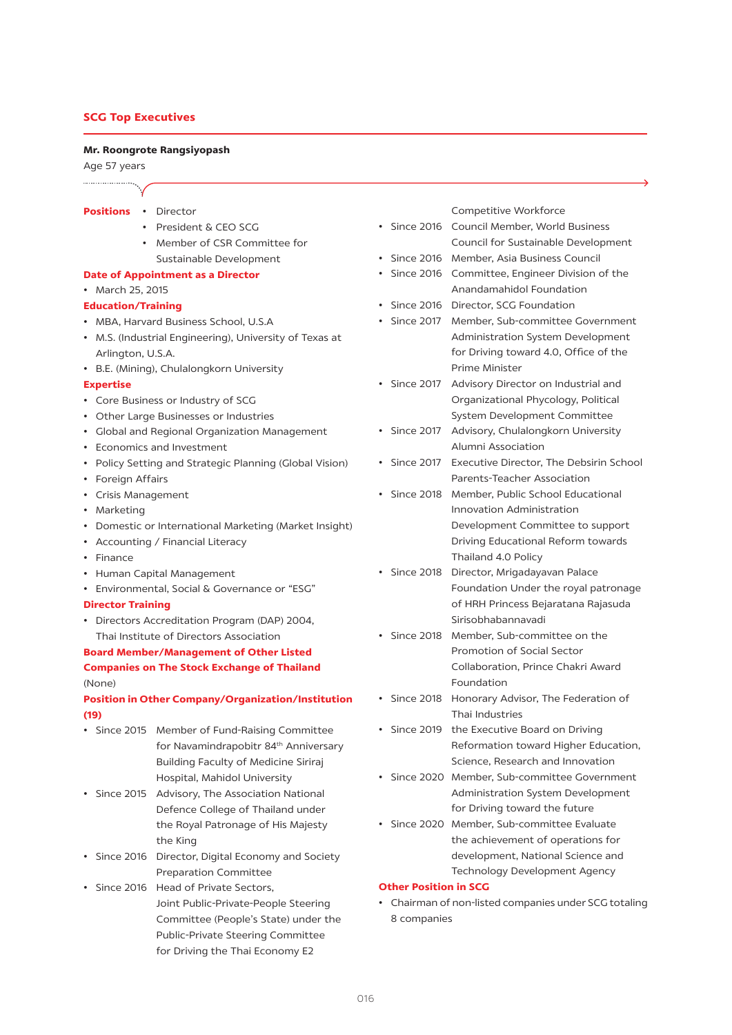## SCG Top Executives

**Mr. Roongrote Rangsiyopash**

Age 57 years

**Positions**
- Director
- President & CEO SCG
- Member of CSR Committee for Sustainable Development

**Date of Appointment as a Director**
- March 25, 2015

**Education/Training**
- MBA, Harvard Business School, U.S.A
- M.S. (Industrial Engineering), University of Texas at Arlington, U.S.A.
- B.E. (Mining), Chulalongkorn University

**Expertise**
- Core Business or Industry of SCG
- Other Large Businesses or Industries
- Global and Regional Organization Management
- Economics and Investment
- Policy Setting and Strategic Planning (Global Vision)
- Foreign Affairs
- Crisis Management
- Marketing
- Domestic or International Marketing (Market Insight)
- Accounting / Financial Literacy
- Finance
- Human Capital Management
- Environmental, Social & Governance or "ESG"

**Director Training**
- Directors Accreditation Program (DAP) 2004, Thai Institute of Directors Association

**Board Member/Management of Other Listed Companies on The Stock Exchange of Thailand**

(None)

**Position in Other Company/Organization/Institution (19)**
- Since 2015 Member of Fund-Raising Committee for Navamindrapobitr 84th Anniversary Building Faculty of Medicine Siriraj Hospital, Mahidol University
- Since 2015 Advisory, The Association National Defence College of Thailand under the Royal Patronage of His Majesty the King
- Since 2016 Director, Digital Economy and Society Preparation Committee
- Since 2016 Head of Private Sectors, Joint Public-Private-People Steering Committee (People's State) under the Public-Private Steering Committee for Driving the Thai Economy E2 Competitive Workforce
- Since 2016 Council Member, World Business Council for Sustainable Development
- Since 2016 Member, Asia Business Council
- Since 2016 Committee, Engineer Division of the Anandamahidol Foundation
- Since 2016 Director, SCG Foundation
- Since 2017 Member, Sub-committee Government Administration System Development for Driving toward 4.0, Office of the Prime Minister
- Since 2017 Advisory Director on Industrial and Organizational Phycology, Political System Development Committee
- Since 2017 Advisory, Chulalongkorn University Alumni Association
- Since 2017 Executive Director, The Debsirin School Parents-Teacher Association
- Since 2018 Member, Public School Educational Innovation Administration Development Committee to support Driving Educational Reform towards Thailand 4.0 Policy
- Since 2018 Director, Mrigadayavan Palace Foundation Under the royal patronage of HRH Princess Bejaratana Rajasuda Sirisobhabannavadi
- Since 2018 Member, Sub-committee on the Promotion of Social Sector Collaboration, Prince Chakri Award Foundation
- Since 2018 Honorary Advisor, The Federation of Thai Industries
- Since 2019 the Executive Board on Driving Reformation toward Higher Education, Science, Research and Innovation
- Since 2020 Member, Sub-committee Government Administration System Development for Driving toward the future
- Since 2020 Member, Sub-committee Evaluate the achievement of operations for development, National Science and Technology Development Agency

**Other Position in SCG**
- Chairman of non-listed companies under SCG totaling 8 companies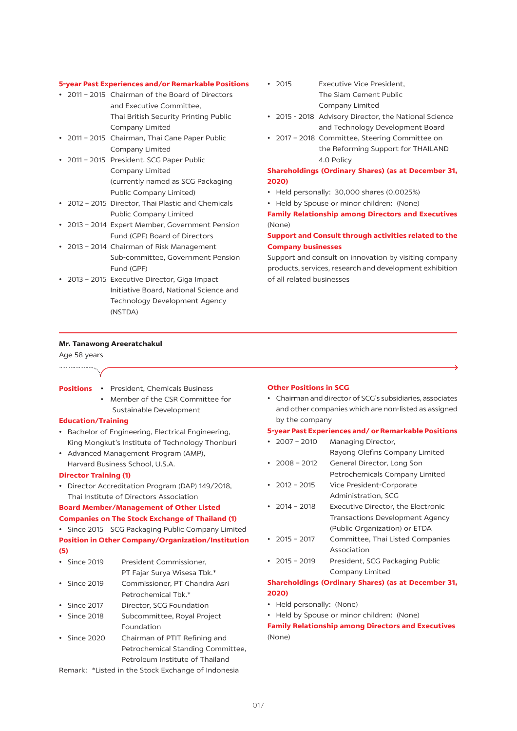**5-year Past Experiences and/or Remarkable Positions**

- 2011 – 2015 Chairman of the Board of Directors and Executive Committee, Thai British Security Printing Public Company Limited
- 2011 – 2015 Chairman, Thai Cane Paper Public Company Limited
- 2011 – 2015 President, SCG Paper Public Company Limited (currently named as SCG Packaging Public Company Limited)
- 2012 – 2015 Director, Thai Plastic and Chemicals Public Company Limited
- 2013 – 2014 Expert Member, Government Pension Fund (GPF) Board of Directors
- 2013 – 2014 Chairman of Risk Management Sub-committee, Government Pension Fund (GPF)
- 2013 – 2015 Executive Director, Giga Impact Initiative Board, National Science and Technology Development Agency (NSTDA)
- 2015 Executive Vice President, The Siam Cement Public Company Limited
- 2015 - 2018 Advisory Director, the National Science and Technology Development Board
- 2017 – 2018 Committee, Steering Committee on the Reforming Support for THAILAND 4.0 Policy

**Shareholdings (Ordinary Shares) (as at December 31, 2020)**

- Held personally: 30,000 shares (0.0025%)
- Held by Spouse or minor children: (None)

**Family Relationship among Directors and Executives**

(None)

**Support and Consult through activities related to the Company businesses**

Support and consult on innovation by visiting company products, services, research and development exhibition of all related businesses

---

**Mr. Tanawong Areeratchakul**

Age 58 years

**Positions**

- President, Chemicals Business
- Member of the CSR Committee for Sustainable Development

**Education/Training**

- Bachelor of Engineering, Electrical Engineering, King Mongkut's Institute of Technology Thonburi
- Advanced Management Program (AMP), Harvard Business School, U.S.A.

**Director Training (1)**

- Director Accreditation Program (DAP) 149/2018, Thai Institute of Directors Association

**Board Member/Management of Other Listed Companies on The Stock Exchange of Thailand (1)**

- Since 2015 SCG Packaging Public Company Limited

**Position in Other Company/Organization/Institution (5)**

- Since 2019 President Commissioner, PT Fajar Surya Wisesa Tbk.*
- Since 2019 Commissioner, PT Chandra Asri Petrochemical Tbk.*
- Since 2017 Director, SCG Foundation
- Since 2018 Subcommittee, Royal Project Foundation
- Since 2020 Chairman of PTIT Refining and Petrochemical Standing Committee, Petroleum Institute of Thailand

Remark: *Listed in the Stock Exchange of Indonesia

**Other Positions in SCG**

- Chairman and director of SCG's subsidiaries, associates and other companies which are non-listed as assigned by the company

**5-year Past Experiences and/ or Remarkable Positions**

- 2007 – 2010 Managing Director, Rayong Olefins Company Limited
- 2008 – 2012 General Director, Long Son Petrochemicals Company Limited
- 2012 – 2015 Vice President-Corporate Administration, SCG
- 2014 – 2018 Executive Director, the Electronic Transactions Development Agency (Public Organization) or ETDA
- 2015 – 2017 Committee, Thai Listed Companies Association
- 2015 – 2019 President, SCG Packaging Public Company Limited

**Shareholdings (Ordinary Shares) (as at December 31, 2020)**

- Held personally: (None)
- Held by Spouse or minor children: (None)

**Family Relationship among Directors and Executives**

(None)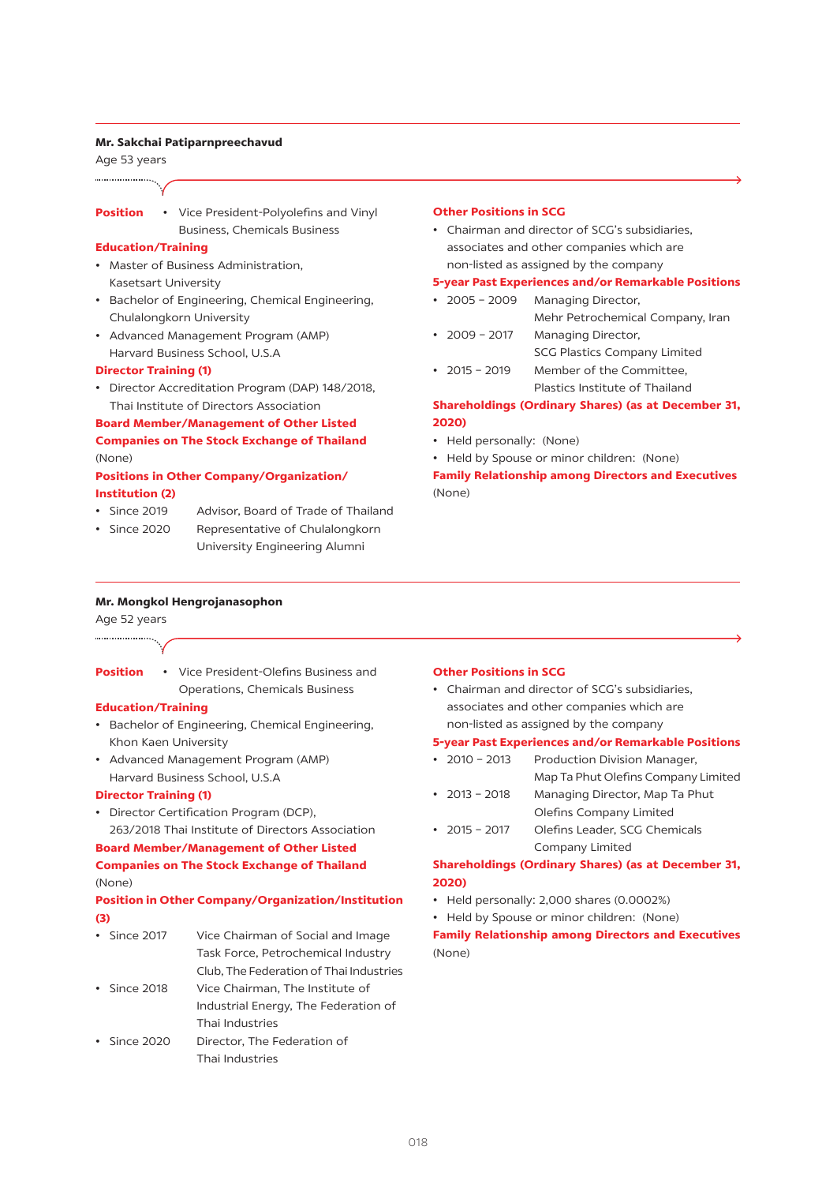## Mr. Sakchai Patiparnpreechavud

Age 53 years

**Position**

- Vice President-Polyolefins and Vinyl Business, Chemicals Business

**Education/Training**

- Master of Business Administration, Kasetsart University
- Bachelor of Engineering, Chemical Engineering, Chulalongkorn University
- Advanced Management Program (AMP) Harvard Business School, U.S.A

**Director Training (1)**

- Director Accreditation Program (DAP) 148/2018, Thai Institute of Directors Association

**Board Member/Management of Other Listed Companies on The Stock Exchange of Thailand**

(None)

**Positions in Other Company/Organization/Institution (2)**

- Since 2019 Advisor, Board of Trade of Thailand
- Since 2020 Representative of Chulalongkorn University Engineering Alumni

**Other Positions in SCG**

- Chairman and director of SCG's subsidiaries, associates and other companies which are non-listed as assigned by the company

**5-year Past Experiences and/or Remarkable Positions**

- 2005 – 2009 Managing Director, Mehr Petrochemical Company, Iran
- 2009 – 2017 Managing Director, SCG Plastics Company Limited
- 2015 – 2019 Member of the Committee, Plastics Institute of Thailand

**Shareholdings (Ordinary Shares) (as at December 31, 2020)**

- Held personally: (None)
- Held by Spouse or minor children: (None)

**Family Relationship among Directors and Executives**

(None)

## Mr. Mongkol Hengrojanasophon

Age 52 years

**Position**

- Vice President-Olefins Business and Operations, Chemicals Business

**Education/Training**

- Bachelor of Engineering, Chemical Engineering, Khon Kaen University
- Advanced Management Program (AMP) Harvard Business School, U.S.A

**Director Training (1)**

- Director Certification Program (DCP), 263/2018 Thai Institute of Directors Association

**Board Member/Management of Other Listed Companies on The Stock Exchange of Thailand**

(None)

**Position in Other Company/Organization/Institution (3)**

- Since 2017 Vice Chairman of Social and Image Task Force, Petrochemical Industry Club, The Federation of Thai Industries
- Since 2018 Vice Chairman, The Institute of Industrial Energy, The Federation of Thai Industries
- Since 2020 Director, The Federation of Thai Industries

**Other Positions in SCG**

- Chairman and director of SCG's subsidiaries, associates and other companies which are non-listed as assigned by the company

**5-year Past Experiences and/or Remarkable Positions**

- 2010 – 2013 Production Division Manager, Map Ta Phut Olefins Company Limited
- 2013 – 2018 Managing Director, Map Ta Phut Olefins Company Limited
- 2015 – 2017 Olefins Leader, SCG Chemicals Company Limited

**Shareholdings (Ordinary Shares) (as at December 31, 2020)**

- Held personally: 2,000 shares (0.0002%)
- Held by Spouse or minor children: (None)

**Family Relationship among Directors and Executives**

(None)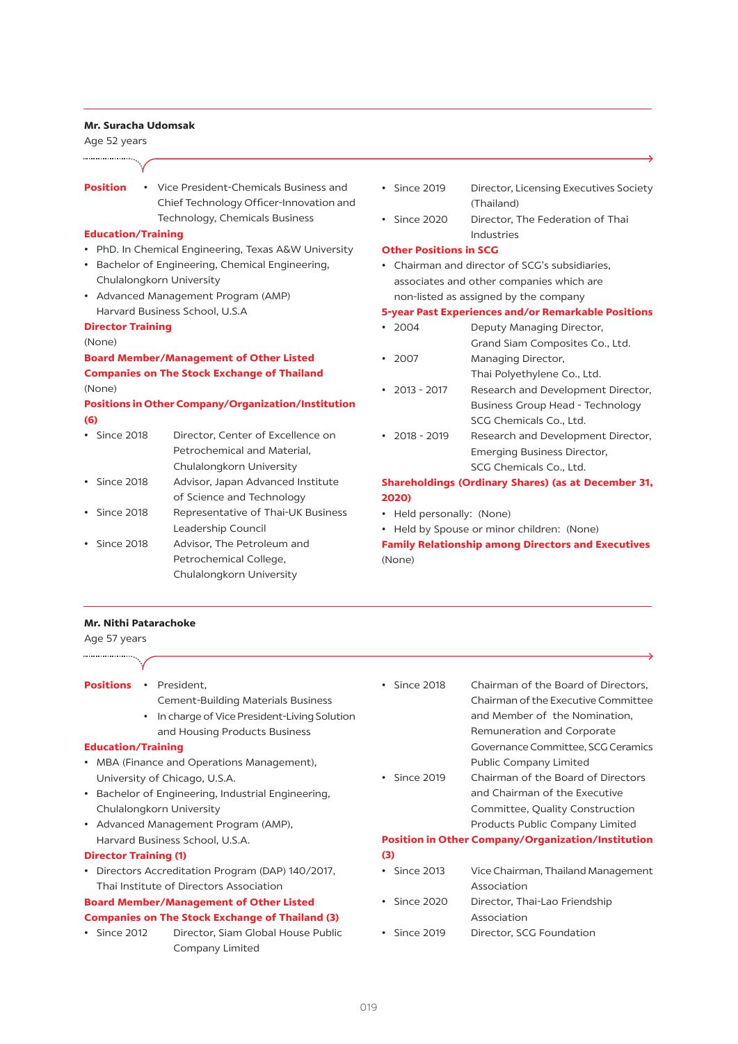**Mr. Suracha Udomsak**

Age 52 years

**Position**

- Vice President-Chemicals Business and Chief Technology Officer-Innovation and Technology, Chemicals Business

**Education/Training**

- PhD. In Chemical Engineering, Texas A&W University
- Bachelor of Engineering, Chemical Engineering, Chulalongkorn University
- Advanced Management Program (AMP) Harvard Business School, U.S.A

**Director Training**

(None)

**Board Member/Management of Other Listed Companies on The Stock Exchange of Thailand**

(None)

**Positions in Other Company/Organization/Institution (6)**

- Since 2018 — Director, Center of Excellence on Petrochemical and Material, Chulalongkorn University
- Since 2018 — Advisor, Japan Advanced Institute of Science and Technology
- Since 2018 — Representative of Thai-UK Business Leadership Council
- Since 2018 — Advisor, The Petroleum and Petrochemical College, Chulalongkorn University
- Since 2019 — Director, Licensing Executives Society (Thailand)
- Since 2020 — Director, The Federation of Thai Industries

**Other Positions in SCG**

- Chairman and director of SCG's subsidiaries, associates and other companies which are non-listed as assigned by the company

**5-year Past Experiences and/or Remarkable Positions**

- 2004 — Deputy Managing Director, Grand Siam Composites Co., Ltd.
- 2007 — Managing Director, Thai Polyethylene Co., Ltd.
- 2013 - 2017 — Research and Development Director, Business Group Head - Technology SCG Chemicals Co., Ltd.
- 2018 - 2019 — Research and Development Director, Emerging Business Director, SCG Chemicals Co., Ltd.

**Shareholdings (Ordinary Shares) (as at December 31, 2020)**

- Held personally: (None)
- Held by Spouse or minor children: (None)

**Family Relationship among Directors and Executives**

(None)

---

**Mr. Nithi Patarachoke**

Age 57 years

**Positions**

- President, Cement-Building Materials Business
- In charge of Vice President-Living Solution and Housing Products Business

**Education/Training**

- MBA (Finance and Operations Management), University of Chicago, U.S.A.
- Bachelor of Engineering, Industrial Engineering, Chulalongkorn University
- Advanced Management Program (AMP), Harvard Business School, U.S.A.

**Director Training (1)**

- Directors Accreditation Program (DAP) 140/2017, Thai Institute of Directors Association

**Board Member/Management of Other Listed Companies on The Stock Exchange of Thailand (3)**

- Since 2012 — Director, Siam Global House Public Company Limited
- Since 2018 — Chairman of the Board of Directors, Chairman of the Executive Committee and Member of the Nomination, Remuneration and Corporate Governance Committee, SCG Ceramics Public Company Limited
- Since 2019 — Chairman of the Board of Directors and Chairman of the Executive Committee, Quality Construction Products Public Company Limited

**Position in Other Company/Organization/Institution (3)**

- Since 2013 — Vice Chairman, Thailand Management Association
- Since 2020 — Director, Thai-Lao Friendship Association
- Since 2019 — Director, SCG Foundation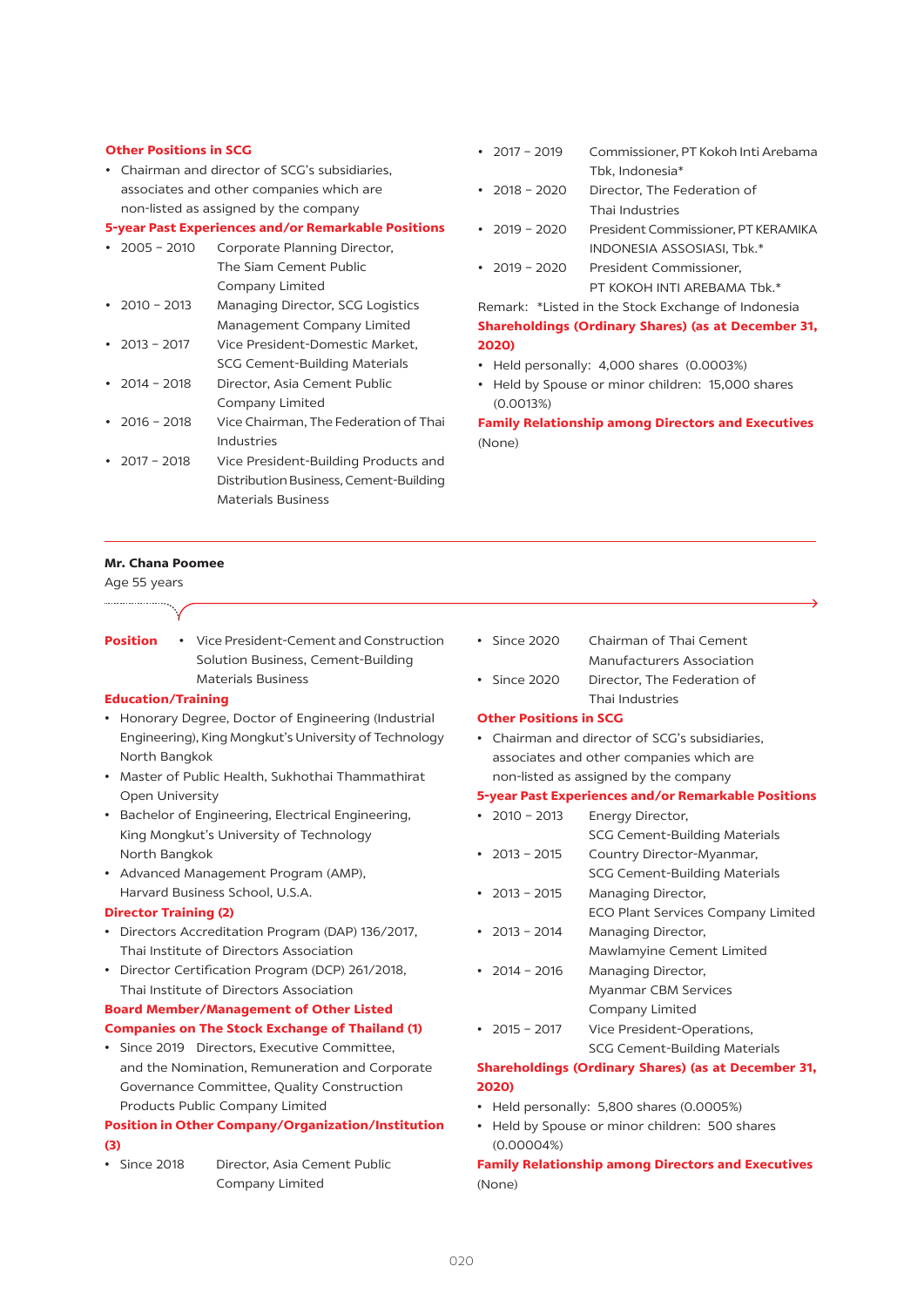**Other Positions in SCG**

- Chairman and director of SCG's subsidiaries, associates and other companies which are non-listed as assigned by the company

**5-year Past Experiences and/or Remarkable Positions**

- 2005 – 2010 Corporate Planning Director, The Siam Cement Public Company Limited
- 2010 – 2013 Managing Director, SCG Logistics Management Company Limited
- 2013 – 2017 Vice President-Domestic Market, SCG Cement-Building Materials
- 2014 – 2018 Director, Asia Cement Public Company Limited
- 2016 – 2018 Vice Chairman, The Federation of Thai Industries
- 2017 – 2018 Vice President-Building Products and Distribution Business, Cement-Building Materials Business
- 2017 – 2019 Commissioner, PT Kokoh Inti Arebama Tbk, Indonesia*
- 2018 – 2020 Director, The Federation of Thai Industries
- 2019 – 2020 President Commissioner, PT KERAMIKA INDONESIA ASSOSIASI, Tbk.*
- 2019 – 2020 President Commissioner, PT KOKOH INTI AREBAMA Tbk.*

Remark: *Listed in the Stock Exchange of Indonesia

**Shareholdings (Ordinary Shares) (as at December 31, 2020)**

- Held personally: 4,000 shares (0.0003%)
- Held by Spouse or minor children: 15,000 shares (0.0013%)

**Family Relationship among Directors and Executives**

(None)

---

**Mr. Chana Poomee**

Age 55 years

**Position**

- Vice President-Cement and Construction Solution Business, Cement-Building Materials Business

**Education/Training**

- Honorary Degree, Doctor of Engineering (Industrial Engineering), King Mongkut's University of Technology North Bangkok
- Master of Public Health, Sukhothai Thammathirat Open University
- Bachelor of Engineering, Electrical Engineering, King Mongkut's University of Technology North Bangkok
- Advanced Management Program (AMP), Harvard Business School, U.S.A.

**Director Training (2)**

- Directors Accreditation Program (DAP) 136/2017, Thai Institute of Directors Association
- Director Certification Program (DCP) 261/2018, Thai Institute of Directors Association

**Board Member/Management of Other Listed Companies on The Stock Exchange of Thailand (1)**

- Since 2019 Directors, Executive Committee, and the Nomination, Remuneration and Corporate Governance Committee, Quality Construction Products Public Company Limited

**Position in Other Company/Organization/Institution (3)**

- Since 2018 Director, Asia Cement Public Company Limited
- Since 2020 Chairman of Thai Cement Manufacturers Association
- Since 2020 Director, The Federation of Thai Industries

**Other Positions in SCG**

- Chairman and director of SCG's subsidiaries, associates and other companies which are non-listed as assigned by the company

**5-year Past Experiences and/or Remarkable Positions**

- 2010 – 2013 Energy Director, SCG Cement-Building Materials
- 2013 – 2015 Country Director-Myanmar, SCG Cement-Building Materials
- 2013 – 2015 Managing Director, ECO Plant Services Company Limited
- 2013 – 2014 Managing Director, Mawlamyine Cement Limited
- 2014 – 2016 Managing Director, Myanmar CBM Services Company Limited
- 2015 – 2017 Vice President-Operations, SCG Cement-Building Materials

**Shareholdings (Ordinary Shares) (as at December 31, 2020)**

- Held personally: 5,800 shares (0.0005%)
- Held by Spouse or minor children: 500 shares (0.00004%)

**Family Relationship among Directors and Executives**

(None)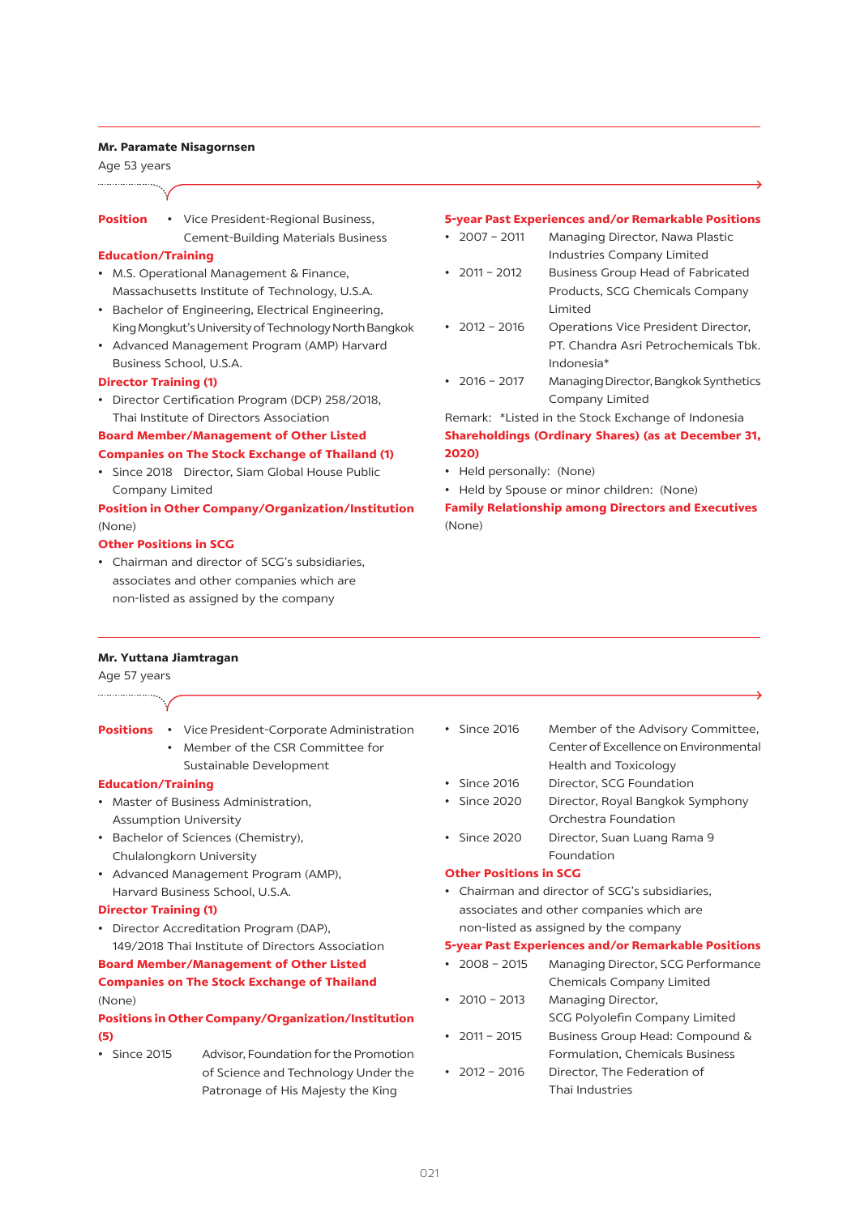## Mr. Paramate Nisagornsen

Age 53 years

**Position**

- Vice President-Regional Business, Cement-Building Materials Business

**Education/Training**

- M.S. Operational Management & Finance, Massachusetts Institute of Technology, U.S.A.
- Bachelor of Engineering, Electrical Engineering, King Mongkut's University of Technology North Bangkok
- Advanced Management Program (AMP) Harvard Business School, U.S.A.

**Director Training (1)**

- Director Certification Program (DCP) 258/2018, Thai Institute of Directors Association

**Board Member/Management of Other Listed Companies on The Stock Exchange of Thailand (1)**

- Since 2018 Director, Siam Global House Public Company Limited

**Position in Other Company/Organization/Institution**

(None)

**Other Positions in SCG**

- Chairman and director of SCG's subsidiaries, associates and other companies which are non-listed as assigned by the company

**5-year Past Experiences and/or Remarkable Positions**

- 2007 – 2011 Managing Director, Nawa Plastic Industries Company Limited
- 2011 – 2012 Business Group Head of Fabricated Products, SCG Chemicals Company Limited
- 2012 – 2016 Operations Vice President Director, PT. Chandra Asri Petrochemicals Tbk. Indonesia*
- 2016 – 2017 Managing Director, Bangkok Synthetics Company Limited

Remark: *Listed in the Stock Exchange of Indonesia

**Shareholdings (Ordinary Shares) (as at December 31, 2020)**

- Held personally: (None)
- Held by Spouse or minor children: (None)

**Family Relationship among Directors and Executives**

(None)

## Mr. Yuttana Jiamtragan

Age 57 years

**Positions**

- Vice President-Corporate Administration
- Member of the CSR Committee for Sustainable Development

**Education/Training**

- Master of Business Administration, Assumption University
- Bachelor of Sciences (Chemistry), Chulalongkorn University
- Advanced Management Program (AMP), Harvard Business School, U.S.A.

**Director Training (1)**

- Director Accreditation Program (DAP), 149/2018 Thai Institute of Directors Association

**Board Member/Management of Other Listed Companies on The Stock Exchange of Thailand**

(None)

**Positions in Other Company/Organization/Institution (5)**

- Since 2015 Advisor, Foundation for the Promotion of Science and Technology Under the Patronage of His Majesty the King
- Since 2016 Member of the Advisory Committee, Center of Excellence on Environmental Health and Toxicology
- Since 2016 Director, SCG Foundation
- Since 2020 Director, Royal Bangkok Symphony Orchestra Foundation
- Since 2020 Director, Suan Luang Rama 9 Foundation

**Other Positions in SCG**

- Chairman and director of SCG's subsidiaries, associates and other companies which are non-listed as assigned by the company

**5-year Past Experiences and/or Remarkable Positions**

- 2008 – 2015 Managing Director, SCG Performance Chemicals Company Limited
- 2010 – 2013 Managing Director, SCG Polyolefin Company Limited
- 2011 – 2015 Business Group Head: Compound & Formulation, Chemicals Business
- 2012 – 2016 Director, The Federation of Thai Industries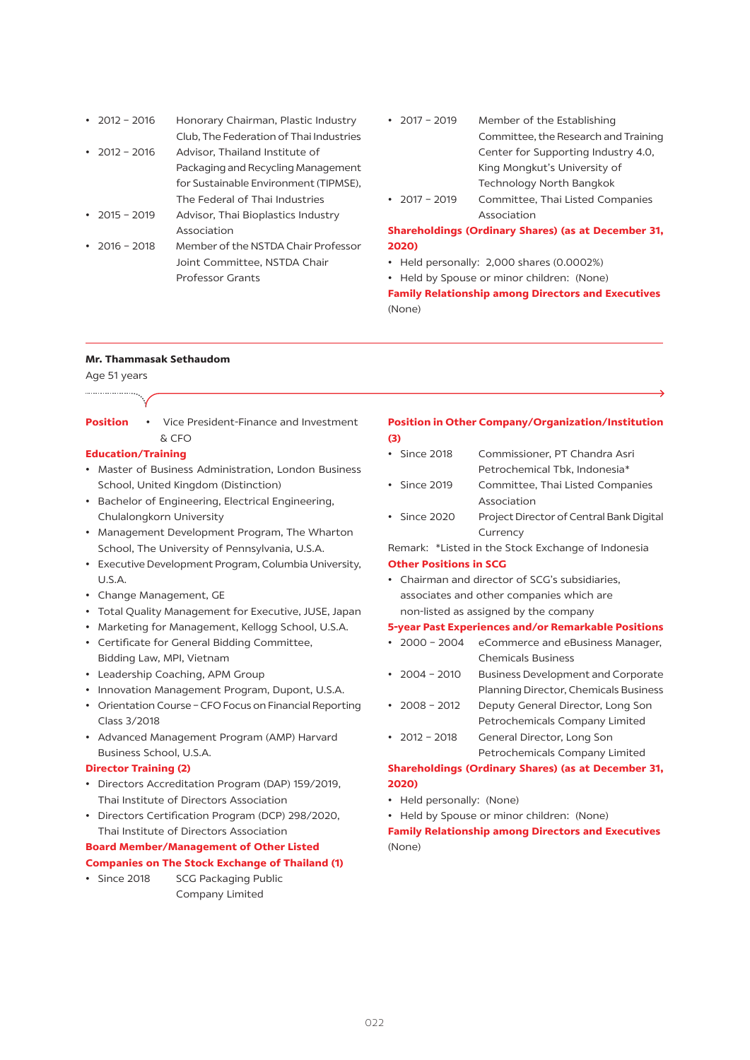- 2012 – 2016 Honorary Chairman, Plastic Industry Club, The Federation of Thai Industries
- 2012 – 2016 Advisor, Thailand Institute of Packaging and Recycling Management for Sustainable Environment (TIPMSE), The Federal of Thai Industries
- 2015 – 2019 Advisor, Thai Bioplastics Industry Association
- 2016 – 2018 Member of the NSTDA Chair Professor Joint Committee, NSTDA Chair Professor Grants
- 2017 – 2019 Member of the Establishing Committee, the Research and Training Center for Supporting Industry 4.0, King Mongkut's University of Technology North Bangkok
- 2017 – 2019 Committee, Thai Listed Companies Association

**Shareholdings (Ordinary Shares) (as at December 31, 2020)**

- Held personally: 2,000 shares (0.0002%)
- Held by Spouse or minor children: (None)

**Family Relationship among Directors and Executives**

(None)

---

**Mr. Thammasak Sethaudom**

Age 51 years

**Position**

- Vice President-Finance and Investment & CFO

**Education/Training**

- Master of Business Administration, London Business School, United Kingdom (Distinction)
- Bachelor of Engineering, Electrical Engineering, Chulalongkorn University
- Management Development Program, The Wharton School, The University of Pennsylvania, U.S.A.
- Executive Development Program, Columbia University, U.S.A.
- Change Management, GE
- Total Quality Management for Executive, JUSE, Japan
- Marketing for Management, Kellogg School, U.S.A.
- Certificate for General Bidding Committee, Bidding Law, MPI, Vietnam
- Leadership Coaching, APM Group
- Innovation Management Program, Dupont, U.S.A.
- Orientation Course – CFO Focus on Financial Reporting Class 3/2018
- Advanced Management Program (AMP) Harvard Business School, U.S.A.

**Director Training (2)**

- Directors Accreditation Program (DAP) 159/2019, Thai Institute of Directors Association
- Directors Certification Program (DCP) 298/2020, Thai Institute of Directors Association

**Board Member/Management of Other Listed Companies on The Stock Exchange of Thailand (1)**

- Since 2018 SCG Packaging Public Company Limited

**Position in Other Company/Organization/Institution (3)**

- Since 2018 Commissioner, PT Chandra Asri Petrochemical Tbk, Indonesia*
- Since 2019 Committee, Thai Listed Companies Association
- Since 2020 Project Director of Central Bank Digital Currency

Remark: *Listed in the Stock Exchange of Indonesia

**Other Positions in SCG**

- Chairman and director of SCG's subsidiaries, associates and other companies which are non-listed as assigned by the company

**5-year Past Experiences and/or Remarkable Positions**

- 2000 – 2004 eCommerce and eBusiness Manager, Chemicals Business
- 2004 – 2010 Business Development and Corporate Planning Director, Chemicals Business
- 2008 – 2012 Deputy General Director, Long Son Petrochemicals Company Limited
- 2012 – 2018 General Director, Long Son Petrochemicals Company Limited

**Shareholdings (Ordinary Shares) (as at December 31, 2020)**

- Held personally: (None)
- Held by Spouse or minor children: (None)

**Family Relationship among Directors and Executives**

(None)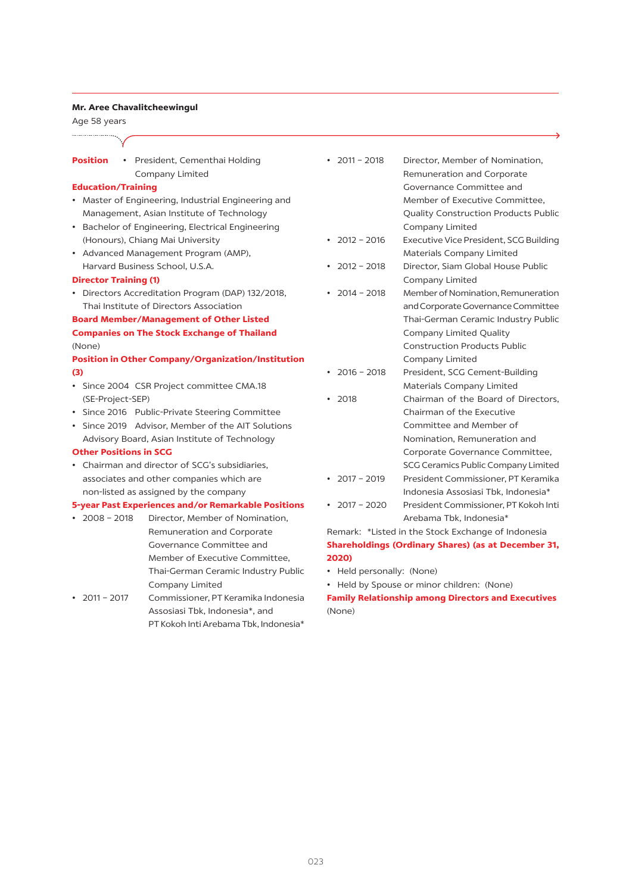**Mr. Aree Chavalitcheewingul**

Age 58 years

**Position**

- President, Cementhai Holding Company Limited

**Education/Training**

- Master of Engineering, Industrial Engineering and Management, Asian Institute of Technology
- Bachelor of Engineering, Electrical Engineering (Honours), Chiang Mai University
- Advanced Management Program (AMP), Harvard Business School, U.S.A.

**Director Training (1)**

- Directors Accreditation Program (DAP) 132/2018, Thai Institute of Directors Association

**Board Member/Management of Other Listed Companies on The Stock Exchange of Thailand**

(None)

**Position in Other Company/Organization/Institution (3)**

- Since 2004 CSR Project committee CMA.18 (SE-Project-SEP)
- Since 2016 Public-Private Steering Committee
- Since 2019 Advisor, Member of the AIT Solutions Advisory Board, Asian Institute of Technology

**Other Positions in SCG**

- Chairman and director of SCG's subsidiaries, associates and other companies which are non-listed as assigned by the company

**5-year Past Experiences and/or Remarkable Positions**

- 2008 – 2018 Director, Member of Nomination, Remuneration and Corporate Governance Committee and Member of Executive Committee, Thai-German Ceramic Industry Public Company Limited
- 2011 – 2017 Commissioner, PT Keramika Indonesia Assosiasi Tbk, Indonesia*, and PT Kokoh Inti Arebama Tbk, Indonesia*
- 2011 – 2018 Director, Member of Nomination, Remuneration and Corporate Governance Committee and Member of Executive Committee, Quality Construction Products Public Company Limited
- 2012 – 2016 Executive Vice President, SCG Building Materials Company Limited
- 2012 – 2018 Director, Siam Global House Public Company Limited
- 2014 – 2018 Member of Nomination, Remuneration and Corporate Governance Committee Thai-German Ceramic Industry Public Company Limited Quality Construction Products Public Company Limited
- 2016 – 2018 President, SCG Cement-Building Materials Company Limited
- 2018 Chairman of the Board of Directors, Chairman of the Executive Committee and Member of Nomination, Remuneration and Corporate Governance Committee, SCG Ceramics Public Company Limited
- 2017 – 2019 President Commissioner, PT Keramika Indonesia Assosiasi Tbk, Indonesia*
- 2017 – 2020 President Commissioner, PT Kokoh Inti Arebama Tbk, Indonesia*

Remark: *Listed in the Stock Exchange of Indonesia

**Shareholdings (Ordinary Shares) (as at December 31, 2020)**

- Held personally: (None)
- Held by Spouse or minor children: (None)

**Family Relationship among Directors and Executives**

(None)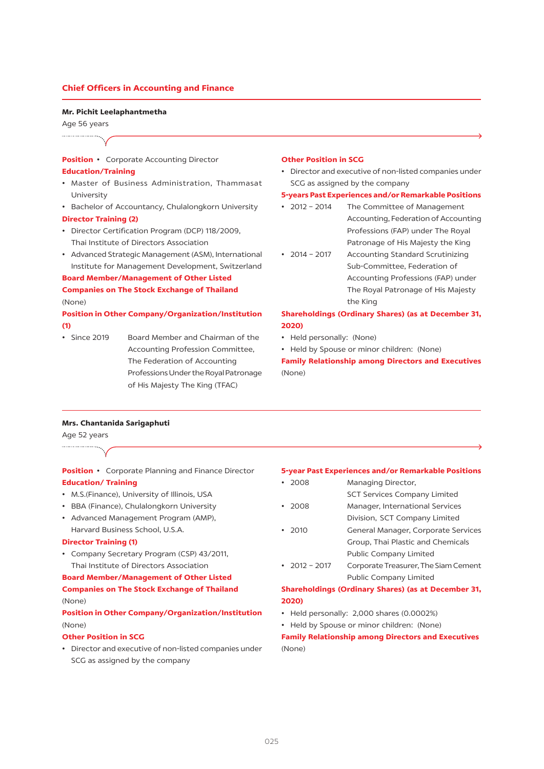## Chief Officers in Accounting and Finance

### Mr. Pichit Leelaphantmetha

Age 56 years

**Position** • Corporate Accounting Director

**Education/Training**

- Master of Business Administration, Thammasat University
- Bachelor of Accountancy, Chulalongkorn University

**Director Training (2)**

- Director Certification Program (DCP) 118/2009, Thai Institute of Directors Association
- Advanced Strategic Management (ASM), International Institute for Management Development, Switzerland

**Board Member/Management of Other Listed Companies on The Stock Exchange of Thailand**

(None)

**Position in Other Company/Organization/Institution (1)**

- Since 2019 Board Member and Chairman of the Accounting Profession Committee, The Federation of Accounting Professions Under the Royal Patronage of His Majesty The King (TFAC)

**Other Position in SCG**

- Director and executive of non-listed companies under SCG as assigned by the company

**5-years Past Experiences and/or Remarkable Positions**

- 2012 – 2014 The Committee of Management Accounting, Federation of Accounting Professions (FAP) under The Royal Patronage of His Majesty the King
- 2014 – 2017 Accounting Standard Scrutinizing Sub-Committee, Federation of Accounting Professions (FAP) under The Royal Patronage of His Majesty the King

**Shareholdings (Ordinary Shares) (as at December 31, 2020)**

- Held personally: (None)
- Held by Spouse or minor children: (None)

**Family Relationship among Directors and Executives**

(None)

### Mrs. Chantanida Sarigaphuti

Age 52 years

**Position** • Corporate Planning and Finance Director

**Education/ Training**

- M.S.(Finance), University of Illinois, USA
- BBA (Finance), Chulalongkorn University
- Advanced Management Program (AMP), Harvard Business School, U.S.A.

**Director Training (1)**

- Company Secretary Program (CSP) 43/2011, Thai Institute of Directors Association

**Board Member/Management of Other Listed Companies on The Stock Exchange of Thailand**

(None)

**Position in Other Company/Organization/Institution**

(None)

**Other Position in SCG**

- Director and executive of non-listed companies under SCG as assigned by the company

**5-year Past Experiences and/or Remarkable Positions**

- 2008 Managing Director, SCT Services Company Limited
- 2008 Manager, International Services Division, SCT Company Limited
- 2010 General Manager, Corporate Services Group, Thai Plastic and Chemicals Public Company Limited
- 2012 – 2017 Corporate Treasurer, The Siam Cement Public Company Limited

**Shareholdings (Ordinary Shares) (as at December 31, 2020)**

- Held personally: 2,000 shares (0.0002%)
- Held by Spouse or minor children: (None)

**Family Relationship among Directors and Executives**

(None)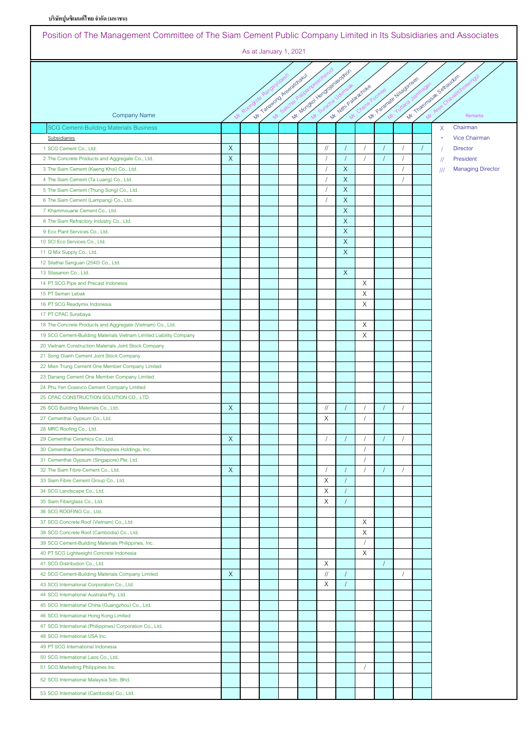บริษัทปูนซิเมนต์ไทย จำกัด (มหาชน)

# Position of The Management Committee of The Siam Cement Public Company Limited in Its Subsidiaries and Associates

As at January 1, 2021

| Company Name | Mr. Roongrote Rangsiyopash | Mr. Tanawong Areeratchakul | Mr. Sakchai Patiparnpreechavud | Mr. Mongkol Hengrojanasophon | Mr. Suracha Udomsak | Mr. Nithi Patarachoke | Mr. Chana Poomee | Mr. Paramate Nisagornsen | Mr. Yuttana Jiamtragan | Mr. Thammasak Sethaudom | Mr. Aree Chavalitcheewingul | Remarks |
|---|---|---|---|---|---|---|---|---|---|---|---|---|
| SCG Cement-Building Materials Business | | | | | | | | | | | | X Chairman |
| Subsidiaries | | | | | | | | | | | | * Vice Chairman |
| 1 SCG Cement Co., Ltd. | X | | | | | // | / | / | / | / | / | / Director |
| 2 The Concrete Products and Aggregate Co., Ltd. | X | | | | | / | / | / | / | / | | // President |
| 3 The Siam Cement (Kaeng Khoi) Co., Ltd. | | | | | | / | X | | | / | | /// Managing Director |
| 4 The Siam Cement (Ta Luang) Co., Ltd. | | | | | | / | X | | | / | | |
| 5 The Siam Cement (Thung Song) Co., Ltd. | | | | | | / | X | | | | | |
| 6 The Siam Cement (Lampang) Co., Ltd. | | | | | | / | X | | | | | |
| 7 Khammouane Cement Co., Ltd. | | | | | | | X | | | | | |
| 8 The Siam Refractory Industry Co., Ltd. | | | | | | | X | | | | | |
| 9 Eco Plant Services Co., Ltd. | | | | | | | X | | | | | |
| 10 SCI Eco Services Co., Ltd. | | | | | | | X | | | | | |
| 11 Q Mix Supply Co., Ltd. | | | | | | | X | | | | | |
| 12 Silathai Sanguan (2540) Co., Ltd. | | | | | | | | | | | | |
| 13 Silasanon Co., Ltd. | | | | | | | X | | | | | |
| 14 PT SCG Pipe and Precast Indonesia | | | | | | | | X | | | | |
| 15 PT Semen Lebak | | | | | | | | X | | | | |
| 16 PT SCG Readymix Indonesia | | | | | | | | X | | | | |
| 17 PT CPAC Surabaya | | | | | | | | | | | | |
| 18 The Concrete Products and Aggregate (Vietnam) Co., Ltd. | | | | | | | | X | | | | |
| 19 SCG Cement-Building Materials Vietnam Limited Liability Company | | | | | | | | X | | | | |
| 20 Vietnam Construction Materials Joint Stock Company | | | | | | | | | | | | |
| 21 Song Gianh Cement Joint Stock Company | | | | | | | | | | | | |
| 22 Mien Trung Cement One Member Company Limited | | | | | | | | | | | | |
| 23 Danang Cement One Member Company Limited | | | | | | | | | | | | |
| 24 Phu Yen Cosevco Cement Company Limited | | | | | | | | | | | | |
| 25 CPAC CONSTRUCTION SOLUTION CO., LTD. | | | | | | | | | | | | |
| 26 SCG Building Materials Co., Ltd. | X | | | | | // | / | / | / | / | | |
| 27 Cementhai Gypsum Co., Ltd. | | | | | | X | | / | | | | |
| 28 MRC Roofing Co., Ltd. | | | | | | | | | | | | |
| 29 Cementhai Ceramics Co., Ltd. | X | | | | | / | / | / | / | / | | |
| 30 Cementhai Ceramics Philippines Holdings, Inc. | | | | | | | | / | | | | |
| 31 Cementhai Gypsum (Singapore) Pte. Ltd. | | | | | | | | / | | | | |
| 32 The Siam Fibre-Cement Co., Ltd. | X | | | | | / | / | / | / | / | | |
| 33 Siam Fibre Cement Group Co., Ltd. | | | | | | X | / | | | | | |
| 34 SCG Landscape Co., Ltd. | | | | | | X | / | | | | | |
| 35 Siam Fiberglass Co., Ltd. | | | | | | X | / | | | | | |
| 36 SCG ROOFING Co., Ltd. | | | | | | | | | | | | |
| 37 SCG Concrete Roof (Vietnam) Co., Ltd. | | | | | | | | X | | | | |
| 38 SCG Concrete Roof (Cambodia) Co., Ltd. | | | | | | | | X | | | | |
| 39 SCG Cement-Building Materials Philippines, Inc. | | | | | | | | / | | | | |
| 40 PT SCG Lightweight Concrete Indonesia | | | | | | | | X | | | | |
| 41 SCG Distribution Co., Ltd. | | | | | | X | | | / | | | |
| 42 SCG Cement-Building Materials Company Limited | X | | | | | // | / | | | / | | |
| 43 SCG International Corporation Co., Ltd. | | | | | | X | / | | | | | |
| 44 SCG International Australia Pty. Ltd. | | | | | | | | | | | | |
| 45 SCG International China (Guangzhou) Co., Ltd. | | | | | | | | | | | | |
| 46 SCG International Hong Kong Limited | | | | | | | | | | | | |
| 47 SCG International (Philippines) Corporation Co., Ltd. | | | | | | | | | | | | |
| 48 SCG International USA Inc. | | | | | | | | | | | | |
| 49 PT SCG International Indonesia | | | | | | | | | | | | |
| 50 SCG International Laos Co., Ltd. | | | | | | | | | | | | |
| 51 SCG Marketing Philippines Inc. | | | | | | | | / | | | | |
| 52 SCG International Malaysia Sdn. Bhd. | | | | | | | | | | | | |
| 53 SCG International (Cambodia) Co., Ltd. | | | | | | | | | | | | |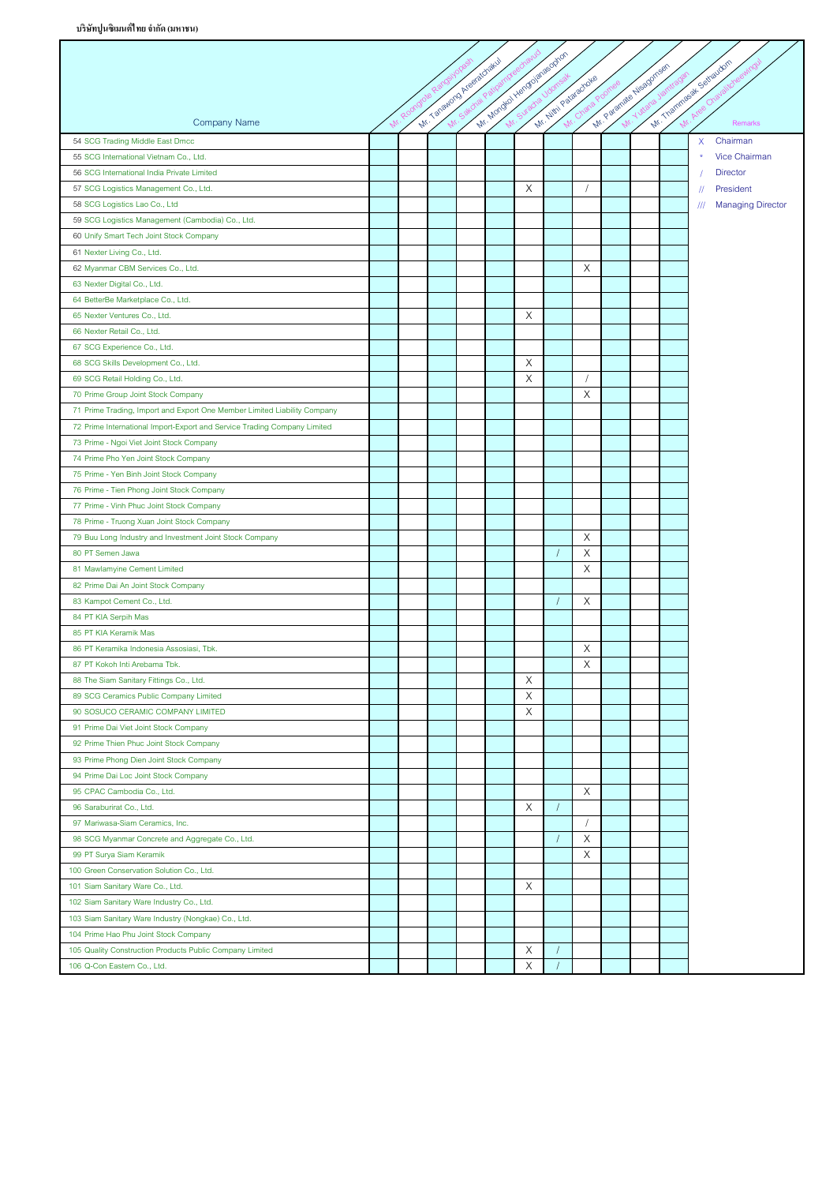| Company Name | Mr. Roongrote Rangsiyopash | Mr. Tanawong Areeratchakul | Mr. Sakchai Patiparnpreechavud | Mr. Mongkol Hengrojanasophon | Mr. Suracha Udomsak | Mr. Nithi Patarachoke | Mr. Chana Poomee | Mr. Paramate Nisagornsen | Mr. Yuttana Jiamtragan | Mr. Thammasak Sethaudom | Mr. Aree Chavalitcheewingul | Remarks |
|---|---|---|---|---|---|---|---|---|---|---|---|---|
| 54 SCG Trading Middle East Dmcc | | | | | | | | | | | | X Chairman |
| 55 SCG International Vietnam Co., Ltd. | | | | | | | | | | | | * Vice Chairman |
| 56 SCG International India Private Limited | | | | | | | | | | | | / Director |
| 57 SCG Logistics Management Co., Ltd. | | | | | | X | | / | | | | // President |
| 58 SCG Logistics Lao Co., Ltd | | | | | | | | | | | | /// Managing Director |
| 59 SCG Logistics Management (Cambodia) Co., Ltd. | | | | | | | | | | | | |
| 60 Unify Smart Tech Joint Stock Company | | | | | | | | | | | | |
| 61 Nexter Living Co., Ltd. | | | | | | | | | | | | |
| 62 Myanmar CBM Services Co., Ltd. | | | | | | | | X | | | | |
| 63 Nexter Digital Co., Ltd. | | | | | | | | | | | | |
| 64 BetterBe Marketplace Co., Ltd. | | | | | | | | | | | | |
| 65 Nexter Ventures Co., Ltd. | | | | | | X | | | | | | |
| 66 Nexter Retail Co., Ltd. | | | | | | | | | | | | |
| 67 SCG Experience Co., Ltd. | | | | | | | | | | | | |
| 68 SCG Skills Development Co., Ltd. | | | | | | X | | | | | | |
| 69 SCG Retail Holding Co., Ltd. | | | | | | X | | / | | | | |
| 70 Prime Group Joint Stock Company | | | | | | | | X | | | | |
| 71 Prime Trading, Import and Export One Member Limited Liability Company | | | | | | | | | | | | |
| 72 Prime International Import-Export and Service Trading Company Limited | | | | | | | | | | | | |
| 73 Prime - Ngoi Viet Joint Stock Company | | | | | | | | | | | | |
| 74 Prime Pho Yen Joint Stock Company | | | | | | | | | | | | |
| 75 Prime - Yen Binh Joint Stock Company | | | | | | | | | | | | |
| 76 Prime - Tien Phong Joint Stock Company | | | | | | | | | | | | |
| 77 Prime - Vinh Phuc Joint Stock Company | | | | | | | | | | | | |
| 78 Prime - Truong Xuan Joint Stock Company | | | | | | | | | | | | |
| 79 Buu Long Industry and Investment Joint Stock Company | | | | | | | | X | | | | |
| 80 PT Semen Jawa | | | | | | | / | X | | | | |
| 81 Mawlamyine Cement Limited | | | | | | | | X | | | | |
| 82 Prime Dai An Joint Stock Company | | | | | | | | | | | | |
| 83 Kampot Cement Co., Ltd. | | | | | | | / | X | | | | |
| 84 PT KIA Serpih Mas | | | | | | | | | | | | |
| 85 PT KIA Keramik Mas | | | | | | | | | | | | |
| 86 PT Keramika Indonesia Assosiasi, Tbk. | | | | | | | | X | | | | |
| 87 PT Kokoh Inti Arebama Tbk. | | | | | | | | X | | | | |
| 88 The Siam Sanitary Fittings Co., Ltd. | | | | | | X | | | | | | |
| 89 SCG Ceramics Public Company Limited | | | | | | X | | | | | | |
| 90 SOSUCO CERAMIC COMPANY LIMITED | | | | | | X | | | | | | |
| 91 Prime Dai Viet Joint Stock Company | | | | | | | | | | | | |
| 92 Prime Thien Phuc Joint Stock Company | | | | | | | | | | | | |
| 93 Prime Phong Dien Joint Stock Company | | | | | | | | | | | | |
| 94 Prime Dai Loc Joint Stock Company | | | | | | | | | | | | |
| 95 CPAC Cambodia Co., Ltd. | | | | | | | | X | | | | |
| 96 Saraburirat Co., Ltd. | | | | | | X | / | | | | | |
| 97 Mariwasa-Siam Ceramics, Inc. | | | | | | | | / | | | | |
| 98 SCG Myanmar Concrete and Aggregate Co., Ltd. | | | | | | | / | X | | | | |
| 99 PT Surya Siam Keramik | | | | | | | | X | | | | |
| 100 Green Conservation Solution Co., Ltd. | | | | | | | | | | | | |
| 101 Siam Sanitary Ware Co., Ltd. | | | | | | X | | | | | | |
| 102 Siam Sanitary Ware Industry Co., Ltd. | | | | | | | | | | | | |
| 103 Siam Sanitary Ware Industry (Nongkae) Co., Ltd. | | | | | | | | | | | | |
| 104 Prime Hao Phu Joint Stock Company | | | | | | | | | | | | |
| 105 Quality Construction Products Public Company Limited | | | | | | X | / | | | | | |
| 106 Q-Con Eastern Co., Ltd. | | | | | | X | / | | | | | |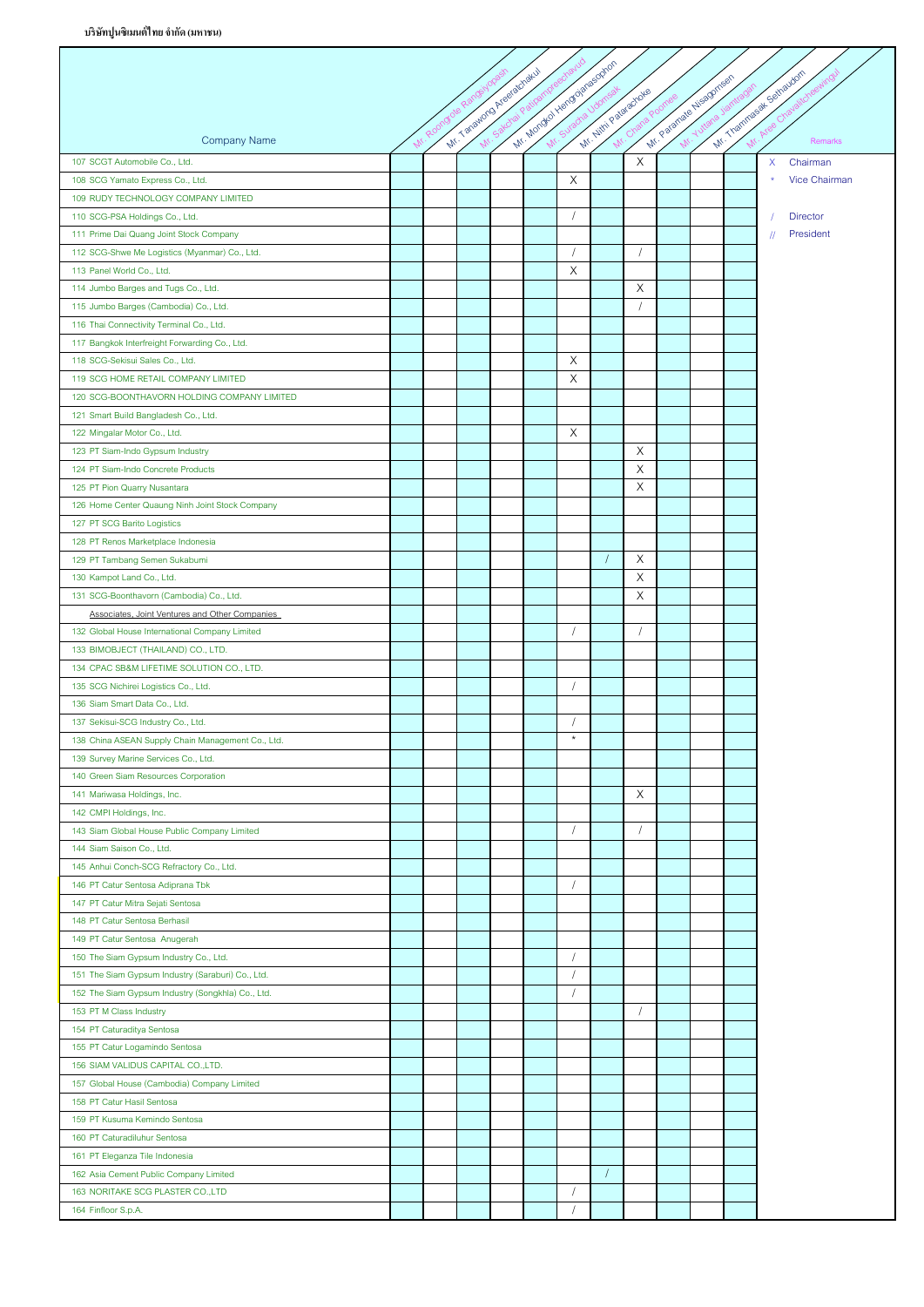| Company Name | Mr. Roongrote Rangsiyopash | Mr. Tanawong Areeratchakul | Mr. Sakchai Patiparnpreechavud | Mr. Mongkol Hengrojanasophon | Mr. Suracha Udomsak | Mr. Nithi Patarachoke | Mr. Chana Poomee | Mr. Paramate Nisagornsen | Mr. Yuttana Jiamtragan | Mr. Thammasak Sethaudom | Mr. Aree Chavalitcheewingul | Remarks |
|---|---|---|---|---|---|---|---|---|---|---|---|---|
| 107 SCGT Automobile Co., Ltd. | | | | | | | | X | | | | X Chairman |
| 108 SCG Yamato Express Co., Ltd. | | | | | | X | | | | | | * Vice Chairman |
| 109 RUDY TECHNOLOGY COMPANY LIMITED | | | | | | | | | | | | |
| 110 SCG-PSA Holdings Co., Ltd. | | | | | | / | | | | | | / Director |
| 111 Prime Dai Quang Joint Stock Company | | | | | | | | | | | | // President |
| 112 SCG-Shwe Me Logistics (Myanmar) Co., Ltd. | | | | | | / | | / | | | | |
| 113 Panel World Co., Ltd. | | | | | | X | | | | | | |
| 114 Jumbo Barges and Tugs Co., Ltd. | | | | | | | | X | | | | |
| 115 Jumbo Barges (Cambodia) Co., Ltd. | | | | | | | | / | | | | |
| 116 Thai Connectivity Terminal Co., Ltd. | | | | | | | | | | | | |
| 117 Bangkok Interfreight Forwarding Co., Ltd. | | | | | | | | | | | | |
| 118 SCG-Sekisui Sales Co., Ltd. | | | | | | X | | | | | | |
| 119 SCG HOME RETAIL COMPANY LIMITED | | | | | | X | | | | | | |
| 120 SCG-BOONTHAVORN HOLDING COMPANY LIMITED | | | | | | | | | | | | |
| 121 Smart Build Bangladesh Co., Ltd. | | | | | | | | | | | | |
| 122 Mingalar Motor Co., Ltd. | | | | | | X | | | | | | |
| 123 PT Siam-Indo Gypsum Industry | | | | | | | | X | | | | |
| 124 PT Siam-Indo Concrete Products | | | | | | | | X | | | | |
| 125 PT Pion Quarry Nusantara | | | | | | | | X | | | | |
| 126 Home Center Quaung Ninh Joint Stock Company | | | | | | | | | | | | |
| 127 PT SCG Barito Logistics | | | | | | | | | | | | |
| 128 PT Renos Marketplace Indonesia | | | | | | | | | | | | |
| 129 PT Tambang Semen Sukabumi | | | | | | | / | X | | | | |
| 130 Kampot Land Co., Ltd. | | | | | | | | X | | | | |
| 131 SCG-Boonthavorn (Cambodia) Co., Ltd. | | | | | | | | X | | | | |
| Associates, Joint Ventures and Other Companies | | | | | | | | | | | | |
| 132 Global House International Company Limited | | | | | | / | | / | | | | |
| 133 BIMOBJECT (THAILAND) CO., LTD. | | | | | | | | | | | | |
| 134 CPAC SB&M LIFETIME SOLUTION CO., LTD. | | | | | | | | | | | | |
| 135 SCG Nichirei Logistics Co., Ltd. | | | | | | / | | | | | | |
| 136 Siam Smart Data Co., Ltd. | | | | | | | | | | | | |
| 137 Sekisui-SCG Industry Co., Ltd. | | | | | | / | | | | | | |
| 138 China ASEAN Supply Chain Management Co., Ltd. | | | | | | * | | | | | | |
| 139 Survey Marine Services Co., Ltd. | | | | | | | | | | | | |
| 140 Green Siam Resources Corporation | | | | | | | | | | | | |
| 141 Mariwasa Holdings, Inc. | | | | | | | | X | | | | |
| 142 CMPI Holdings, Inc. | | | | | | | | | | | | |
| 143 Siam Global House Public Company Limited | | | | | | / | | / | | | | |
| 144 Siam Saison Co., Ltd. | | | | | | | | | | | | |
| 145 Anhui Conch-SCG Refractory Co., Ltd. | | | | | | | | | | | | |
| 146 PT Catur Sentosa Adiprana Tbk | | | | | | / | | | | | | |
| 147 PT Catur Mitra Sejati Sentosa | | | | | | | | | | | | |
| 148 PT Catur Sentosa Berhasil | | | | | | | | | | | | |
| 149 PT Catur Sentosa Anugerah | | | | | | | | | | | | |
| 150 The Siam Gypsum Industry Co., Ltd. | | | | | | / | | | | | | |
| 151 The Siam Gypsum Industry (Saraburi) Co., Ltd. | | | | | | / | | | | | | |
| 152 The Siam Gypsum Industry (Songkhla) Co., Ltd. | | | | | | / | | | | | | |
| 153 PT M Class Industry | | | | | | | | / | | | | |
| 154 PT Caturaditya Sentosa | | | | | | | | | | | | |
| 155 PT Catur Logamindo Sentosa | | | | | | | | | | | | |
| 156 SIAM VALIDUS CAPITAL CO.,LTD. | | | | | | | | | | | | |
| 157 Global House (Cambodia) Company Limited | | | | | | | | | | | | |
| 158 PT Catur Hasil Sentosa | | | | | | | | | | | | |
| 159 PT Kusuma Kemindo Sentosa | | | | | | | | | | | | |
| 160 PT Caturadiluhur Sentosa | | | | | | | | | | | | |
| 161 PT Eleganza Tile Indonesia | | | | | | | | | | | | |
| 162 Asia Cement Public Company Limited | | | | | | | / | | | | | |
| 163 NORITAKE SCG PLASTER CO.,LTD | | | | | | / | | | | | | |
| 164 Finfloor S.p.A. | | | | | | / | | | | | | |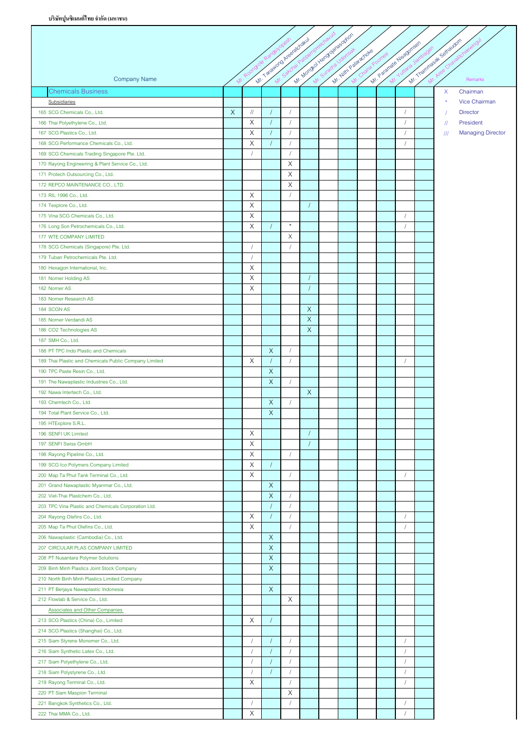| Company Name | Mr. Roongrote Rangsiyopash | Mr. Tanawong Areeratchakul | Mr. Sakchai Patiparnpreechavud | Mr. Mongkol Hengrojanasophon | Mr. Surachai Udomsak | Mr. Nithi Patarachoke | Mr. Chana Poomee | Mr. Paramete Nisagornsen | Mr. Yuttana Jiamtragan | Mr. Thammasak Sethaudom | Mr. Aree Chavalitcheewingul |
|---|---|---|---|---|---|---|---|---|---|---|---|
| **Chemicals Business** | | | | | | | | | | | |
| Subsidiaries | | | | | | | | | | | |
| 165 SCG Chemicals Co., Ltd. | X | // | / | / | | | | | | / | |
| 166 Thai Polyethylene Co., Ltd. | | X | / | / | | | | | | / | |
| 167 SCG Plastics Co., Ltd. | | X | / | / | | | | | | / | |
| 168 SCG Performance Chemicals Co., Ltd. | | X | / | / | | | | | | / | |
| 169 SCG Chemicals Trading Singapore Pte. Ltd. | | / | | / | | | | | | | |
| 170 Rayong Engineering & Plant Service Co., Ltd. | | | | X | | | | | | | |
| 171 Protech Outsourcing Co., Ltd. | | | | X | | | | | | | |
| 172 REPCO MAINTENANCE CO., LTD. | | | | X | | | | | | | |
| 173 RIL 1996 Co., Ltd. | | X | | / | | | | | | | |
| 174 Texplore Co., Ltd. | | X | | | / | | | | | | |
| 175 Vina SCG Chemicals Co., Ltd. | | X | | | | | | | | / | |
| 176 Long Son Petrochemicals Co., Ltd. | | X | / | * | | | | | | / | |
| 177 WTE COMPANY LIMITED | | | | X | | | | | | | |
| 178 SCG Chemicals (Singapore) Pte. Ltd. | | / | | / | | | | | | | |
| 179 Tuban Petrochemicals Pte. Ltd. | | / | | | | | | | | | |
| 180 Hexagon International, Inc. | | X | | | | | | | | | |
| 181 Norner Holding AS | | X | | | / | | | | | | |
| 182 Norner AS | | X | | | / | | | | | | |
| 183 Norner Research AS | | | | | | | | | | | |
| 184 SCGN AS | | | | | X | | | | | | |
| 185 Norner Verdandi AS | | | | | X | | | | | | |
| 186 CO2 Technologies AS | | | | | X | | | | | | |
| 187 SMH Co., Ltd. | | | | | | | | | | | |
| 188 PT TPC Indo Plastic and Chemicals | | | X | / | | | | | | | |
| 189 Thai Plastic and Chemicals Public Company Limited | | X | / | / | | | | | | / | |
| 190 TPC Paste Resin Co., Ltd. | | | X | | | | | | | | |
| 191 The Nawaplastic Industries Co., Ltd. | | | X | / | | | | | | | |
| 192 Nawa Intertech Co., Ltd. | | | | | X | | | | | | |
| 193 Chemtech Co., Ltd. | | | X | / | | | | | | | |
| 194 Total Plant Service Co., Ltd. | | | X | | | | | | | | |
| 195 HTExplore S.R.L. | | | | | | | | | | | |
| 196 SENFI UK Limited | | X | | | / | | | | | | |
| 197 SENFI Swiss GmbH | | X | | | / | | | | | | |
| 198 Rayong Pipeline Co., Ltd. | | X | | / | | | | | | | |
| 199 SCG Ico Polymers Company Limited | | X | / | | | | | | | | |
| 200 Map Ta Phut Tank Terminal Co., Ltd. | | X | | / | | | | | | / | |
| 201 Grand Nawaplastic Myanmar Co., Ltd. | | | X | | | | | | | | |
| 202 Viet-Thai Plastchem Co., Ltd. | | | X | / | | | | | | | |
| 203 TPC Vina Plastic and Chemicals Corporation Ltd. | | | / | / | | | | | | | |
| 204 Rayong Olefins Co., Ltd. | | X | / | / | | | | | | / | |
| 205 Map Ta Phut Olefins Co., Ltd. | | X | | / | | | | | | / | |
| 206 Nawaplastic (Cambodia) Co., Ltd. | | | X | | | | | | | | |
| 207 CIRCULAR PLAS COMPANY LIMITED | | | X | | | | | | | | |
| 208 PT Nusantara Polymer Solutions | | | X | | | | | | | | |
| 209 Binh Minh Plastics Joint Stock Company | | | X | | | | | | | | |
| 210 North Binh Minh Plastics Limited Company | | | | | | | | | | | |
| 211 PT Berjaya Nawaplastic Indonesia | | | X | | | | | | | | |
| 212 Flowlab & Service Co., Ltd. | | | | X | | | | | | | |
| Associates and Other Companies | | | | | | | | | | | |
| 213 SCG Plastics (China) Co., Limited | | X | / | | | | | | | | |
| 214 SCG Plastics (Shanghai) Co., Ltd. | | | | | | | | | | | |
| 215 Siam Styrene Monomer Co., Ltd. | | / | / | / | | | | | | / | |
| 216 Siam Synthetic Latex Co., Ltd. | | / | / | / | | | | | | / | |
| 217 Siam Polyethylene Co., Ltd. | | / | / | / | | | | | | / | |
| 218 Siam Polystyrene Co., Ltd. | | / | / | / | | | | | | / | |
| 219 Rayong Terminal Co., Ltd. | | X | | / | | | | | | / | |
| 220 PT Siam Maspion Terminal | | | | X | | | | | | | |
| 221 Bangkok Synthetics Co., Ltd. | | / | | / | | | | | | / | |
| 222 Thai MMA Co., Ltd. | | X | | | | | | | | / | |

Remarks

- X Chairman
- * Vice Chairman
- / Director
- // President
- /// Managing Director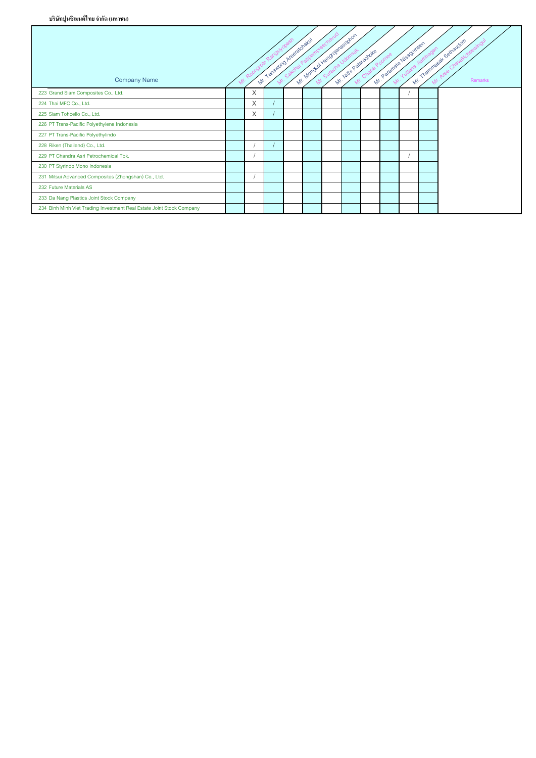| Company Name | Mr. Roongrote Rangsiyopash | Mr. Tanawong Areeratchakul | Mr. Sakchai Patiparnpreechavud | Mr. Mongkol Hengrojanasophon | Mr. Suracha Udomsak | Mr. Nithi Patarachoke | Mr. Chana Poomee | Mr. Paramete Nisagornsen | Mr. Yuttana Jiamtragan | Mr. Thammasak Sethaudom | Mr. Aree Chavalitcheewingul | Remarks |
|---|---|---|---|---|---|---|---|---|---|---|---|---|
| 223 Grand Siam Composites Co., Ltd. | | X | | | | | | | | / | | |
| 224 Thai MFC Co., Ltd. | | X | / | | | | | | | | | |
| 225 Siam Tohcello Co., Ltd. | | X | / | | | | | | | | | |
| 226 PT Trans-Pacific Polyethylene Indonesia | | | | | | | | | | | | |
| 227 PT Trans-Pacific Polyethylindo | | | | | | | | | | | | |
| 228 Riken (Thailand) Co., Ltd. | | / | / | | | | | | | | | |
| 229 PT Chandra Asri Petrochemical Tbk. | | / | | | | | | | | / | | |
| 230 PT Styrindo Mono Indonesia | | | | | | | | | | | | |
| 231 Mitsui Advanced Composites (Zhongshan) Co., Ltd. | | / | | | | | | | | | | |
| 232 Future Materials AS | | | | | | | | | | | | |
| 233 Da Nang Plastics Joint Stock Company | | | | | | | | | | | | |
| 234 Binh Minh Viet Trading Investment Real Estate Joint Stock Company | | | | | | | | | | | | |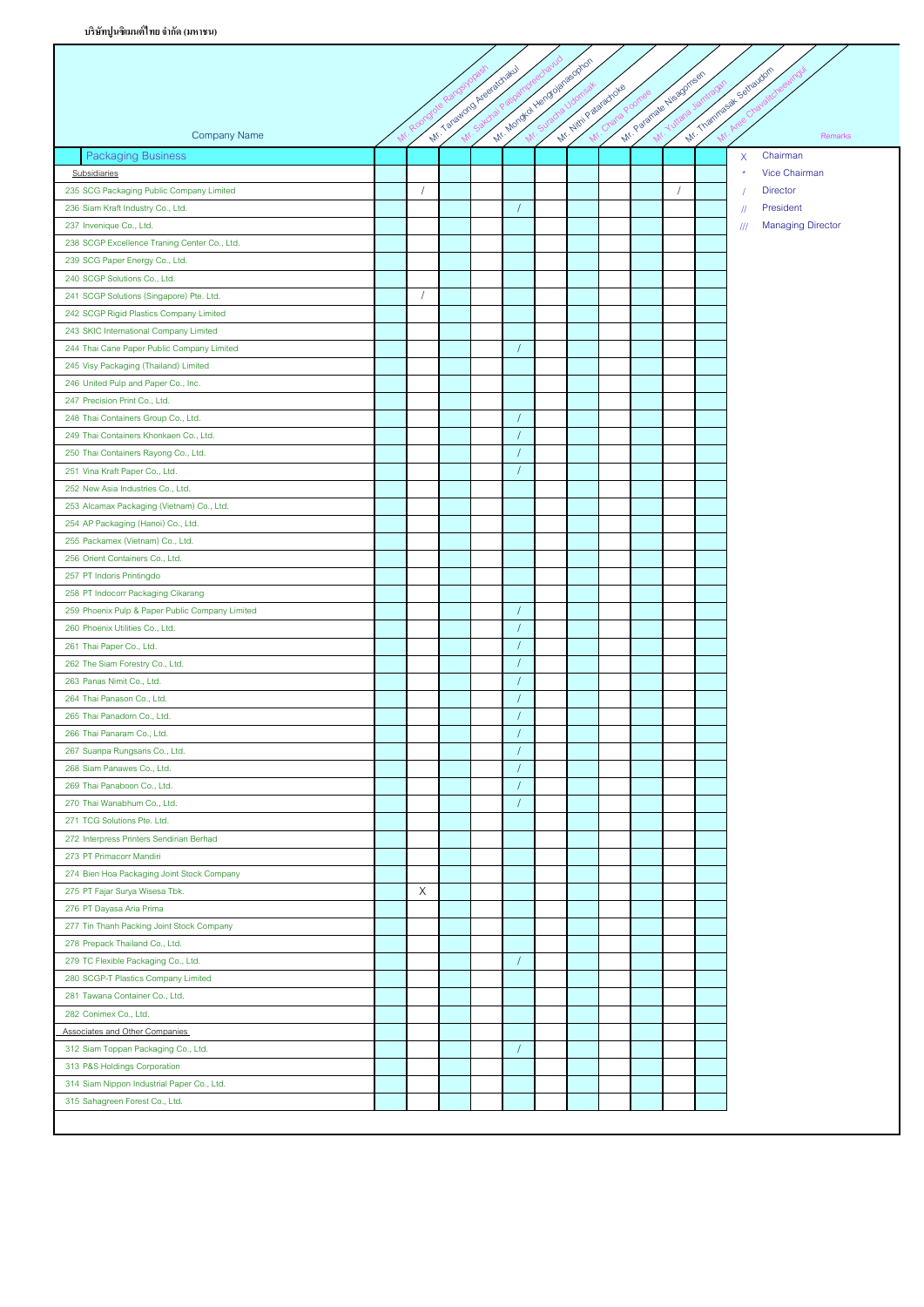# บริษัทปูนซิเมนต์ไทย จำกัด (มหาชน)

| Company Name | Mr. Roongrote Rangsiyopash | Mr. Tanawong Areeratchakul | Mr. Sakchai Patiparnpreechavud | Mr. Mongkol Hengrojanasophon | Mr. Suracha Udomsak | Mr. Nithi Patarachoke | Mr. Chana Poomee | Mr. Paramate Nisagornsen | Mr. Yuttana Jiamtragan | Mr. Thammasak Sethaudom | Mr. Arees Chavalitcheewingul |
|---|---|---|---|---|---|---|---|---|---|---|---|
| **Packaging Business** | | | | | | | | | | | |
| Subsidiaries | | | | | | | | | | | |
| 235 SCG Packaging Public Company Limited | | / | | | | | | | | / | |
| 236 Siam Kraft Industry Co., Ltd. | | | | | / | | | | | | |
| 237 Invenique Co., Ltd. | | | | | | | | | | | |
| 238 SCGP Excellence Traning Center Co., Ltd. | | | | | | | | | | | |
| 239 SCG Paper Energy Co., Ltd. | | | | | | | | | | | |
| 240 SCGP Solutions Co., Ltd. | | | | | | | | | | | |
| 241 SCGP Solutions (Singapore) Pte. Ltd. | | / | | | | | | | | | |
| 242 SCGP Rigid Plastics Company Limited | | | | | | | | | | | |
| 243 SKIC International Company Limited | | | | | | | | | | | |
| 244 Thai Cane Paper Public Company Limited | | | | | / | | | | | | |
| 245 Visy Packaging (Thailand) Limited | | | | | | | | | | | |
| 246 United Pulp and Paper Co., Inc. | | | | | | | | | | | |
| 247 Precision Print Co., Ltd. | | | | | | | | | | | |
| 248 Thai Containers Group Co., Ltd. | | | | | / | | | | | | |
| 249 Thai Containers Khonkaen Co., Ltd. | | | | | / | | | | | | |
| 250 Thai Containers Rayong Co., Ltd. | | | | | / | | | | | | |
| 251 Vina Kraft Paper Co., Ltd. | | | | | / | | | | | | |
| 252 New Asia Industries Co., Ltd. | | | | | | | | | | | |
| 253 Alcamax Packaging (Vietnam) Co., Ltd. | | | | | | | | | | | |
| 254 AP Packaging (Hanoi) Co., Ltd. | | | | | | | | | | | |
| 255 Packamex (Vietnam) Co., Ltd. | | | | | | | | | | | |
| 256 Orient Containers Co., Ltd. | | | | | | | | | | | |
| 257 PT Indoris Printingdo | | | | | | | | | | | |
| 258 PT Indocorr Packaging Cikarang | | | | | | | | | | | |
| 259 Phoenix Pulp & Paper Public Company Limited | | | | | / | | | | | | |
| 260 Phoenix Utilities Co., Ltd. | | | | | / | | | | | | |
| 261 Thai Paper Co., Ltd. | | | | | / | | | | | | |
| 262 The Siam Forestry Co., Ltd. | | | | | / | | | | | | |
| 263 Panas Nimit Co., Ltd. | | | | | / | | | | | | |
| 264 Thai Panason Co., Ltd. | | | | | / | | | | | | |
| 265 Thai Panadorn Co., Ltd. | | | | | / | | | | | | |
| 266 Thai Panaram Co., Ltd. | | | | | / | | | | | | |
| 267 Suanpa Rungsaris Co., Ltd. | | | | | / | | | | | | |
| 268 Siam Panawes Co., Ltd. | | | | | / | | | | | | |
| 269 Thai Panaboon Co., Ltd. | | | | | / | | | | | | |
| 270 Thai Wanabhum Co., Ltd. | | | | | / | | | | | | |
| 271 TCG Solutions Pte. Ltd. | | | | | | | | | | | |
| 272 Interpress Printers Sendirian Berhad | | | | | | | | | | | |
| 273 PT Primacorr Mandiri | | | | | | | | | | | |
| 274 Bien Hoa Packaging Joint Stock Company | | | | | | | | | | | |
| 275 PT Fajar Surya Wisesa Tbk. | | X | | | | | | | | | |
| 276 PT Dayasa Aria Prima | | | | | | | | | | | |
| 277 Tin Thanh Packing Joint Stock Company | | | | | | | | | | | |
| 278 Prepack Thailand Co., Ltd. | | | | | | | | | | | |
| 279 TC Flexible Packaging Co., Ltd. | | | | | / | | | | | | |
| 280 SCGP-T Plastics Company Limited | | | | | | | | | | | |
| 281 Tawana Container Co., Ltd. | | | | | | | | | | | |
| 282 Conimex Co., Ltd. | | | | | | | | | | | |
| Associates and Other Companies | | | | | | | | | | | |
| 312 Siam Toppan Packaging Co., Ltd. | | | | | / | | | | | | |
| 313 P&S Holdings Corporation | | | | | | | | | | | |
| 314 Siam Nippon Industrial Paper Co., Ltd. | | | | | | | | | | | |
| 315 Sahagreen Forest Co., Ltd. | | | | | | | | | | | |

**Remarks**

| Symbol | Meaning |
|---|---|
| X | Chairman |
| * | Vice Chairman |
| / | Director |
| // | President |
| /// | Managing Director |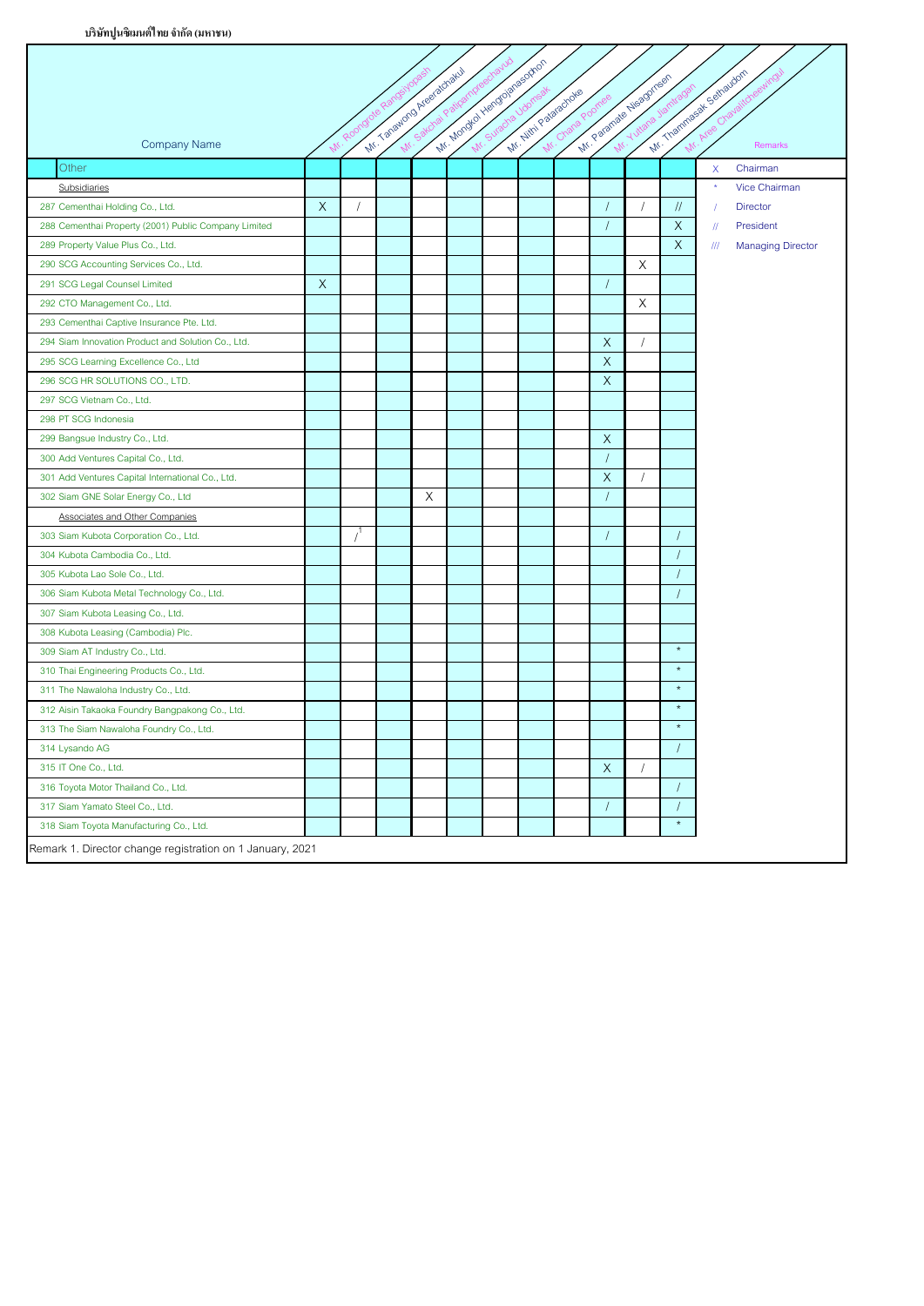บริษัทปูนซิเมนต์ไทย จำกัด (มหาชน)

| Company Name | Mr. Roongrote Rangsiyopash | Mr. Tanawong Areeratchakul | Mr. Sakchai Patiparnpreechavud | Mr. Mongkol Hengrojanasophon | Mr. Suracha Udomsak | Mr. Nithi Patarachoke | Mr. Chana Poomee | Mr. Paramate Nisagornsen | Mr. Yuttana Jiamtragan | Mr. Thammasak Sethaudom | Mr. Aree Chavalitcheewingul |
|---|---|---|---|---|---|---|---|---|---|---|---|
| **Other** | | | | | | | | | | | |
| Subsidiaries | | | | | | | | | | | |
| 287 Cementhai Holding Co., Ltd. | X | / | | | | | | | / | / | // |
| 288 Cementhai Property (2001) Public Company Limited | | | | | | | | | / | | X |
| 289 Property Value Plus Co., Ltd. | | | | | | | | | | | X |
| 290 SCG Accounting Services Co., Ltd. | | | | | | | | | | X | |
| 291 SCG Legal Counsel Limited | X | | | | | | | | / | | |
| 292 CTO Management Co., Ltd. | | | | | | | | | | X | |
| 293 Cementhai Captive Insurance Pte. Ltd. | | | | | | | | | | | |
| 294 Siam Innovation Product and Solution Co., Ltd. | | | | | | | | | X | / | |
| 295 SCG Learning Excellence Co., Ltd | | | | | | | | | X | | |
| 296 SCG HR SOLUTIONS CO., LTD. | | | | | | | | | X | | |
| 297 SCG Vietnam Co., Ltd. | | | | | | | | | | | |
| 298 PT SCG Indonesia | | | | | | | | | | | |
| 299 Bangsue Industry Co., Ltd. | | | | | | | | | X | | |
| 300 Add Ventures Capital Co., Ltd. | | | | | | | | | / | | |
| 301 Add Ventures Capital International Co., Ltd. | | | | | | | | | X | / | |
| 302 Siam GNE Solar Energy Co., Ltd | | | | X | | | | | / | | |
| Associates and Other Companies | | | | | | | | | | | |
| 303 Siam Kubota Corporation Co., Ltd. | | /[1] | | | | | | | / | | / |
| 304 Kubota Cambodia Co., Ltd. | | | | | | | | | | | / |
| 305 Kubota Lao Sole Co., Ltd. | | | | | | | | | | | / |
| 306 Siam Kubota Metal Technology Co., Ltd. | | | | | | | | | | | / |
| 307 Siam Kubota Leasing Co., Ltd. | | | | | | | | | | | |
| 308 Kubota Leasing (Cambodia) Plc. | | | | | | | | | | | |
| 309 Siam AT Industry Co., Ltd. | | | | | | | | | | | * |
| 310 Thai Engineering Products Co., Ltd. | | | | | | | | | | | * |
| 311 The Nawaloha Industry Co., Ltd. | | | | | | | | | | | * |
| 312 Aisin Takaoka Foundry Bangpakong Co., Ltd. | | | | | | | | | | | * |
| 313 The Siam Nawaloha Foundry Co., Ltd. | | | | | | | | | | | * |
| 314 Lysando AG | | | | | | | | | | | / |
| 315 IT One Co., Ltd. | | | | | | | | | X | / | |
| 316 Toyota Motor Thailand Co., Ltd. | | | | | | | | | | | / |
| 317 Siam Yamato Steel Co., Ltd. | | | | | | | | | / | | / |
| 318 Siam Toyota Manufacturing Co., Ltd. | | | | | | | | | | | * |

Remarks

| Symbol | Meaning |
|---|---|
| X | Chairman |
| * | Vice Chairman |
| / | Director |
| // | President |
| /// | Managing Director |

Remark 1. Director change registration on 1 January, 2021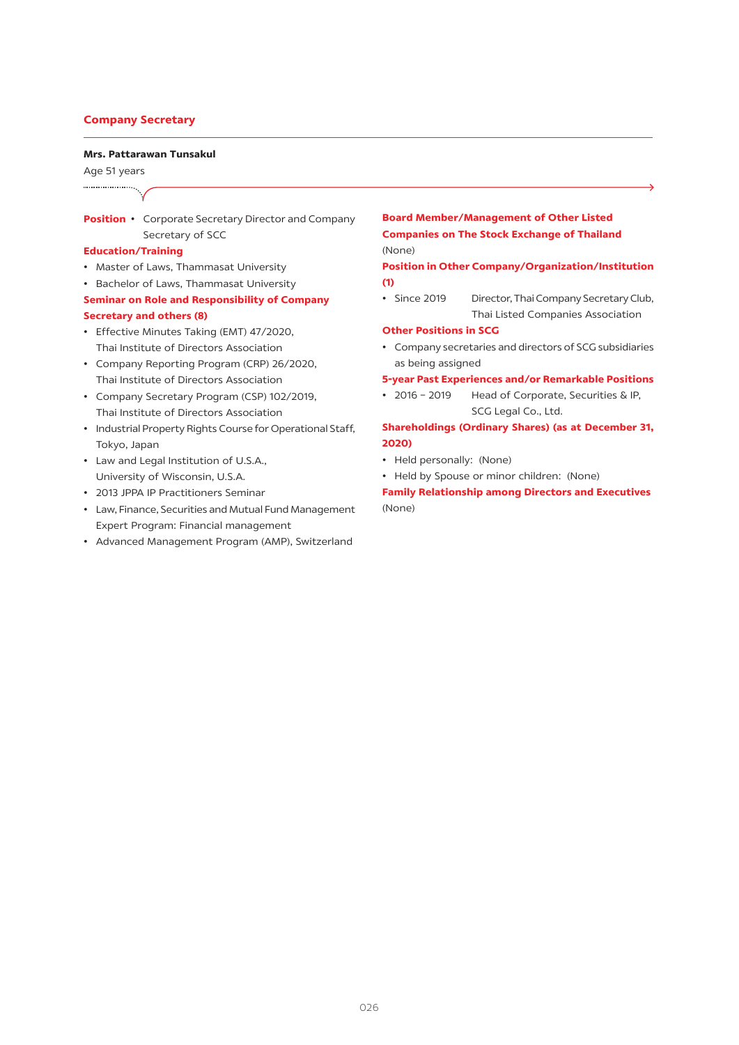## Company Secretary

**Mrs. Pattarawan Tunsakul**

Age 51 years

**Position**
- Corporate Secretary Director and Company Secretary of SCC

**Education/Training**
- Master of Laws, Thammasat University
- Bachelor of Laws, Thammasat University

**Seminar on Role and Responsibility of Company Secretary and others (8)**
- Effective Minutes Taking (EMT) 47/2020, Thai Institute of Directors Association
- Company Reporting Program (CRP) 26/2020, Thai Institute of Directors Association
- Company Secretary Program (CSP) 102/2019, Thai Institute of Directors Association
- Industrial Property Rights Course for Operational Staff, Tokyo, Japan
- Law and Legal Institution of U.S.A., University of Wisconsin, U.S.A.
- 2013 JPPA IP Practitioners Seminar
- Law, Finance, Securities and Mutual Fund Management Expert Program: Financial management
- Advanced Management Program (AMP), Switzerland

**Board Member/Management of Other Listed Companies on The Stock Exchange of Thailand**

(None)

**Position in Other Company/Organization/Institution (1)**
- Since 2019 Director, Thai Company Secretary Club, Thai Listed Companies Association

**Other Positions in SCG**
- Company secretaries and directors of SCG subsidiaries as being assigned

**5-year Past Experiences and/or Remarkable Positions**
- 2016 – 2019 Head of Corporate, Securities & IP, SCG Legal Co., Ltd.

**Shareholdings (Ordinary Shares) (as at December 31, 2020)**
- Held personally: (None)
- Held by Spouse or minor children: (None)

**Family Relationship among Directors and Executives**

(None)